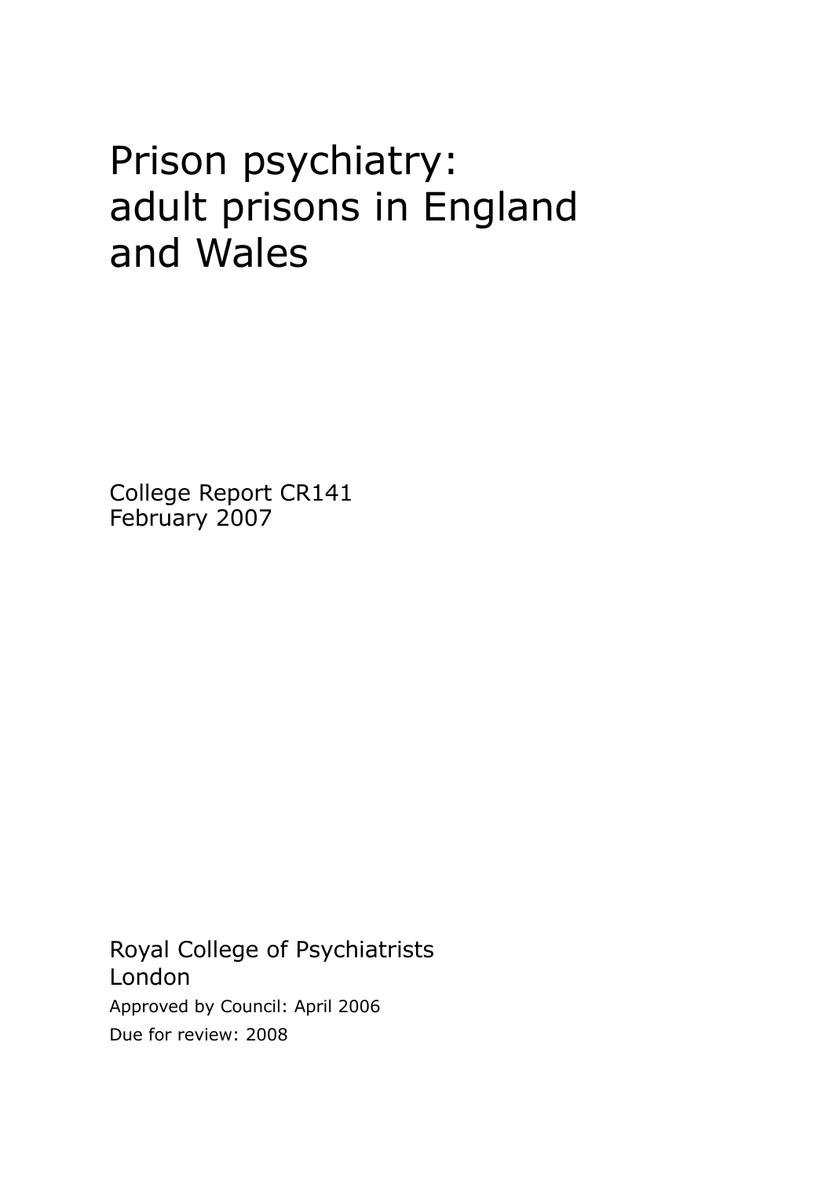# Prison psychiatry: adult prisons in England and Wales

College Report CR141
February 2007

Royal College of Psychiatrists
London

Approved by Council: April 2006

Due for review: 2008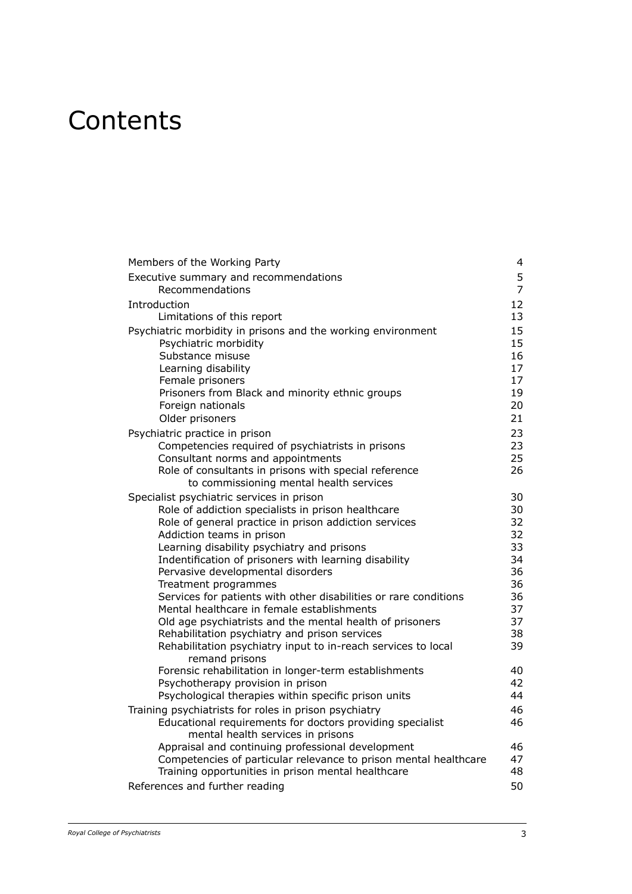# Contents

| | |
|---|---|
| Members of the Working Party | 4 |
| Executive summary and recommendations | 5 |
| Recommendations | 7 |
| Introduction | 12 |
| Limitations of this report | 13 |
| Psychiatric morbidity in prisons and the working environment | 15 |
| Psychiatric morbidity | 15 |
| Substance misuse | 16 |
| Learning disability | 17 |
| Female prisoners | 17 |
| Prisoners from Black and minority ethnic groups | 19 |
| Foreign nationals | 20 |
| Older prisoners | 21 |
| Psychiatric practice in prison | 23 |
| Competencies required of psychiatrists in prisons | 23 |
| Consultant norms and appointments | 25 |
| Role of consultants in prisons with special reference to commissioning mental health services | 26 |
| Specialist psychiatric services in prison | 30 |
| Role of addiction specialists in prison healthcare | 30 |
| Role of general practice in prison addiction services | 32 |
| Addiction teams in prison | 32 |
| Learning disability psychiatry and prisons | 33 |
| Indentification of prisoners with learning disability | 34 |
| Pervasive developmental disorders | 36 |
| Treatment programmes | 36 |
| Services for patients with other disabilities or rare conditions | 36 |
| Mental healthcare in female establishments | 37 |
| Old age psychiatrists and the mental health of prisoners | 37 |
| Rehabilitation psychiatry and prison services | 38 |
| Rehabilitation psychiatry input to in-reach services to local remand prisons | 39 |
| Forensic rehabilitation in longer-term establishments | 40 |
| Psychotherapy provision in prison | 42 |
| Psychological therapies within specific prison units | 44 |
| Training psychiatrists for roles in prison psychiatry | 46 |
| Educational requirements for doctors providing specialist mental health services in prisons | 46 |
| Appraisal and continuing professional development | 46 |
| Competencies of particular relevance to prison mental healthcare | 47 |
| Training opportunities in prison mental healthcare | 48 |
| References and further reading | 50 |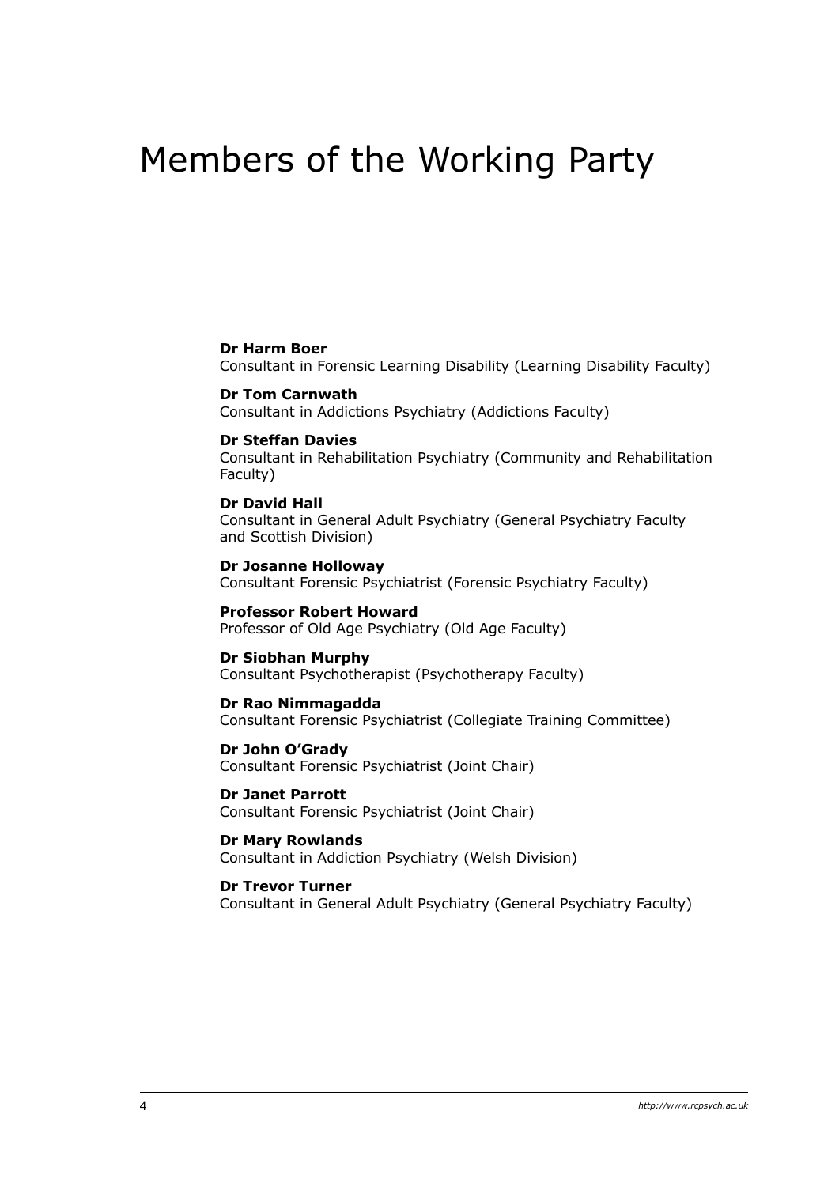# Members of the Working Party

**Dr Harm Boer**
Consultant in Forensic Learning Disability (Learning Disability Faculty)

**Dr Tom Carnwath**
Consultant in Addictions Psychiatry (Addictions Faculty)

**Dr Steffan Davies**
Consultant in Rehabilitation Psychiatry (Community and Rehabilitation Faculty)

**Dr David Hall**
Consultant in General Adult Psychiatry (General Psychiatry Faculty and Scottish Division)

**Dr Josanne Holloway**
Consultant Forensic Psychiatrist (Forensic Psychiatry Faculty)

**Professor Robert Howard**
Professor of Old Age Psychiatry (Old Age Faculty)

**Dr Siobhan Murphy**
Consultant Psychotherapist (Psychotherapy Faculty)

**Dr Rao Nimmagadda**
Consultant Forensic Psychiatrist (Collegiate Training Committee)

**Dr John O'Grady**
Consultant Forensic Psychiatrist (Joint Chair)

**Dr Janet Parrott**
Consultant Forensic Psychiatrist (Joint Chair)

**Dr Mary Rowlands**
Consultant in Addiction Psychiatry (Welsh Division)

**Dr Trevor Turner**
Consultant in General Adult Psychiatry (General Psychiatry Faculty)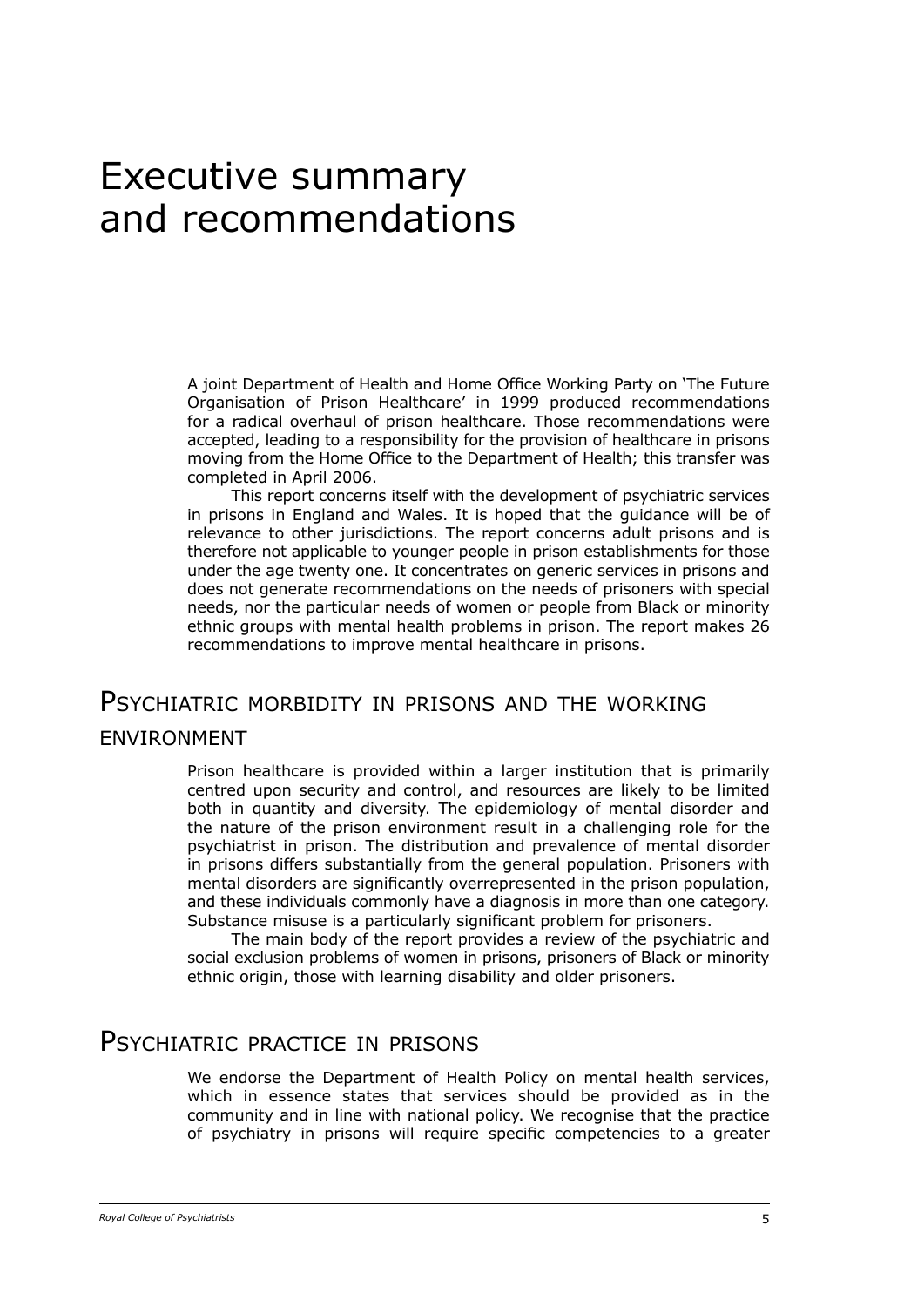# Executive summary and recommendations

A joint Department of Health and Home Office Working Party on 'The Future Organisation of Prison Healthcare' in 1999 produced recommendations for a radical overhaul of prison healthcare. Those recommendations were accepted, leading to a responsibility for the provision of healthcare in prisons moving from the Home Office to the Department of Health; this transfer was completed in April 2006.

This report concerns itself with the development of psychiatric services in prisons in England and Wales. It is hoped that the guidance will be of relevance to other jurisdictions. The report concerns adult prisons and is therefore not applicable to younger people in prison establishments for those under the age twenty one. It concentrates on generic services in prisons and does not generate recommendations on the needs of prisoners with special needs, nor the particular needs of women or people from Black or minority ethnic groups with mental health problems in prison. The report makes 26 recommendations to improve mental healthcare in prisons.

## Psychiatric morbidity in prisons and the working environment

Prison healthcare is provided within a larger institution that is primarily centred upon security and control, and resources are likely to be limited both in quantity and diversity. The epidemiology of mental disorder and the nature of the prison environment result in a challenging role for the psychiatrist in prison. The distribution and prevalence of mental disorder in prisons differs substantially from the general population. Prisoners with mental disorders are significantly overrepresented in the prison population, and these individuals commonly have a diagnosis in more than one category. Substance misuse is a particularly significant problem for prisoners.

The main body of the report provides a review of the psychiatric and social exclusion problems of women in prisons, prisoners of Black or minority ethnic origin, those with learning disability and older prisoners.

## Psychiatric practice in prisons

We endorse the Department of Health Policy on mental health services, which in essence states that services should be provided as in the community and in line with national policy. We recognise that the practice of psychiatry in prisons will require specific competencies to a greater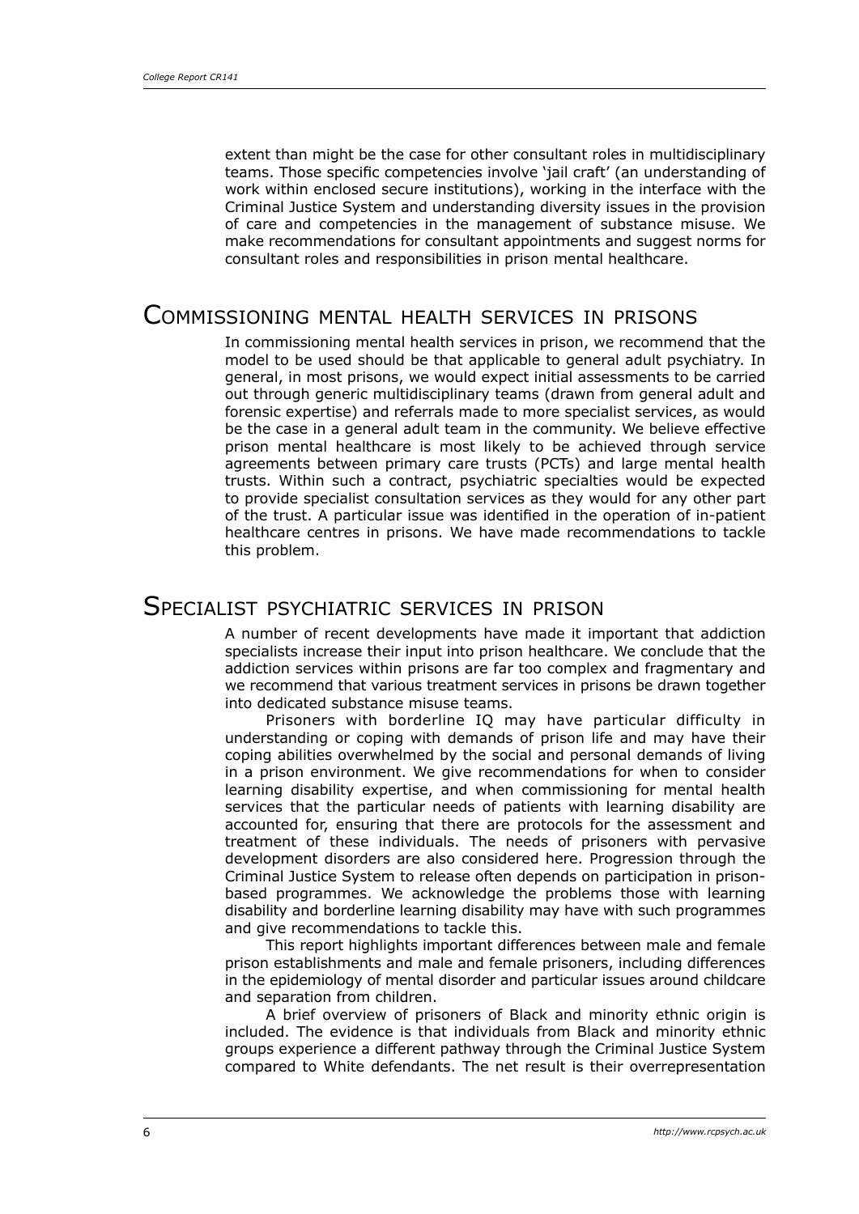extent than might be the case for other consultant roles in multidisciplinary teams. Those specific competencies involve 'jail craft' (an understanding of work within enclosed secure institutions), working in the interface with the Criminal Justice System and understanding diversity issues in the provision of care and competencies in the management of substance misuse. We make recommendations for consultant appointments and suggest norms for consultant roles and responsibilities in prison mental healthcare.

## Commissioning mental health services in prisons

In commissioning mental health services in prison, we recommend that the model to be used should be that applicable to general adult psychiatry. In general, in most prisons, we would expect initial assessments to be carried out through generic multidisciplinary teams (drawn from general adult and forensic expertise) and referrals made to more specialist services, as would be the case in a general adult team in the community. We believe effective prison mental healthcare is most likely to be achieved through service agreements between primary care trusts (PCTs) and large mental health trusts. Within such a contract, psychiatric specialties would be expected to provide specialist consultation services as they would for any other part of the trust. A particular issue was identified in the operation of in-patient healthcare centres in prisons. We have made recommendations to tackle this problem.

## Specialist psychiatric services in prison

A number of recent developments have made it important that addiction specialists increase their input into prison healthcare. We conclude that the addiction services within prisons are far too complex and fragmentary and we recommend that various treatment services in prisons be drawn together into dedicated substance misuse teams.

Prisoners with borderline IQ may have particular difficulty in understanding or coping with demands of prison life and may have their coping abilities overwhelmed by the social and personal demands of living in a prison environment. We give recommendations for when to consider learning disability expertise, and when commissioning for mental health services that the particular needs of patients with learning disability are accounted for, ensuring that there are protocols for the assessment and treatment of these individuals. The needs of prisoners with pervasive development disorders are also considered here. Progression through the Criminal Justice System to release often depends on participation in prison-based programmes. We acknowledge the problems those with learning disability and borderline learning disability may have with such programmes and give recommendations to tackle this.

This report highlights important differences between male and female prison establishments and male and female prisoners, including differences in the epidemiology of mental disorder and particular issues around childcare and separation from children.

A brief overview of prisoners of Black and minority ethnic origin is included. The evidence is that individuals from Black and minority ethnic groups experience a different pathway through the Criminal Justice System compared to White defendants. The net result is their overrepresentation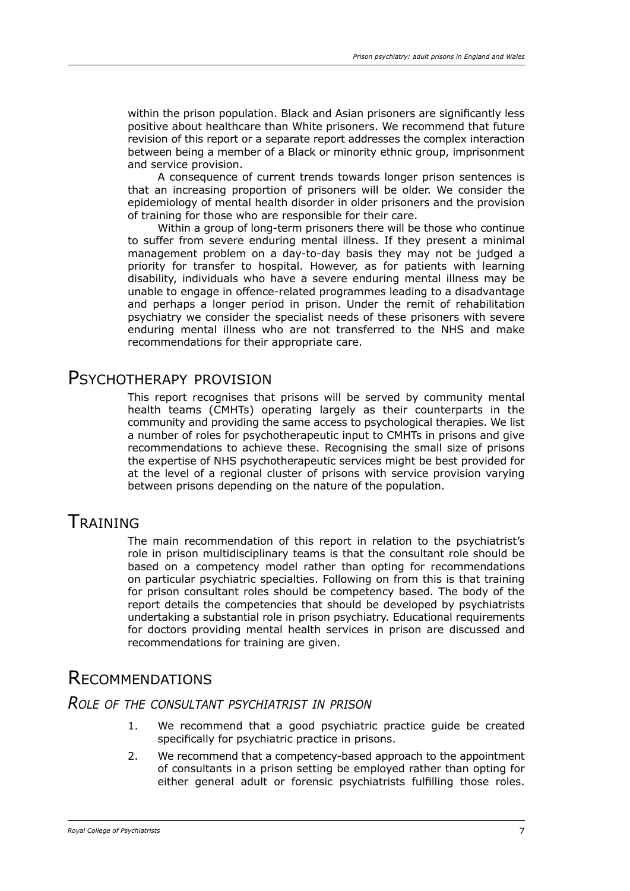within the prison population. Black and Asian prisoners are significantly less positive about healthcare than White prisoners. We recommend that future revision of this report or a separate report addresses the complex interaction between being a member of a Black or minority ethnic group, imprisonment and service provision.

A consequence of current trends towards longer prison sentences is that an increasing proportion of prisoners will be older. We consider the epidemiology of mental health disorder in older prisoners and the provision of training for those who are responsible for their care.

Within a group of long-term prisoners there will be those who continue to suffer from severe enduring mental illness. If they present a minimal management problem on a day-to-day basis they may not be judged a priority for transfer to hospital. However, as for patients with learning disability, individuals who have a severe enduring mental illness may be unable to engage in offence-related programmes leading to a disadvantage and perhaps a longer period in prison. Under the remit of rehabilitation psychiatry we consider the specialist needs of these prisoners with severe enduring mental illness who are not transferred to the NHS and make recommendations for their appropriate care.

## Psychotherapy provision

This report recognises that prisons will be served by community mental health teams (CMHTs) operating largely as their counterparts in the community and providing the same access to psychological therapies. We list a number of roles for psychotherapeutic input to CMHTs in prisons and give recommendations to achieve these. Recognising the small size of prisons the expertise of NHS psychotherapeutic services might be best provided for at the level of a regional cluster of prisons with service provision varying between prisons depending on the nature of the population.

## Training

The main recommendation of this report in relation to the psychiatrist's role in prison multidisciplinary teams is that the consultant role should be based on a competency model rather than opting for recommendations on particular psychiatric specialties. Following on from this is that training for prison consultant roles should be competency based. The body of the report details the competencies that should be developed by psychiatrists undertaking a substantial role in prison psychiatry. Educational requirements for doctors providing mental health services in prison are discussed and recommendations for training are given.

## Recommendations

### *Role of the consultant psychiatrist in prison*

1. We recommend that a good psychiatric practice guide be created specifically for psychiatric practice in prisons.
2. We recommend that a competency-based approach to the appointment of consultants in a prison setting be employed rather than opting for either general adult or forensic psychiatrists fulfilling those roles.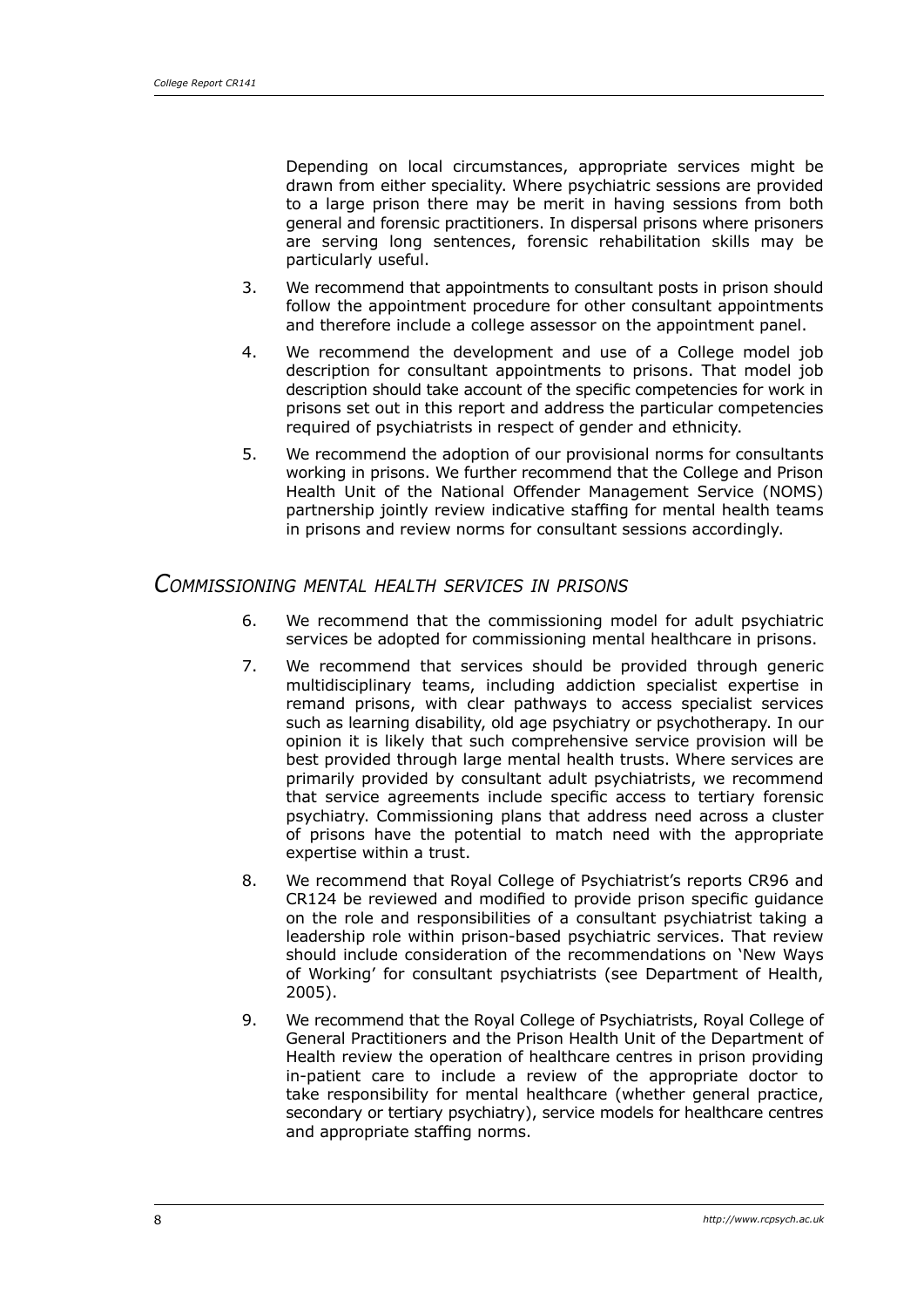Depending on local circumstances, appropriate services might be drawn from either speciality. Where psychiatric sessions are provided to a large prison there may be merit in having sessions from both general and forensic practitioners. In dispersal prisons where prisoners are serving long sentences, forensic rehabilitation skills may be particularly useful.

3. We recommend that appointments to consultant posts in prison should follow the appointment procedure for other consultant appointments and therefore include a college assessor on the appointment panel.

4. We recommend the development and use of a College model job description for consultant appointments to prisons. That model job description should take account of the specific competencies for work in prisons set out in this report and address the particular competencies required of psychiatrists in respect of gender and ethnicity.

5. We recommend the adoption of our provisional norms for consultants working in prisons. We further recommend that the College and Prison Health Unit of the National Offender Management Service (NOMS) partnership jointly review indicative staffing for mental health teams in prisons and review norms for consultant sessions accordingly.

## *Commissioning mental health services in prisons*

6. We recommend that the commissioning model for adult psychiatric services be adopted for commissioning mental healthcare in prisons.

7. We recommend that services should be provided through generic multidisciplinary teams, including addiction specialist expertise in remand prisons, with clear pathways to access specialist services such as learning disability, old age psychiatry or psychotherapy. In our opinion it is likely that such comprehensive service provision will be best provided through large mental health trusts. Where services are primarily provided by consultant adult psychiatrists, we recommend that service agreements include specific access to tertiary forensic psychiatry. Commissioning plans that address need across a cluster of prisons have the potential to match need with the appropriate expertise within a trust.

8. We recommend that Royal College of Psychiatrist's reports CR96 and CR124 be reviewed and modified to provide prison specific guidance on the role and responsibilities of a consultant psychiatrist taking a leadership role within prison-based psychiatric services. That review should include consideration of the recommendations on 'New Ways of Working' for consultant psychiatrists (see Department of Health, 2005).

9. We recommend that the Royal College of Psychiatrists, Royal College of General Practitioners and the Prison Health Unit of the Department of Health review the operation of healthcare centres in prison providing in-patient care to include a review of the appropriate doctor to take responsibility for mental healthcare (whether general practice, secondary or tertiary psychiatry), service models for healthcare centres and appropriate staffing norms.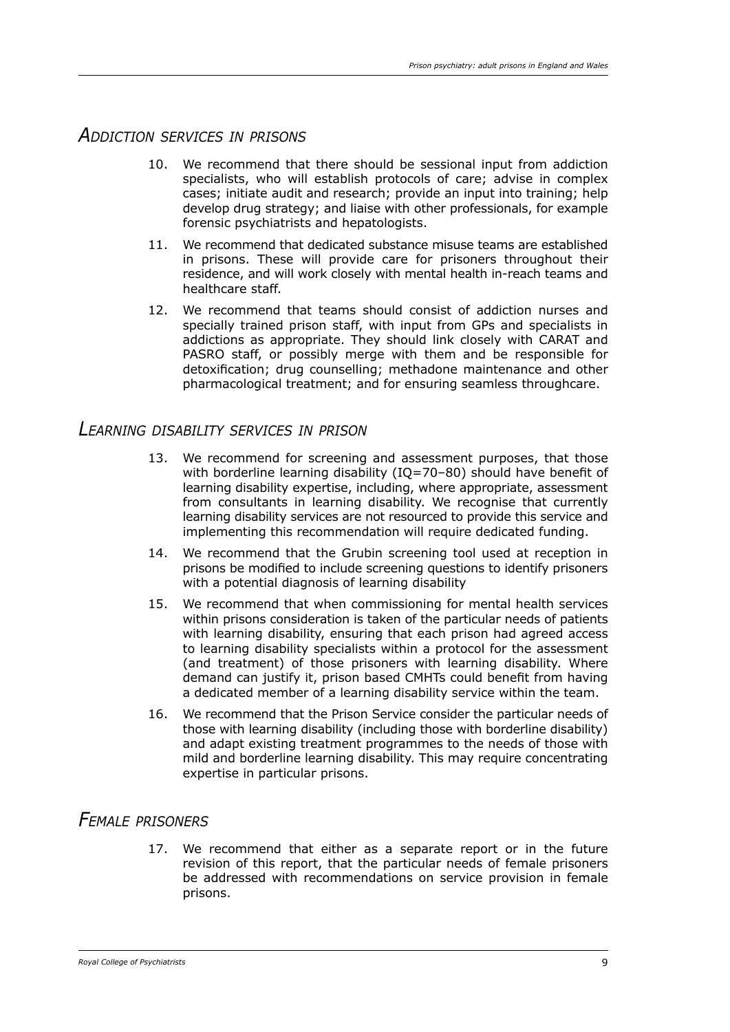## *Addiction services in prisons*

10. We recommend that there should be sessional input from addiction specialists, who will establish protocols of care; advise in complex cases; initiate audit and research; provide an input into training; help develop drug strategy; and liaise with other professionals, for example forensic psychiatrists and hepatologists.
11. We recommend that dedicated substance misuse teams are established in prisons. These will provide care for prisoners throughout their residence, and will work closely with mental health in-reach teams and healthcare staff.
12. We recommend that teams should consist of addiction nurses and specially trained prison staff, with input from GPs and specialists in addictions as appropriate. They should link closely with CARAT and PASRO staff, or possibly merge with them and be responsible for detoxification; drug counselling; methadone maintenance and other pharmacological treatment; and for ensuring seamless throughcare.

## *Learning disability services in prison*

13. We recommend for screening and assessment purposes, that those with borderline learning disability (IQ=70–80) should have benefit of learning disability expertise, including, where appropriate, assessment from consultants in learning disability. We recognise that currently learning disability services are not resourced to provide this service and implementing this recommendation will require dedicated funding.
14. We recommend that the Grubin screening tool used at reception in prisons be modified to include screening questions to identify prisoners with a potential diagnosis of learning disability
15. We recommend that when commissioning for mental health services within prisons consideration is taken of the particular needs of patients with learning disability, ensuring that each prison had agreed access to learning disability specialists within a protocol for the assessment (and treatment) of those prisoners with learning disability. Where demand can justify it, prison based CMHTs could benefit from having a dedicated member of a learning disability service within the team.
16. We recommend that the Prison Service consider the particular needs of those with learning disability (including those with borderline disability) and adapt existing treatment programmes to the needs of those with mild and borderline learning disability. This may require concentrating expertise in particular prisons.

## *Female prisoners*

17. We recommend that either as a separate report or in the future revision of this report, that the particular needs of female prisoners be addressed with recommendations on service provision in female prisons.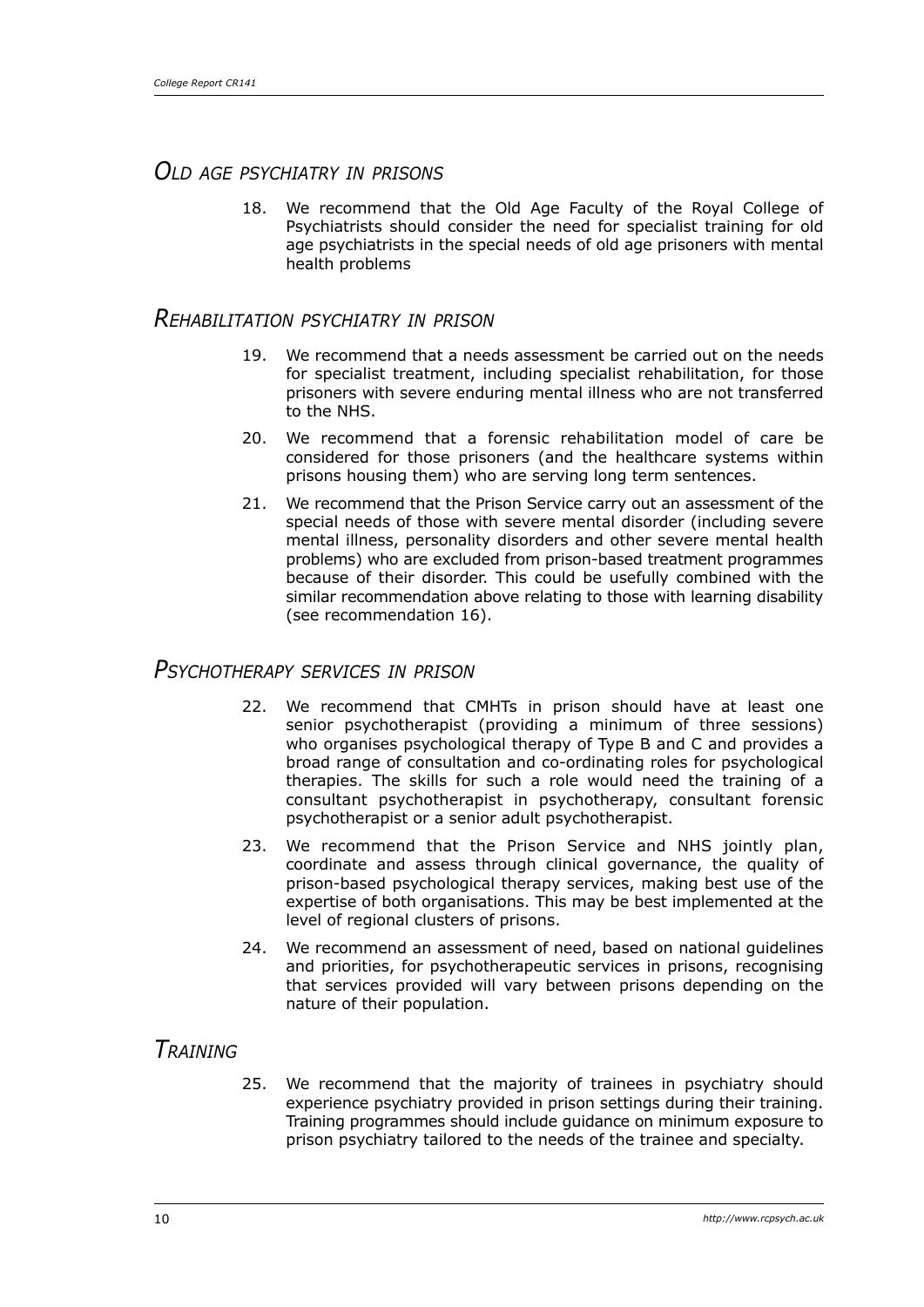## *Old age psychiatry in prisons*

18. We recommend that the Old Age Faculty of the Royal College of Psychiatrists should consider the need for specialist training for old age psychiatrists in the special needs of old age prisoners with mental health problems

## *Rehabilitation psychiatry in prison*

19. We recommend that a needs assessment be carried out on the needs for specialist treatment, including specialist rehabilitation, for those prisoners with severe enduring mental illness who are not transferred to the NHS.
20. We recommend that a forensic rehabilitation model of care be considered for those prisoners (and the healthcare systems within prisons housing them) who are serving long term sentences.
21. We recommend that the Prison Service carry out an assessment of the special needs of those with severe mental disorder (including severe mental illness, personality disorders and other severe mental health problems) who are excluded from prison-based treatment programmes because of their disorder. This could be usefully combined with the similar recommendation above relating to those with learning disability (see recommendation 16).

## *Psychotherapy services in prison*

22. We recommend that CMHTs in prison should have at least one senior psychotherapist (providing a minimum of three sessions) who organises psychological therapy of Type B and C and provides a broad range of consultation and co-ordinating roles for psychological therapies. The skills for such a role would need the training of a consultant psychotherapist in psychotherapy, consultant forensic psychotherapist or a senior adult psychotherapist.
23. We recommend that the Prison Service and NHS jointly plan, coordinate and assess through clinical governance, the quality of prison-based psychological therapy services, making best use of the expertise of both organisations. This may be best implemented at the level of regional clusters of prisons.
24. We recommend an assessment of need, based on national guidelines and priorities, for psychotherapeutic services in prisons, recognising that services provided will vary between prisons depending on the nature of their population.

## *Training*

25. We recommend that the majority of trainees in psychiatry should experience psychiatry provided in prison settings during their training. Training programmes should include guidance on minimum exposure to prison psychiatry tailored to the needs of the trainee and specialty.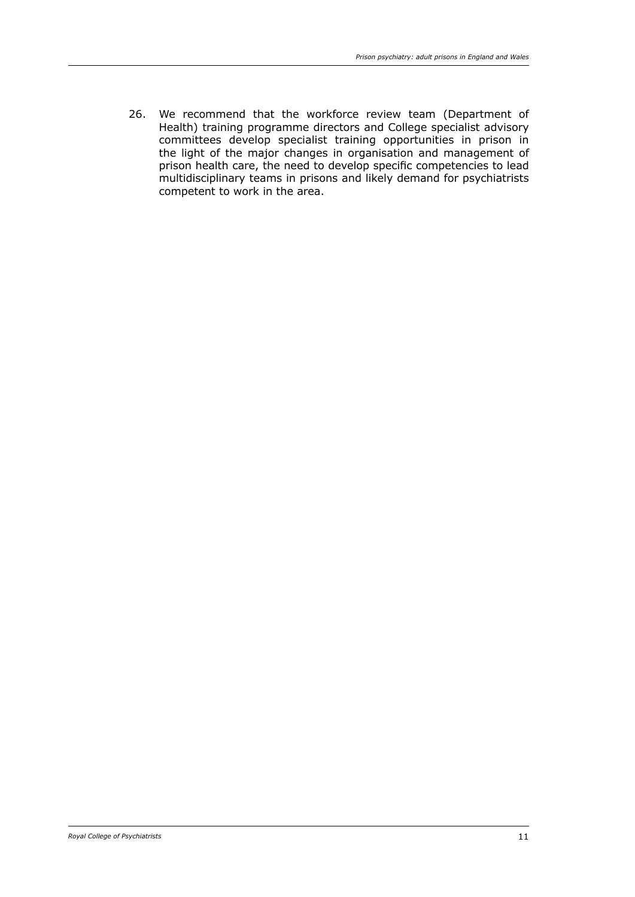26. We recommend that the workforce review team (Department of Health) training programme directors and College specialist advisory committees develop specialist training opportunities in prison in the light of the major changes in organisation and management of prison health care, the need to develop specific competencies to lead multidisciplinary teams in prisons and likely demand for psychiatrists competent to work in the area.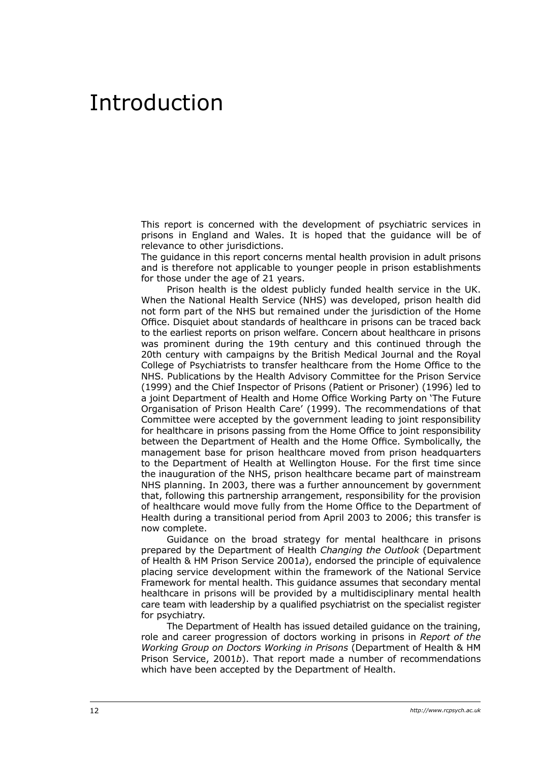# Introduction

This report is concerned with the development of psychiatric services in prisons in England and Wales. It is hoped that the guidance will be of relevance to other jurisdictions.

The guidance in this report concerns mental health provision in adult prisons and is therefore not applicable to younger people in prison establishments for those under the age of 21 years.

Prison health is the oldest publicly funded health service in the UK. When the National Health Service (NHS) was developed, prison health did not form part of the NHS but remained under the jurisdiction of the Home Office. Disquiet about standards of healthcare in prisons can be traced back to the earliest reports on prison welfare. Concern about healthcare in prisons was prominent during the 19th century and this continued through the 20th century with campaigns by the British Medical Journal and the Royal College of Psychiatrists to transfer healthcare from the Home Office to the NHS. Publications by the Health Advisory Committee for the Prison Service (1999) and the Chief Inspector of Prisons (Patient or Prisoner) (1996) led to a joint Department of Health and Home Office Working Party on 'The Future Organisation of Prison Health Care' (1999). The recommendations of that Committee were accepted by the government leading to joint responsibility for healthcare in prisons passing from the Home Office to joint responsibility between the Department of Health and the Home Office. Symbolically, the management base for prison healthcare moved from prison headquarters to the Department of Health at Wellington House. For the first time since the inauguration of the NHS, prison healthcare became part of mainstream NHS planning. In 2003, there was a further announcement by government that, following this partnership arrangement, responsibility for the provision of healthcare would move fully from the Home Office to the Department of Health during a transitional period from April 2003 to 2006; this transfer is now complete.

Guidance on the broad strategy for mental healthcare in prisons prepared by the Department of Health *Changing the Outlook* (Department of Health & HM Prison Service 2001*a*), endorsed the principle of equivalence placing service development within the framework of the National Service Framework for mental health. This guidance assumes that secondary mental healthcare in prisons will be provided by a multidisciplinary mental health care team with leadership by a qualified psychiatrist on the specialist register for psychiatry.

The Department of Health has issued detailed guidance on the training, role and career progression of doctors working in prisons in *Report of the Working Group on Doctors Working in Prisons* (Department of Health & HM Prison Service, 2001*b*). That report made a number of recommendations which have been accepted by the Department of Health.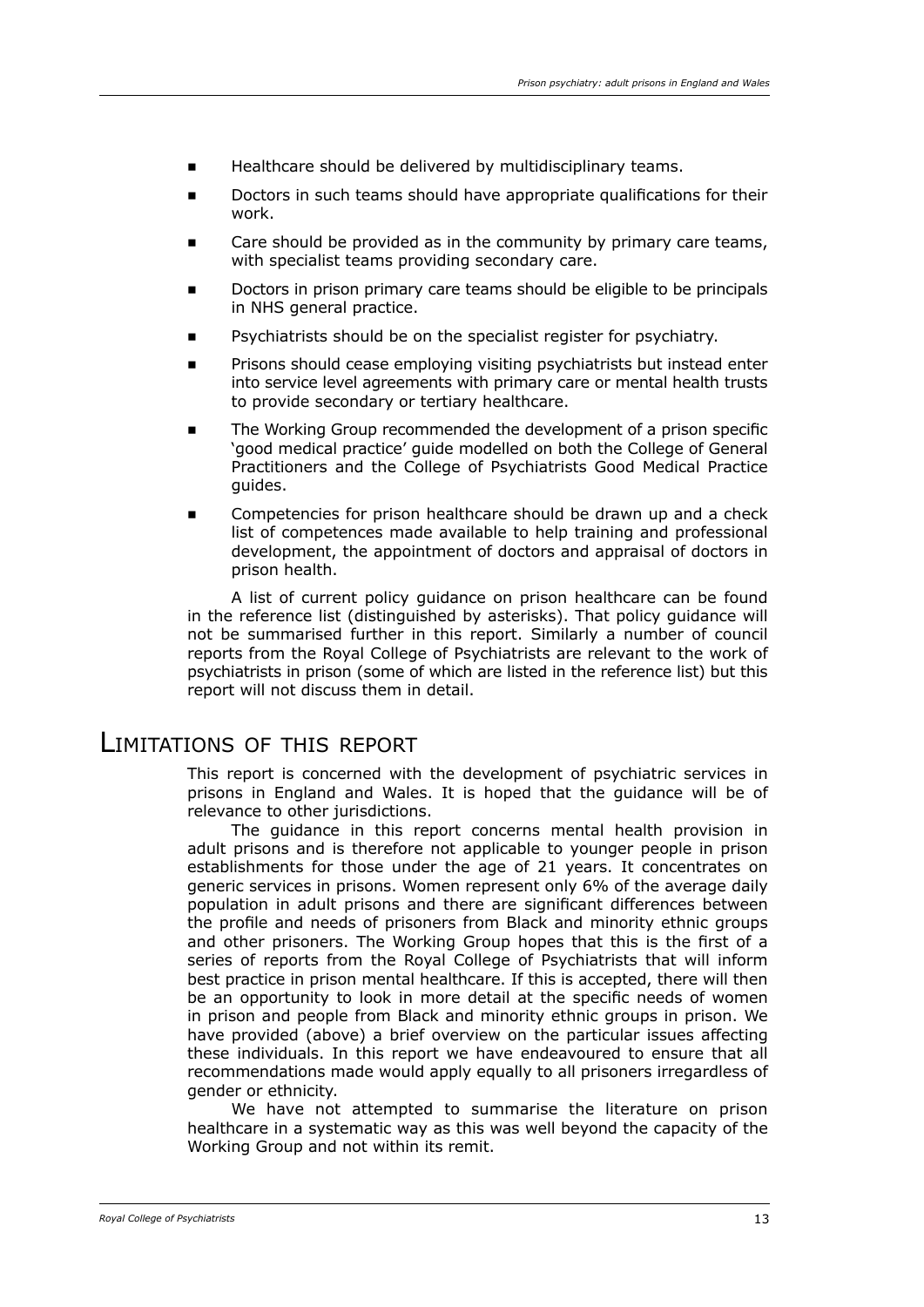- Healthcare should be delivered by multidisciplinary teams.
- Doctors in such teams should have appropriate qualifications for their work.
- Care should be provided as in the community by primary care teams, with specialist teams providing secondary care.
- Doctors in prison primary care teams should be eligible to be principals in NHS general practice.
- Psychiatrists should be on the specialist register for psychiatry.
- Prisons should cease employing visiting psychiatrists but instead enter into service level agreements with primary care or mental health trusts to provide secondary or tertiary healthcare.
- The Working Group recommended the development of a prison specific 'good medical practice' guide modelled on both the College of General Practitioners and the College of Psychiatrists Good Medical Practice guides.
- Competencies for prison healthcare should be drawn up and a check list of competences made available to help training and professional development, the appointment of doctors and appraisal of doctors in prison health.

A list of current policy guidance on prison healthcare can be found in the reference list (distinguished by asterisks). That policy guidance will not be summarised further in this report. Similarly a number of council reports from the Royal College of Psychiatrists are relevant to the work of psychiatrists in prison (some of which are listed in the reference list) but this report will not discuss them in detail.

## Limitations of this report

This report is concerned with the development of psychiatric services in prisons in England and Wales. It is hoped that the guidance will be of relevance to other jurisdictions.

The guidance in this report concerns mental health provision in adult prisons and is therefore not applicable to younger people in prison establishments for those under the age of 21 years. It concentrates on generic services in prisons. Women represent only 6% of the average daily population in adult prisons and there are significant differences between the profile and needs of prisoners from Black and minority ethnic groups and other prisoners. The Working Group hopes that this is the first of a series of reports from the Royal College of Psychiatrists that will inform best practice in prison mental healthcare. If this is accepted, there will then be an opportunity to look in more detail at the specific needs of women in prison and people from Black and minority ethnic groups in prison. We have provided (above) a brief overview on the particular issues affecting these individuals. In this report we have endeavoured to ensure that all recommendations made would apply equally to all prisoners irregardless of gender or ethnicity.

We have not attempted to summarise the literature on prison healthcare in a systematic way as this was well beyond the capacity of the Working Group and not within its remit.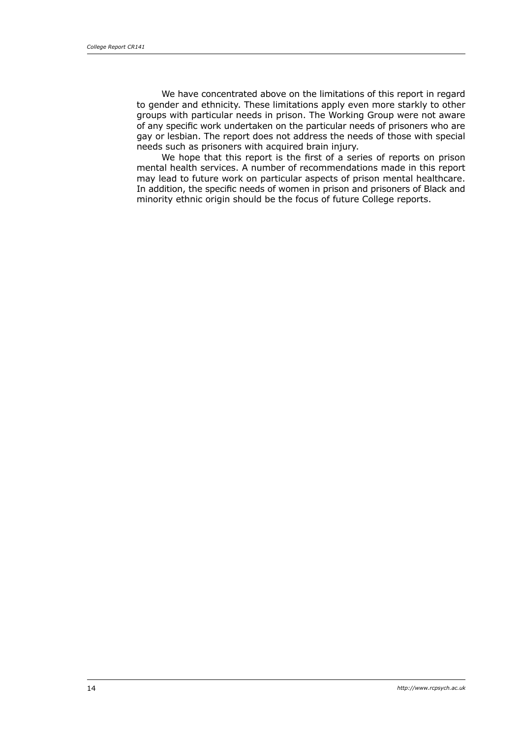We have concentrated above on the limitations of this report in regard to gender and ethnicity. These limitations apply even more starkly to other groups with particular needs in prison. The Working Group were not aware of any specific work undertaken on the particular needs of prisoners who are gay or lesbian. The report does not address the needs of those with special needs such as prisoners with acquired brain injury.

We hope that this report is the first of a series of reports on prison mental health services. A number of recommendations made in this report may lead to future work on particular aspects of prison mental healthcare. In addition, the specific needs of women in prison and prisoners of Black and minority ethnic origin should be the focus of future College reports.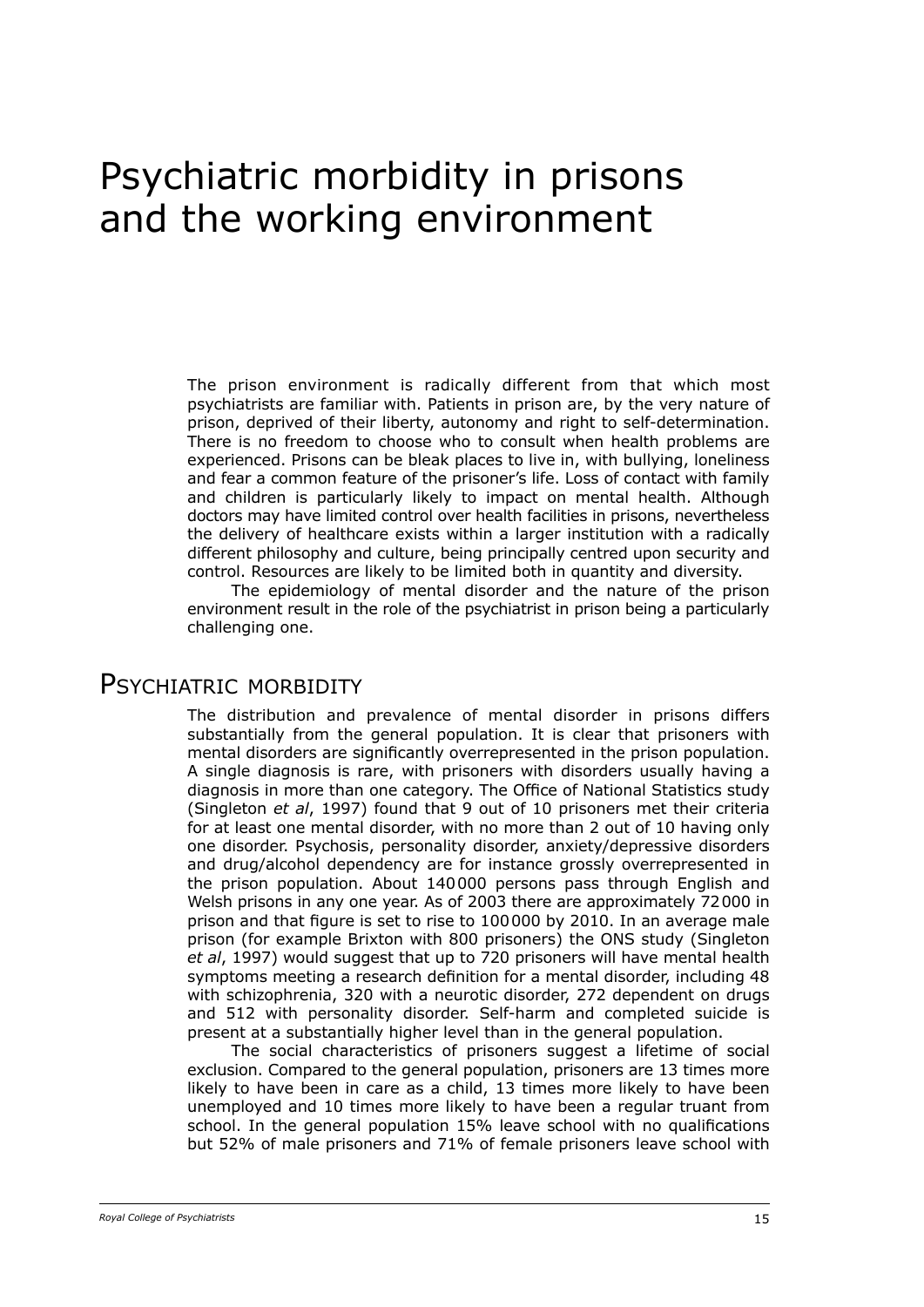# Psychiatric morbidity in prisons and the working environment

The prison environment is radically different from that which most psychiatrists are familiar with. Patients in prison are, by the very nature of prison, deprived of their liberty, autonomy and right to self-determination. There is no freedom to choose who to consult when health problems are experienced. Prisons can be bleak places to live in, with bullying, loneliness and fear a common feature of the prisoner's life. Loss of contact with family and children is particularly likely to impact on mental health. Although doctors may have limited control over health facilities in prisons, nevertheless the delivery of healthcare exists within a larger institution with a radically different philosophy and culture, being principally centred upon security and control. Resources are likely to be limited both in quantity and diversity.

The epidemiology of mental disorder and the nature of the prison environment result in the role of the psychiatrist in prison being a particularly challenging one.

## Psychiatric morbidity

The distribution and prevalence of mental disorder in prisons differs substantially from the general population. It is clear that prisoners with mental disorders are significantly overrepresented in the prison population. A single diagnosis is rare, with prisoners with disorders usually having a diagnosis in more than one category. The Office of National Statistics study (Singleton *et al*, 1997) found that 9 out of 10 prisoners met their criteria for at least one mental disorder, with no more than 2 out of 10 having only one disorder. Psychosis, personality disorder, anxiety/depressive disorders and drug/alcohol dependency are for instance grossly overrepresented in the prison population. About 140 000 persons pass through English and Welsh prisons in any one year. As of 2003 there are approximately 72 000 in prison and that figure is set to rise to 100 000 by 2010. In an average male prison (for example Brixton with 800 prisoners) the ONS study (Singleton *et al*, 1997) would suggest that up to 720 prisoners will have mental health symptoms meeting a research definition for a mental disorder, including 48 with schizophrenia, 320 with a neurotic disorder, 272 dependent on drugs and 512 with personality disorder. Self-harm and completed suicide is present at a substantially higher level than in the general population.

The social characteristics of prisoners suggest a lifetime of social exclusion. Compared to the general population, prisoners are 13 times more likely to have been in care as a child, 13 times more likely to have been unemployed and 10 times more likely to have been a regular truant from school. In the general population 15% leave school with no qualifications but 52% of male prisoners and 71% of female prisoners leave school with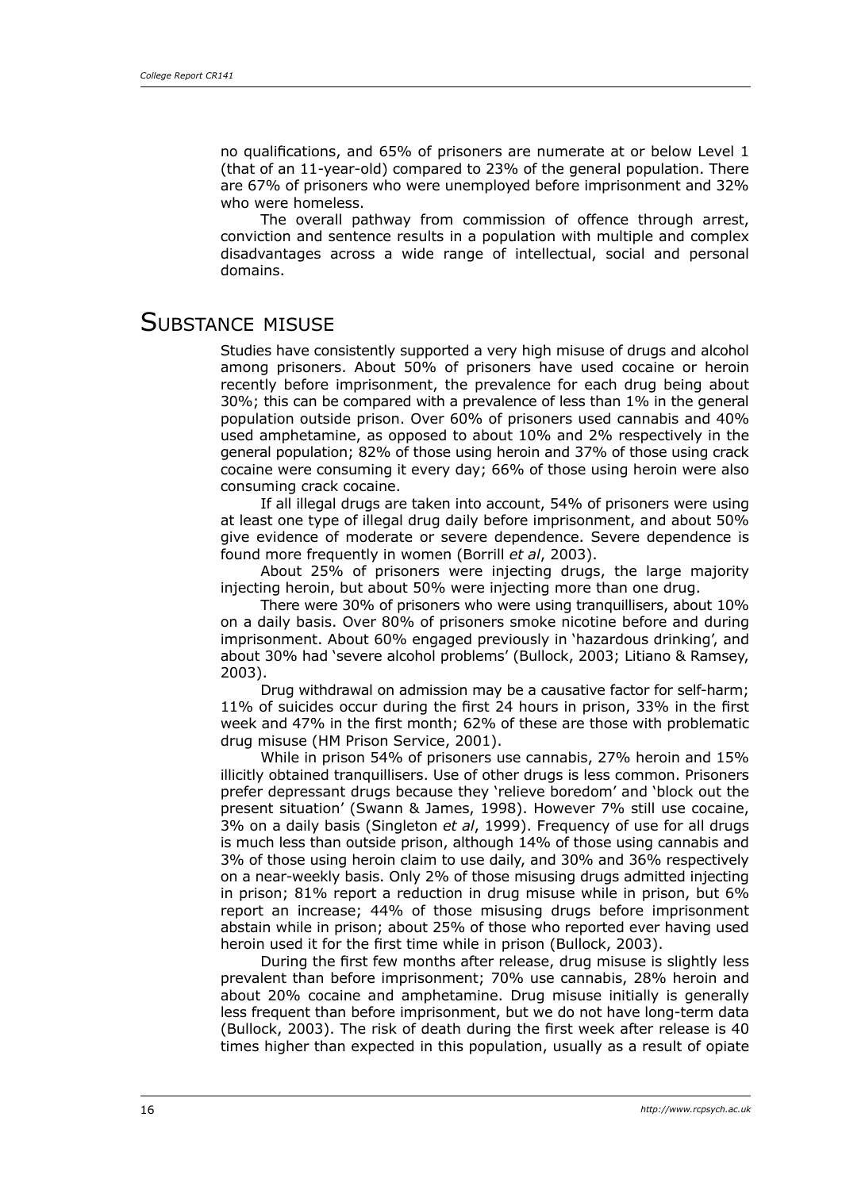no qualifications, and 65% of prisoners are numerate at or below Level 1 (that of an 11-year-old) compared to 23% of the general population. There are 67% of prisoners who were unemployed before imprisonment and 32% who were homeless.

The overall pathway from commission of offence through arrest, conviction and sentence results in a population with multiple and complex disadvantages across a wide range of intellectual, social and personal domains.

## Substance misuse

Studies have consistently supported a very high misuse of drugs and alcohol among prisoners. About 50% of prisoners have used cocaine or heroin recently before imprisonment, the prevalence for each drug being about 30%; this can be compared with a prevalence of less than 1% in the general population outside prison. Over 60% of prisoners used cannabis and 40% used amphetamine, as opposed to about 10% and 2% respectively in the general population; 82% of those using heroin and 37% of those using crack cocaine were consuming it every day; 66% of those using heroin were also consuming crack cocaine.

If all illegal drugs are taken into account, 54% of prisoners were using at least one type of illegal drug daily before imprisonment, and about 50% give evidence of moderate or severe dependence. Severe dependence is found more frequently in women (Borrill *et al*, 2003).

About 25% of prisoners were injecting drugs, the large majority injecting heroin, but about 50% were injecting more than one drug.

There were 30% of prisoners who were using tranquillisers, about 10% on a daily basis. Over 80% of prisoners smoke nicotine before and during imprisonment. About 60% engaged previously in 'hazardous drinking', and about 30% had 'severe alcohol problems' (Bullock, 2003; Litiano & Ramsey, 2003).

Drug withdrawal on admission may be a causative factor for self-harm; 11% of suicides occur during the first 24 hours in prison, 33% in the first week and 47% in the first month; 62% of these are those with problematic drug misuse (HM Prison Service, 2001).

While in prison 54% of prisoners use cannabis, 27% heroin and 15% illicitly obtained tranquillisers. Use of other drugs is less common. Prisoners prefer depressant drugs because they 'relieve boredom' and 'block out the present situation' (Swann & James, 1998). However 7% still use cocaine, 3% on a daily basis (Singleton *et al*, 1999). Frequency of use for all drugs is much less than outside prison, although 14% of those using cannabis and 3% of those using heroin claim to use daily, and 30% and 36% respectively on a near-weekly basis. Only 2% of those misusing drugs admitted injecting in prison; 81% report a reduction in drug misuse while in prison, but 6% report an increase; 44% of those misusing drugs before imprisonment abstain while in prison; about 25% of those who reported ever having used heroin used it for the first time while in prison (Bullock, 2003).

During the first few months after release, drug misuse is slightly less prevalent than before imprisonment; 70% use cannabis, 28% heroin and about 20% cocaine and amphetamine. Drug misuse initially is generally less frequent than before imprisonment, but we do not have long-term data (Bullock, 2003). The risk of death during the first week after release is 40 times higher than expected in this population, usually as a result of opiate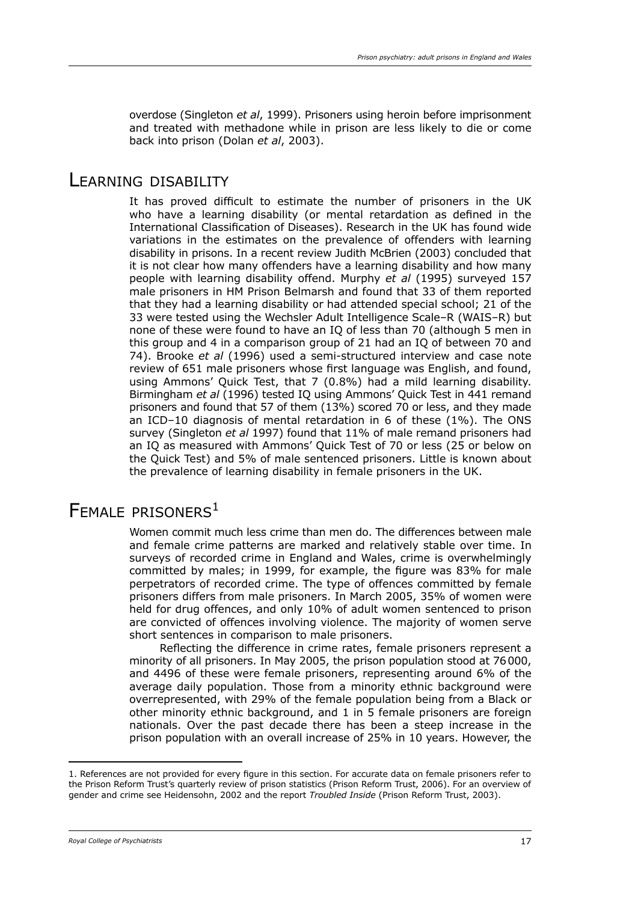overdose (Singleton *et al*, 1999). Prisoners using heroin before imprisonment and treated with methadone while in prison are less likely to die or come back into prison (Dolan *et al*, 2003).

## Learning disability

It has proved difficult to estimate the number of prisoners in the UK who have a learning disability (or mental retardation as defined in the International Classification of Diseases). Research in the UK has found wide variations in the estimates on the prevalence of offenders with learning disability in prisons. In a recent review Judith McBrien (2003) concluded that it is not clear how many offenders have a learning disability and how many people with learning disability offend. Murphy *et al* (1995) surveyed 157 male prisoners in HM Prison Belmarsh and found that 33 of them reported that they had a learning disability or had attended special school; 21 of the 33 were tested using the Wechsler Adult Intelligence Scale–R (WAIS–R) but none of these were found to have an IQ of less than 70 (although 5 men in this group and 4 in a comparison group of 21 had an IQ of between 70 and 74). Brooke *et al* (1996) used a semi-structured interview and case note review of 651 male prisoners whose first language was English, and found, using Ammons' Quick Test, that 7 (0.8%) had a mild learning disability. Birmingham *et al* (1996) tested IQ using Ammons' Quick Test in 441 remand prisoners and found that 57 of them (13%) scored 70 or less, and they made an ICD–10 diagnosis of mental retardation in 6 of these (1%). The ONS survey (Singleton *et al* 1997) found that 11% of male remand prisoners had an IQ as measured with Ammons' Quick Test of 70 or less (25 or below on the Quick Test) and 5% of male sentenced prisoners. Little is known about the prevalence of learning disability in female prisoners in the UK.

## Female prisoners[1]

Women commit much less crime than men do. The differences between male and female crime patterns are marked and relatively stable over time. In surveys of recorded crime in England and Wales, crime is overwhelmingly committed by males; in 1999, for example, the figure was 83% for male perpetrators of recorded crime. The type of offences committed by female prisoners differs from male prisoners. In March 2005, 35% of women were held for drug offences, and only 10% of adult women sentenced to prison are convicted of offences involving violence. The majority of women serve short sentences in comparison to male prisoners.

Reflecting the difference in crime rates, female prisoners represent a minority of all prisoners. In May 2005, the prison population stood at 76 000, and 4496 of these were female prisoners, representing around 6% of the average daily population. Those from a minority ethnic background were overrepresented, with 29% of the female population being from a Black or other minority ethnic background, and 1 in 5 female prisoners are foreign nationals. Over the past decade there has been a steep increase in the prison population with an overall increase of 25% in 10 years. However, the

---

1. References are not provided for every figure in this section. For accurate data on female prisoners refer to the Prison Reform Trust's quarterly review of prison statistics (Prison Reform Trust, 2006). For an overview of gender and crime see Heidensohn, 2002 and the report *Troubled Inside* (Prison Reform Trust, 2003).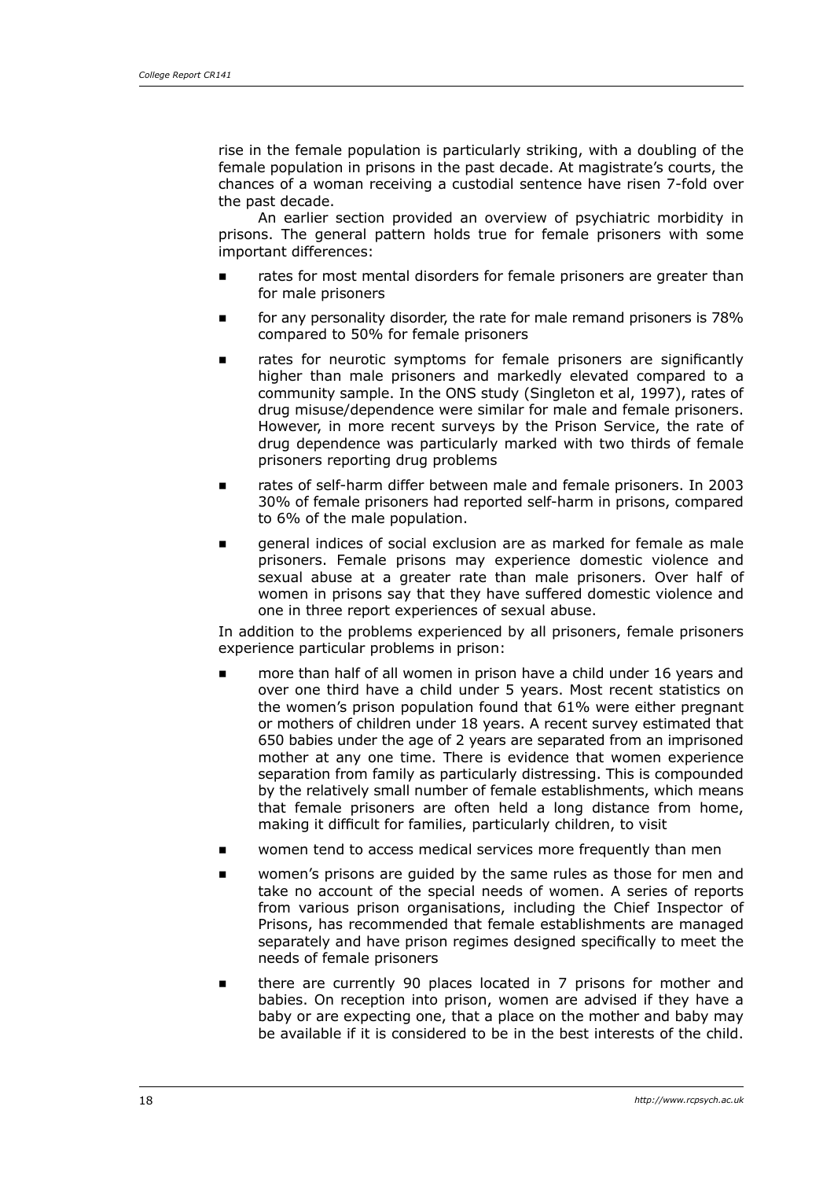rise in the female population is particularly striking, with a doubling of the female population in prisons in the past decade. At magistrate's courts, the chances of a woman receiving a custodial sentence have risen 7-fold over the past decade.

An earlier section provided an overview of psychiatric morbidity in prisons. The general pattern holds true for female prisoners with some important differences:

- rates for most mental disorders for female prisoners are greater than for male prisoners
- for any personality disorder, the rate for male remand prisoners is 78% compared to 50% for female prisoners
- rates for neurotic symptoms for female prisoners are significantly higher than male prisoners and markedly elevated compared to a community sample. In the ONS study (Singleton et al, 1997), rates of drug misuse/dependence were similar for male and female prisoners. However, in more recent surveys by the Prison Service, the rate of drug dependence was particularly marked with two thirds of female prisoners reporting drug problems
- rates of self-harm differ between male and female prisoners. In 2003 30% of female prisoners had reported self-harm in prisons, compared to 6% of the male population.
- general indices of social exclusion are as marked for female as male prisoners. Female prisons may experience domestic violence and sexual abuse at a greater rate than male prisoners. Over half of women in prisons say that they have suffered domestic violence and one in three report experiences of sexual abuse.

In addition to the problems experienced by all prisoners, female prisoners experience particular problems in prison:

- more than half of all women in prison have a child under 16 years and over one third have a child under 5 years. Most recent statistics on the women's prison population found that 61% were either pregnant or mothers of children under 18 years. A recent survey estimated that 650 babies under the age of 2 years are separated from an imprisoned mother at any one time. There is evidence that women experience separation from family as particularly distressing. This is compounded by the relatively small number of female establishments, which means that female prisoners are often held a long distance from home, making it difficult for families, particularly children, to visit
- women tend to access medical services more frequently than men
- women's prisons are guided by the same rules as those for men and take no account of the special needs of women. A series of reports from various prison organisations, including the Chief Inspector of Prisons, has recommended that female establishments are managed separately and have prison regimes designed specifically to meet the needs of female prisoners
- there are currently 90 places located in 7 prisons for mother and babies. On reception into prison, women are advised if they have a baby or are expecting one, that a place on the mother and baby may be available if it is considered to be in the best interests of the child.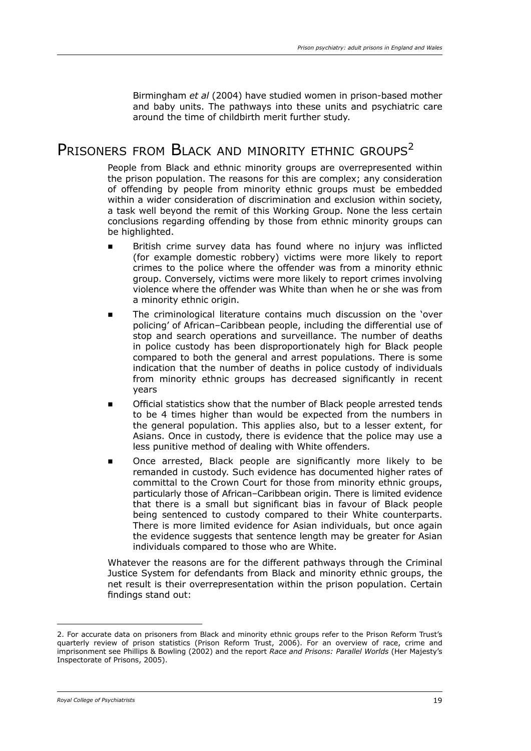Birmingham *et al* (2004) have studied women in prison-based mother and baby units. The pathways into these units and psychiatric care around the time of childbirth merit further study.

## Prisoners from Black and minority ethnic groups[2]

People from Black and ethnic minority groups are overrepresented within the prison population. The reasons for this are complex; any consideration of offending by people from minority ethnic groups must be embedded within a wider consideration of discrimination and exclusion within society, a task well beyond the remit of this Working Group. None the less certain conclusions regarding offending by those from ethnic minority groups can be highlighted.

- British crime survey data has found where no injury was inflicted (for example domestic robbery) victims were more likely to report crimes to the police where the offender was from a minority ethnic group. Conversely, victims were more likely to report crimes involving violence where the offender was White than when he or she was from a minority ethnic origin.
- The criminological literature contains much discussion on the 'over policing' of African–Caribbean people, including the differential use of stop and search operations and surveillance. The number of deaths in police custody has been disproportionately high for Black people compared to both the general and arrest populations. There is some indication that the number of deaths in police custody of individuals from minority ethnic groups has decreased significantly in recent years
- Official statistics show that the number of Black people arrested tends to be 4 times higher than would be expected from the numbers in the general population. This applies also, but to a lesser extent, for Asians. Once in custody, there is evidence that the police may use a less punitive method of dealing with White offenders.
- Once arrested, Black people are significantly more likely to be remanded in custody. Such evidence has documented higher rates of committal to the Crown Court for those from minority ethnic groups, particularly those of African–Caribbean origin. There is limited evidence that there is a small but significant bias in favour of Black people being sentenced to custody compared to their White counterparts. There is more limited evidence for Asian individuals, but once again the evidence suggests that sentence length may be greater for Asian individuals compared to those who are White.

Whatever the reasons are for the different pathways through the Criminal Justice System for defendants from Black and minority ethnic groups, the net result is their overrepresentation within the prison population. Certain findings stand out:

---

2. For accurate data on prisoners from Black and minority ethnic groups refer to the Prison Reform Trust's quarterly review of prison statistics (Prison Reform Trust, 2006). For an overview of race, crime and imprisonment see Phillips & Bowling (2002) and the report *Race and Prisons: Parallel Worlds* (Her Majesty's Inspectorate of Prisons, 2005).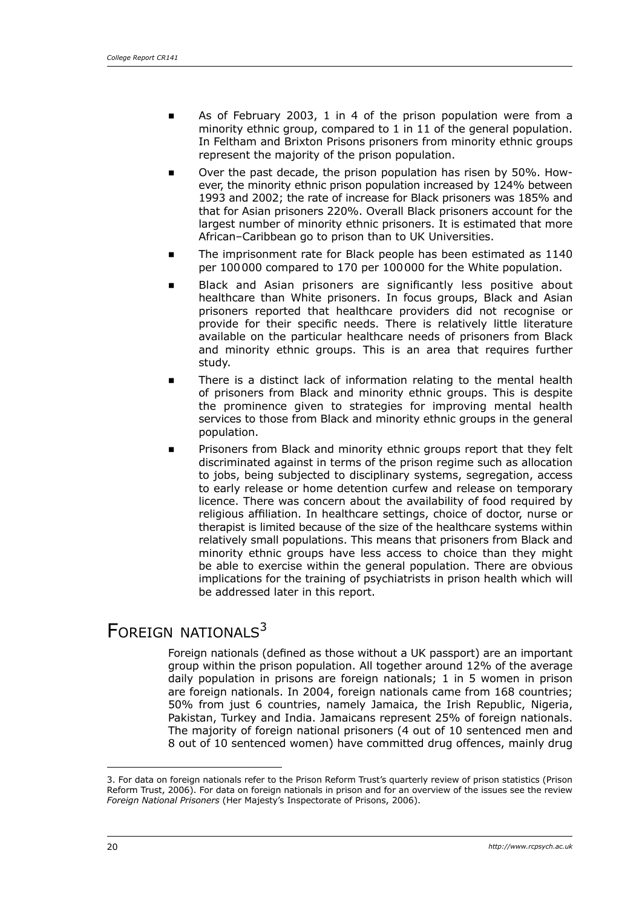- As of February 2003, 1 in 4 of the prison population were from a minority ethnic group, compared to 1 in 11 of the general population. In Feltham and Brixton Prisons prisoners from minority ethnic groups represent the majority of the prison population.
- Over the past decade, the prison population has risen by 50%. However, the minority ethnic prison population increased by 124% between 1993 and 2002; the rate of increase for Black prisoners was 185% and that for Asian prisoners 220%. Overall Black prisoners account for the largest number of minority ethnic prisoners. It is estimated that more African–Caribbean go to prison than to UK Universities.
- The imprisonment rate for Black people has been estimated as 1140 per 100 000 compared to 170 per 100 000 for the White population.
- Black and Asian prisoners are significantly less positive about healthcare than White prisoners. In focus groups, Black and Asian prisoners reported that healthcare providers did not recognise or provide for their specific needs. There is relatively little literature available on the particular healthcare needs of prisoners from Black and minority ethnic groups. This is an area that requires further study.
- There is a distinct lack of information relating to the mental health of prisoners from Black and minority ethnic groups. This is despite the prominence given to strategies for improving mental health services to those from Black and minority ethnic groups in the general population.
- Prisoners from Black and minority ethnic groups report that they felt discriminated against in terms of the prison regime such as allocation to jobs, being subjected to disciplinary systems, segregation, access to early release or home detention curfew and release on temporary licence. There was concern about the availability of food required by religious affiliation. In healthcare settings, choice of doctor, nurse or therapist is limited because of the size of the healthcare systems within relatively small populations. This means that prisoners from Black and minority ethnic groups have less access to choice than they might be able to exercise within the general population. There are obvious implications for the training of psychiatrists in prison health which will be addressed later in this report.

## Foreign nationals[3]

Foreign nationals (defined as those without a UK passport) are an important group within the prison population. All together around 12% of the average daily population in prisons are foreign nationals; 1 in 5 women in prison are foreign nationals. In 2004, foreign nationals came from 168 countries; 50% from just 6 countries, namely Jamaica, the Irish Republic, Nigeria, Pakistan, Turkey and India. Jamaicans represent 25% of foreign nationals. The majority of foreign national prisoners (4 out of 10 sentenced men and 8 out of 10 sentenced women) have committed drug offences, mainly drug

3. For data on foreign nationals refer to the Prison Reform Trust's quarterly review of prison statistics (Prison Reform Trust, 2006). For data on foreign nationals in prison and for an overview of the issues see the review *Foreign National Prisoners* (Her Majesty's Inspectorate of Prisons, 2006).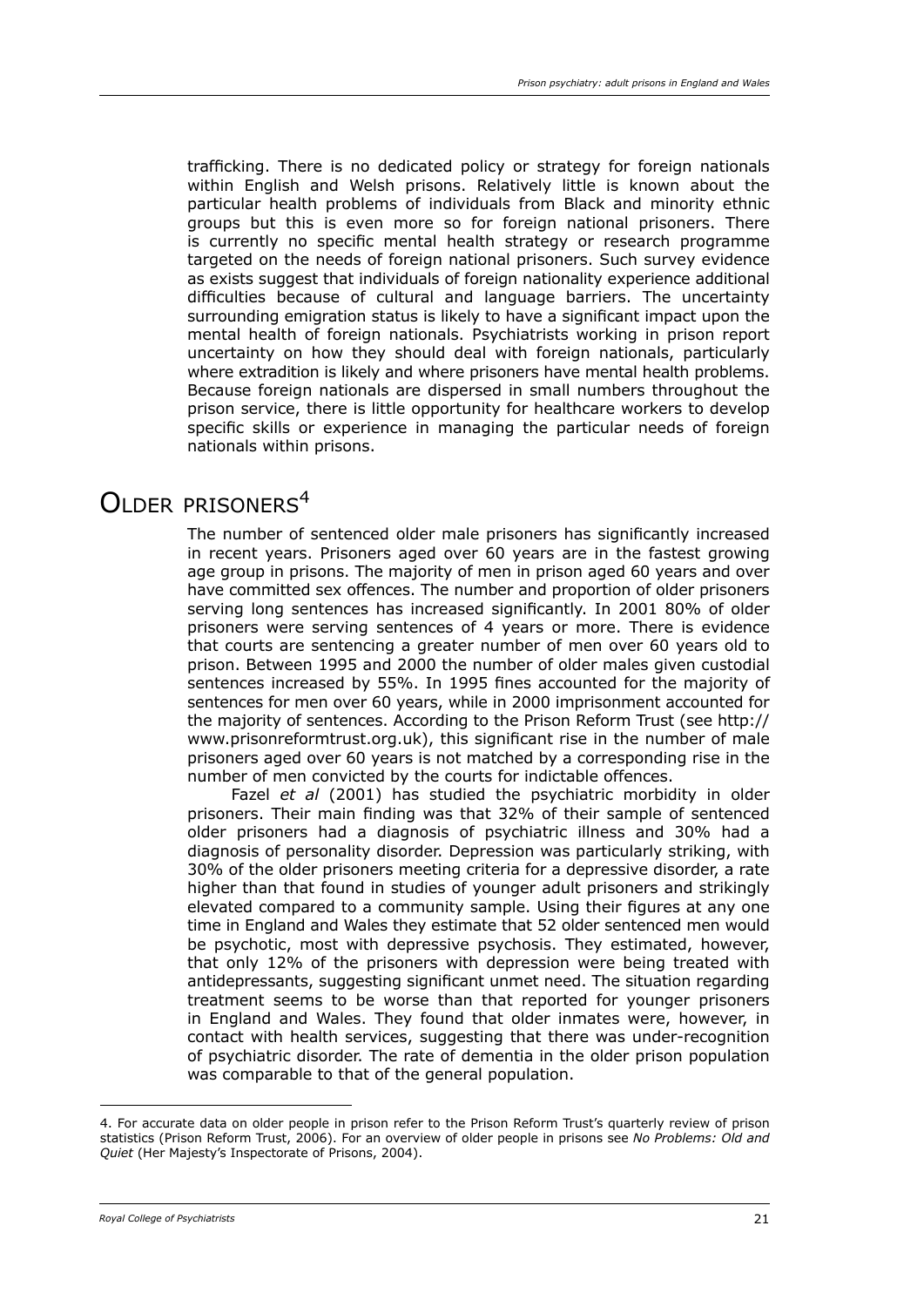trafficking. There is no dedicated policy or strategy for foreign nationals within English and Welsh prisons. Relatively little is known about the particular health problems of individuals from Black and minority ethnic groups but this is even more so for foreign national prisoners. There is currently no specific mental health strategy or research programme targeted on the needs of foreign national prisoners. Such survey evidence as exists suggest that individuals of foreign nationality experience additional difficulties because of cultural and language barriers. The uncertainty surrounding emigration status is likely to have a significant impact upon the mental health of foreign nationals. Psychiatrists working in prison report uncertainty on how they should deal with foreign nationals, particularly where extradition is likely and where prisoners have mental health problems. Because foreign nationals are dispersed in small numbers throughout the prison service, there is little opportunity for healthcare workers to develop specific skills or experience in managing the particular needs of foreign nationals within prisons.

## Older prisoners[4]

The number of sentenced older male prisoners has significantly increased in recent years. Prisoners aged over 60 years are in the fastest growing age group in prisons. The majority of men in prison aged 60 years and over have committed sex offences. The number and proportion of older prisoners serving long sentences has increased significantly. In 2001 80% of older prisoners were serving sentences of 4 years or more. There is evidence that courts are sentencing a greater number of men over 60 years old to prison. Between 1995 and 2000 the number of older males given custodial sentences increased by 55%. In 1995 fines accounted for the majority of sentences for men over 60 years, while in 2000 imprisonment accounted for the majority of sentences. According to the Prison Reform Trust (see http://www.prisonreformtrust.org.uk), this significant rise in the number of male prisoners aged over 60 years is not matched by a corresponding rise in the number of men convicted by the courts for indictable offences.

Fazel *et al* (2001) has studied the psychiatric morbidity in older prisoners. Their main finding was that 32% of their sample of sentenced older prisoners had a diagnosis of psychiatric illness and 30% had a diagnosis of personality disorder. Depression was particularly striking, with 30% of the older prisoners meeting criteria for a depressive disorder, a rate higher than that found in studies of younger adult prisoners and strikingly elevated compared to a community sample. Using their figures at any one time in England and Wales they estimate that 52 older sentenced men would be psychotic, most with depressive psychosis. They estimated, however, that only 12% of the prisoners with depression were being treated with antidepressants, suggesting significant unmet need. The situation regarding treatment seems to be worse than that reported for younger prisoners in England and Wales. They found that older inmates were, however, in contact with health services, suggesting that there was under-recognition of psychiatric disorder. The rate of dementia in the older prison population was comparable to that of the general population.

---

4. For accurate data on older people in prison refer to the Prison Reform Trust's quarterly review of prison statistics (Prison Reform Trust, 2006). For an overview of older people in prisons see *No Problems: Old and Quiet* (Her Majesty's Inspectorate of Prisons, 2004).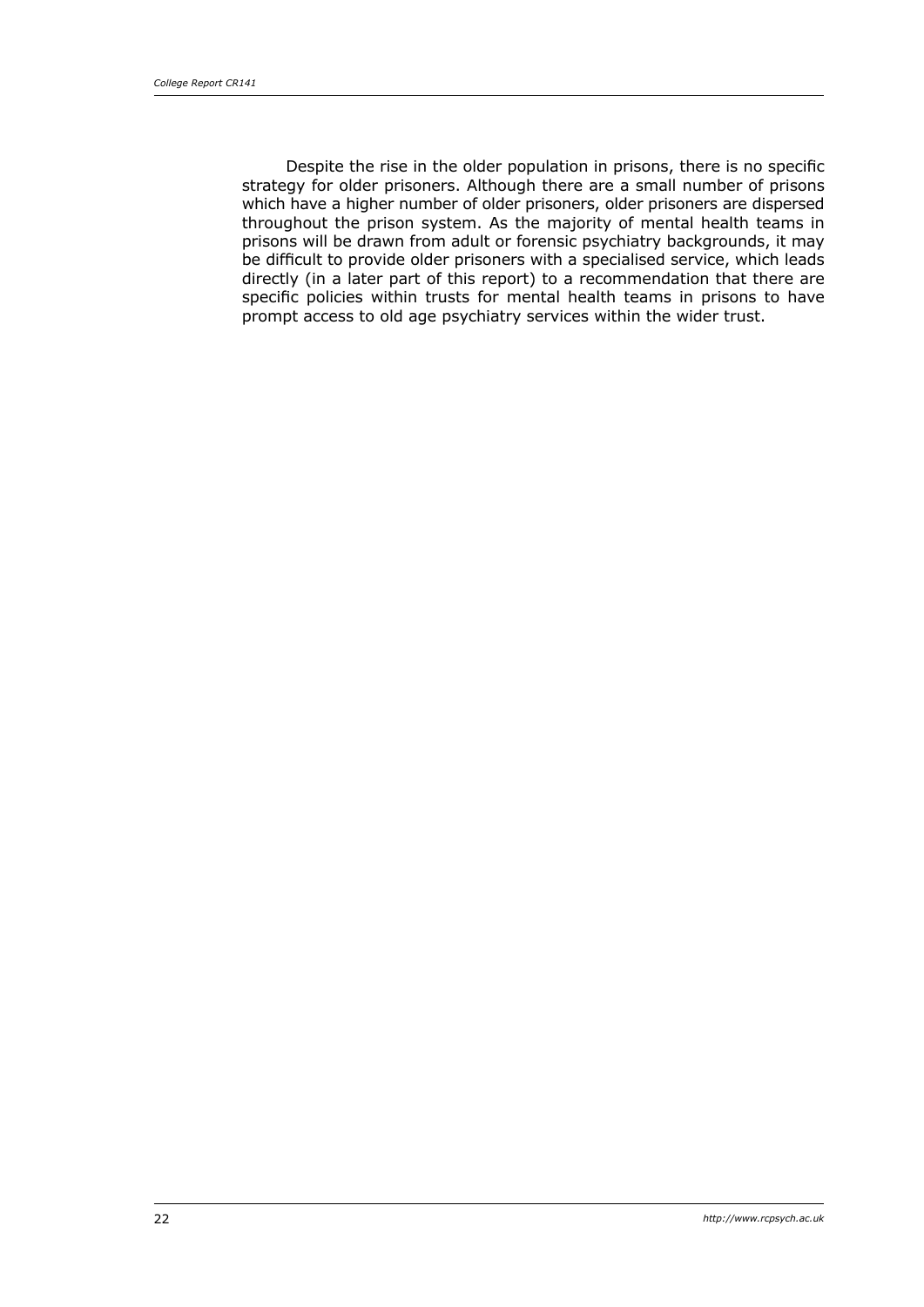Despite the rise in the older population in prisons, there is no specific strategy for older prisoners. Although there are a small number of prisons which have a higher number of older prisoners, older prisoners are dispersed throughout the prison system. As the majority of mental health teams in prisons will be drawn from adult or forensic psychiatry backgrounds, it may be difficult to provide older prisoners with a specialised service, which leads directly (in a later part of this report) to a recommendation that there are specific policies within trusts for mental health teams in prisons to have prompt access to old age psychiatry services within the wider trust.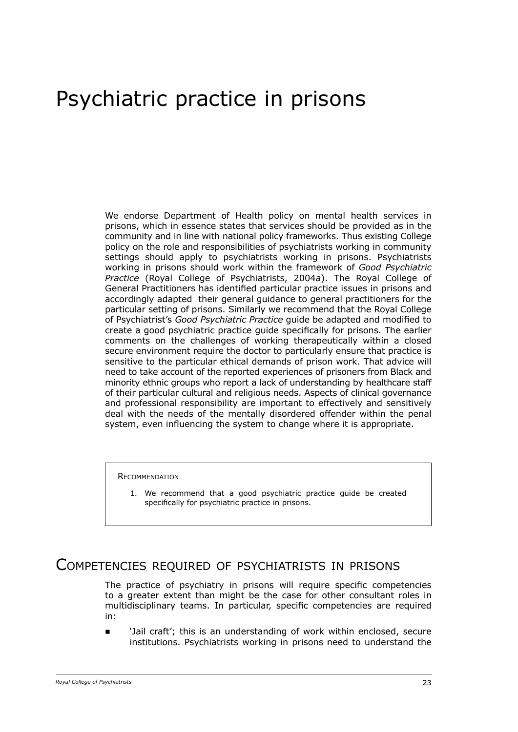# Psychiatric practice in prisons

We endorse Department of Health policy on mental health services in prisons, which in essence states that services should be provided as in the community and in line with national policy frameworks. Thus existing College policy on the role and responsibilities of psychiatrists working in community settings should apply to psychiatrists working in prisons. Psychiatrists working in prisons should work within the framework of *Good Psychiatric Practice* (Royal College of Psychiatrists, 2004*a*). The Royal College of General Practitioners has identified particular practice issues in prisons and accordingly adapted their general guidance to general practitioners for the particular setting of prisons. Similarly we recommend that the Royal College of Psychiatrist's *Good Psychiatric Practice* guide be adapted and modified to create a good psychiatric practice guide specifically for prisons. The earlier comments on the challenges of working therapeutically within a closed secure environment require the doctor to particularly ensure that practice is sensitive to the particular ethical demands of prison work. That advice will need to take account of the reported experiences of prisoners from Black and minority ethnic groups who report a lack of understanding by healthcare staff of their particular cultural and religious needs. Aspects of clinical governance and professional responsibility are important to effectively and sensitively deal with the needs of the mentally disordered offender within the penal system, even influencing the system to change where it is appropriate.

> Recommendation
>
> 1. We recommend that a good psychiatric practice guide be created specifically for psychiatric practice in prisons.

## Competencies required of psychiatrists in prisons

The practice of psychiatry in prisons will require specific competencies to a greater extent than might be the case for other consultant roles in multidisciplinary teams. In particular, specific competencies are required in:

- 'Jail craft'; this is an understanding of work within enclosed, secure institutions. Psychiatrists working in prisons need to understand the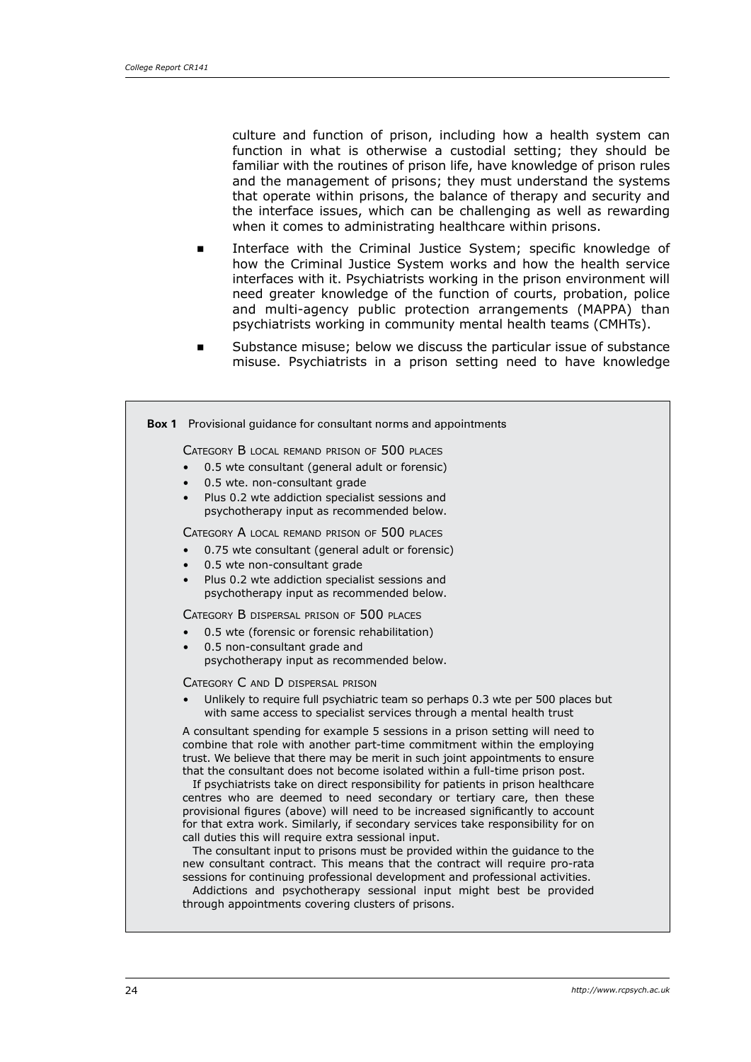culture and function of prison, including how a health system can function in what is otherwise a custodial setting; they should be familiar with the routines of prison life, have knowledge of prison rules and the management of prisons; they must understand the systems that operate within prisons, the balance of therapy and security and the interface issues, which can be challenging as well as rewarding when it comes to administrating healthcare within prisons.

- Interface with the Criminal Justice System; specific knowledge of how the Criminal Justice System works and how the health service interfaces with it. Psychiatrists working in the prison environment will need greater knowledge of the function of courts, probation, police and multi-agency public protection arrangements (MAPPA) than psychiatrists working in community mental health teams (CMHTs).
- Substance misuse; below we discuss the particular issue of substance misuse. Psychiatrists in a prison setting need to have knowledge

> **Box 1** Provisional guidance for consultant norms and appointments
>
> Category B local remand prison of 500 places
>
> - 0.5 wte consultant (general adult or forensic)
> - 0.5 wte. non-consultant grade
> - Plus 0.2 wte addiction specialist sessions and psychotherapy input as recommended below.
>
> Category A local remand prison of 500 places
>
> - 0.75 wte consultant (general adult or forensic)
> - 0.5 wte non-consultant grade
> - Plus 0.2 wte addiction specialist sessions and psychotherapy input as recommended below.
>
> Category B dispersal prison of 500 places
>
> - 0.5 wte (forensic or forensic rehabilitation)
> - 0.5 non-consultant grade and psychotherapy input as recommended below.
>
> Category C and D dispersal prison
>
> - Unlikely to require full psychiatric team so perhaps 0.3 wte per 500 places but with same access to specialist services through a mental health trust
>
> A consultant spending for example 5 sessions in a prison setting will need to combine that role with another part-time commitment within the employing trust. We believe that there may be merit in such joint appointments to ensure that the consultant does not become isolated within a full-time prison post.
>
> If psychiatrists take on direct responsibility for patients in prison healthcare centres who are deemed to need secondary or tertiary care, then these provisional figures (above) will need to be increased significantly to account for that extra work. Similarly, if secondary services take responsibility for on call duties this will require extra sessional input.
>
> The consultant input to prisons must be provided within the guidance to the new consultant contract. This means that the contract will require pro-rata sessions for continuing professional development and professional activities.
>
> Addictions and psychotherapy sessional input might best be provided through appointments covering clusters of prisons.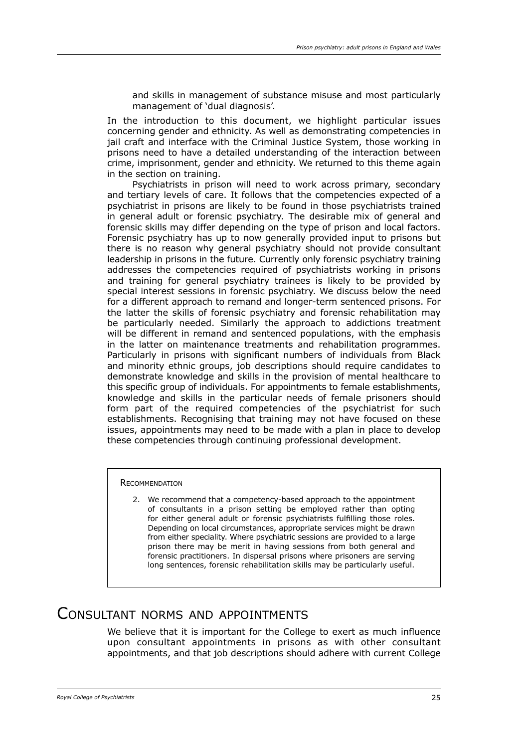and skills in management of substance misuse and most particularly management of 'dual diagnosis'.

In the introduction to this document, we highlight particular issues concerning gender and ethnicity. As well as demonstrating competencies in jail craft and interface with the Criminal Justice System, those working in prisons need to have a detailed understanding of the interaction between crime, imprisonment, gender and ethnicity. We returned to this theme again in the section on training.

Psychiatrists in prison will need to work across primary, secondary and tertiary levels of care. It follows that the competencies expected of a psychiatrist in prisons are likely to be found in those psychiatrists trained in general adult or forensic psychiatry. The desirable mix of general and forensic skills may differ depending on the type of prison and local factors. Forensic psychiatry has up to now generally provided input to prisons but there is no reason why general psychiatry should not provide consultant leadership in prisons in the future. Currently only forensic psychiatry training addresses the competencies required of psychiatrists working in prisons and training for general psychiatry trainees is likely to be provided by special interest sessions in forensic psychiatry. We discuss below the need for a different approach to remand and longer-term sentenced prisons. For the latter the skills of forensic psychiatry and forensic rehabilitation may be particularly needed. Similarly the approach to addictions treatment will be different in remand and sentenced populations, with the emphasis in the latter on maintenance treatments and rehabilitation programmes. Particularly in prisons with significant numbers of individuals from Black and minority ethnic groups, job descriptions should require candidates to demonstrate knowledge and skills in the provision of mental healthcare to this specific group of individuals. For appointments to female establishments, knowledge and skills in the particular needs of female prisoners should form part of the required competencies of the psychiatrist for such establishments. Recognising that training may not have focused on these issues, appointments may need to be made with a plan in place to develop these competencies through continuing professional development.

> **Recommendation**
>
> 2. We recommend that a competency-based approach to the appointment of consultants in a prison setting be employed rather than opting for either general adult or forensic psychiatrists fulfilling those roles. Depending on local circumstances, appropriate services might be drawn from either speciality. Where psychiatric sessions are provided to a large prison there may be merit in having sessions from both general and forensic practitioners. In dispersal prisons where prisoners are serving long sentences, forensic rehabilitation skills may be particularly useful.

## Consultant norms and appointments

We believe that it is important for the College to exert as much influence upon consultant appointments in prisons as with other consultant appointments, and that job descriptions should adhere with current College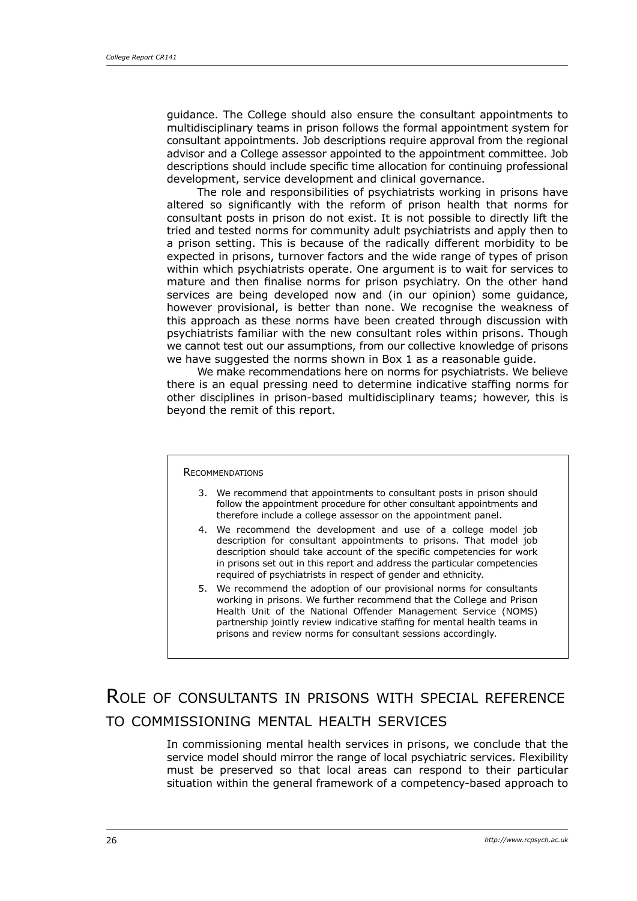guidance. The College should also ensure the consultant appointments to multidisciplinary teams in prison follows the formal appointment system for consultant appointments. Job descriptions require approval from the regional advisor and a College assessor appointed to the appointment committee. Job descriptions should include specific time allocation for continuing professional development, service development and clinical governance.

The role and responsibilities of psychiatrists working in prisons have altered so significantly with the reform of prison health that norms for consultant posts in prison do not exist. It is not possible to directly lift the tried and tested norms for community adult psychiatrists and apply then to a prison setting. This is because of the radically different morbidity to be expected in prisons, turnover factors and the wide range of types of prison within which psychiatrists operate. One argument is to wait for services to mature and then finalise norms for prison psychiatry. On the other hand services are being developed now and (in our opinion) some guidance, however provisional, is better than none. We recognise the weakness of this approach as these norms have been created through discussion with psychiatrists familiar with the new consultant roles within prisons. Though we cannot test out our assumptions, from our collective knowledge of prisons we have suggested the norms shown in Box 1 as a reasonable guide.

We make recommendations here on norms for psychiatrists. We believe there is an equal pressing need to determine indicative staffing norms for other disciplines in prison-based multidisciplinary teams; however, this is beyond the remit of this report.

> **Recommendations**
>
> 3. We recommend that appointments to consultant posts in prison should follow the appointment procedure for other consultant appointments and therefore include a college assessor on the appointment panel.
> 4. We recommend the development and use of a college model job description for consultant appointments to prisons. That model job description should take account of the specific competencies for work in prisons set out in this report and address the particular competencies required of psychiatrists in respect of gender and ethnicity.
> 5. We recommend the adoption of our provisional norms for consultants working in prisons. We further recommend that the College and Prison Health Unit of the National Offender Management Service (NOMS) partnership jointly review indicative staffing for mental health teams in prisons and review norms for consultant sessions accordingly.

## Role of consultants in prisons with special reference to commissioning mental health services

In commissioning mental health services in prisons, we conclude that the service model should mirror the range of local psychiatric services. Flexibility must be preserved so that local areas can respond to their particular situation within the general framework of a competency-based approach to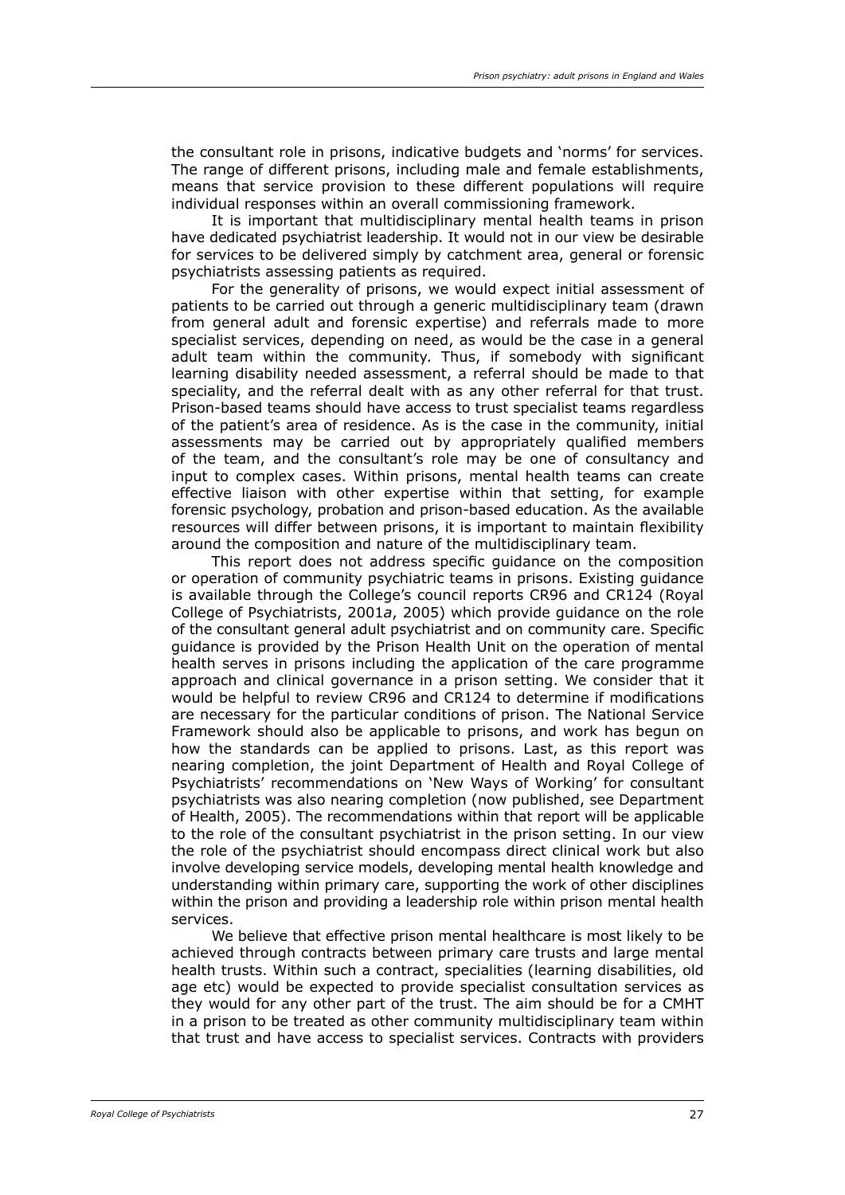the consultant role in prisons, indicative budgets and 'norms' for services. The range of different prisons, including male and female establishments, means that service provision to these different populations will require individual responses within an overall commissioning framework.

It is important that multidisciplinary mental health teams in prison have dedicated psychiatrist leadership. It would not in our view be desirable for services to be delivered simply by catchment area, general or forensic psychiatrists assessing patients as required.

For the generality of prisons, we would expect initial assessment of patients to be carried out through a generic multidisciplinary team (drawn from general adult and forensic expertise) and referrals made to more specialist services, depending on need, as would be the case in a general adult team within the community. Thus, if somebody with significant learning disability needed assessment, a referral should be made to that speciality, and the referral dealt with as any other referral for that trust. Prison-based teams should have access to trust specialist teams regardless of the patient's area of residence. As is the case in the community, initial assessments may be carried out by appropriately qualified members of the team, and the consultant's role may be one of consultancy and input to complex cases. Within prisons, mental health teams can create effective liaison with other expertise within that setting, for example forensic psychology, probation and prison-based education. As the available resources will differ between prisons, it is important to maintain flexibility around the composition and nature of the multidisciplinary team.

This report does not address specific guidance on the composition or operation of community psychiatric teams in prisons. Existing guidance is available through the College's council reports CR96 and CR124 (Royal College of Psychiatrists, 2001*a*, 2005) which provide guidance on the role of the consultant general adult psychiatrist and on community care. Specific guidance is provided by the Prison Health Unit on the operation of mental health serves in prisons including the application of the care programme approach and clinical governance in a prison setting. We consider that it would be helpful to review CR96 and CR124 to determine if modifications are necessary for the particular conditions of prison. The National Service Framework should also be applicable to prisons, and work has begun on how the standards can be applied to prisons. Last, as this report was nearing completion, the joint Department of Health and Royal College of Psychiatrists' recommendations on 'New Ways of Working' for consultant psychiatrists was also nearing completion (now published, see Department of Health, 2005). The recommendations within that report will be applicable to the role of the consultant psychiatrist in the prison setting. In our view the role of the psychiatrist should encompass direct clinical work but also involve developing service models, developing mental health knowledge and understanding within primary care, supporting the work of other disciplines within the prison and providing a leadership role within prison mental health services.

We believe that effective prison mental healthcare is most likely to be achieved through contracts between primary care trusts and large mental health trusts. Within such a contract, specialities (learning disabilities, old age etc) would be expected to provide specialist consultation services as they would for any other part of the trust. The aim should be for a CMHT in a prison to be treated as other community multidisciplinary team within that trust and have access to specialist services. Contracts with providers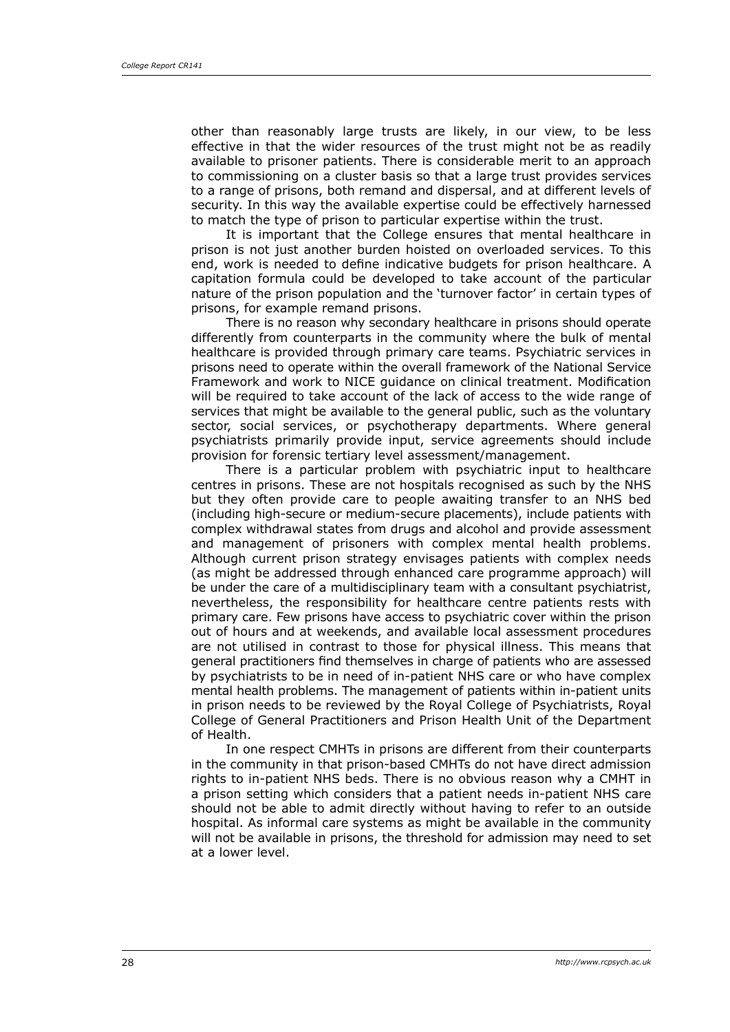other than reasonably large trusts are likely, in our view, to be less effective in that the wider resources of the trust might not be as readily available to prisoner patients. There is considerable merit to an approach to commissioning on a cluster basis so that a large trust provides services to a range of prisons, both remand and dispersal, and at different levels of security. In this way the available expertise could be effectively harnessed to match the type of prison to particular expertise within the trust.

It is important that the College ensures that mental healthcare in prison is not just another burden hoisted on overloaded services. To this end, work is needed to define indicative budgets for prison healthcare. A capitation formula could be developed to take account of the particular nature of the prison population and the 'turnover factor' in certain types of prisons, for example remand prisons.

There is no reason why secondary healthcare in prisons should operate differently from counterparts in the community where the bulk of mental healthcare is provided through primary care teams. Psychiatric services in prisons need to operate within the overall framework of the National Service Framework and work to NICE guidance on clinical treatment. Modification will be required to take account of the lack of access to the wide range of services that might be available to the general public, such as the voluntary sector, social services, or psychotherapy departments. Where general psychiatrists primarily provide input, service agreements should include provision for forensic tertiary level assessment/management.

There is a particular problem with psychiatric input to healthcare centres in prisons. These are not hospitals recognised as such by the NHS but they often provide care to people awaiting transfer to an NHS bed (including high-secure or medium-secure placements), include patients with complex withdrawal states from drugs and alcohol and provide assessment and management of prisoners with complex mental health problems. Although current prison strategy envisages patients with complex needs (as might be addressed through enhanced care programme approach) will be under the care of a multidisciplinary team with a consultant psychiatrist, nevertheless, the responsibility for healthcare centre patients rests with primary care. Few prisons have access to psychiatric cover within the prison out of hours and at weekends, and available local assessment procedures are not utilised in contrast to those for physical illness. This means that general practitioners find themselves in charge of patients who are assessed by psychiatrists to be in need of in-patient NHS care or who have complex mental health problems. The management of patients within in-patient units in prison needs to be reviewed by the Royal College of Psychiatrists, Royal College of General Practitioners and Prison Health Unit of the Department of Health.

In one respect CMHTs in prisons are different from their counterparts in the community in that prison-based CMHTs do not have direct admission rights to in-patient NHS beds. There is no obvious reason why a CMHT in a prison setting which considers that a patient needs in-patient NHS care should not be able to admit directly without having to refer to an outside hospital. As informal care systems as might be available in the community will not be available in prisons, the threshold for admission may need to set at a lower level.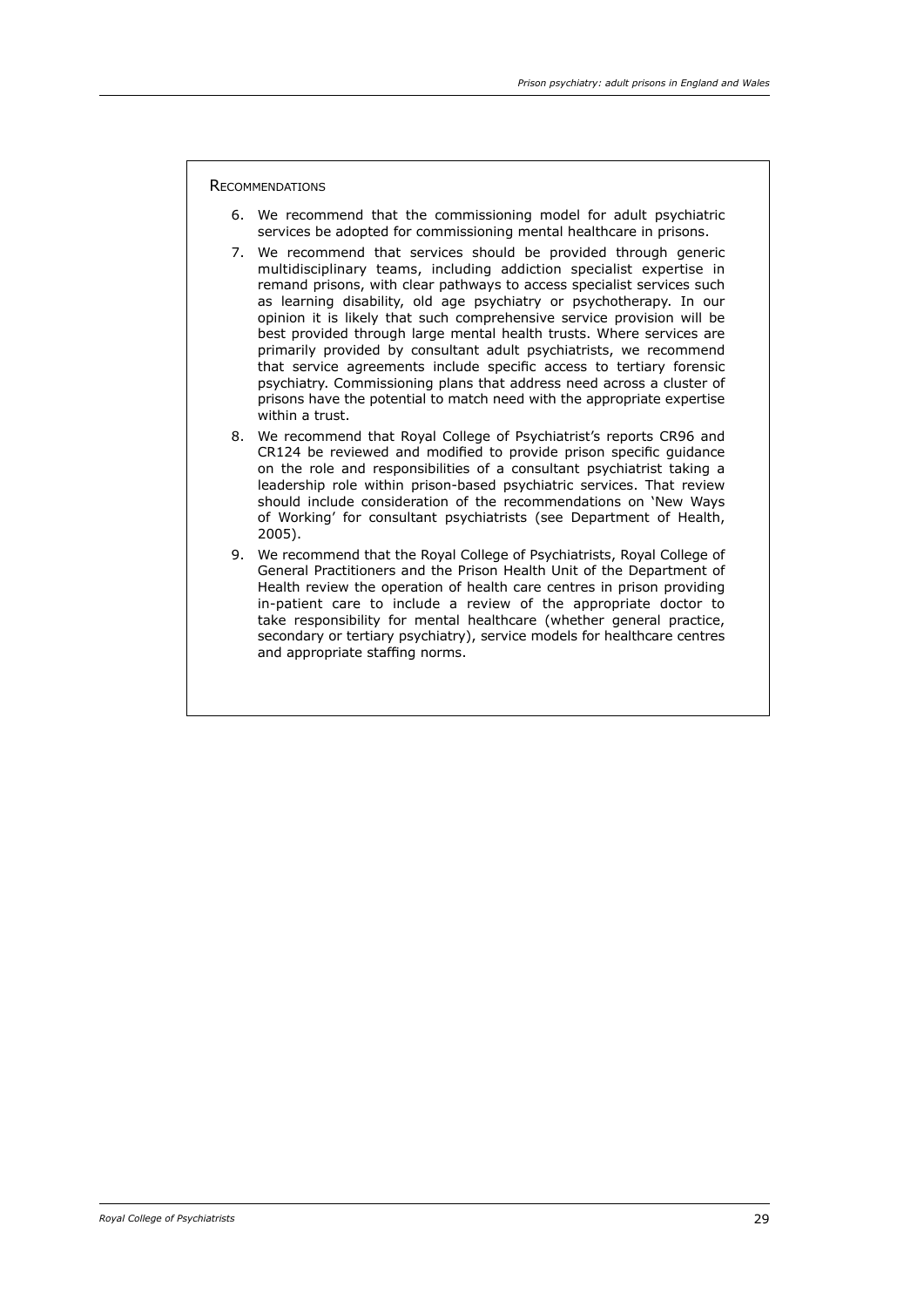Recommendations

6. We recommend that the commissioning model for adult psychiatric services be adopted for commissioning mental healthcare in prisons.
7. We recommend that services should be provided through generic multidisciplinary teams, including addiction specialist expertise in remand prisons, with clear pathways to access specialist services such as learning disability, old age psychiatry or psychotherapy. In our opinion it is likely that such comprehensive service provision will be best provided through large mental health trusts. Where services are primarily provided by consultant adult psychiatrists, we recommend that service agreements include specific access to tertiary forensic psychiatry. Commissioning plans that address need across a cluster of prisons have the potential to match need with the appropriate expertise within a trust.
8. We recommend that Royal College of Psychiatrist's reports CR96 and CR124 be reviewed and modified to provide prison specific guidance on the role and responsibilities of a consultant psychiatrist taking a leadership role within prison-based psychiatric services. That review should include consideration of the recommendations on 'New Ways of Working' for consultant psychiatrists (see Department of Health, 2005).
9. We recommend that the Royal College of Psychiatrists, Royal College of General Practitioners and the Prison Health Unit of the Department of Health review the operation of health care centres in prison providing in-patient care to include a review of the appropriate doctor to take responsibility for mental healthcare (whether general practice, secondary or tertiary psychiatry), service models for healthcare centres and appropriate staffing norms.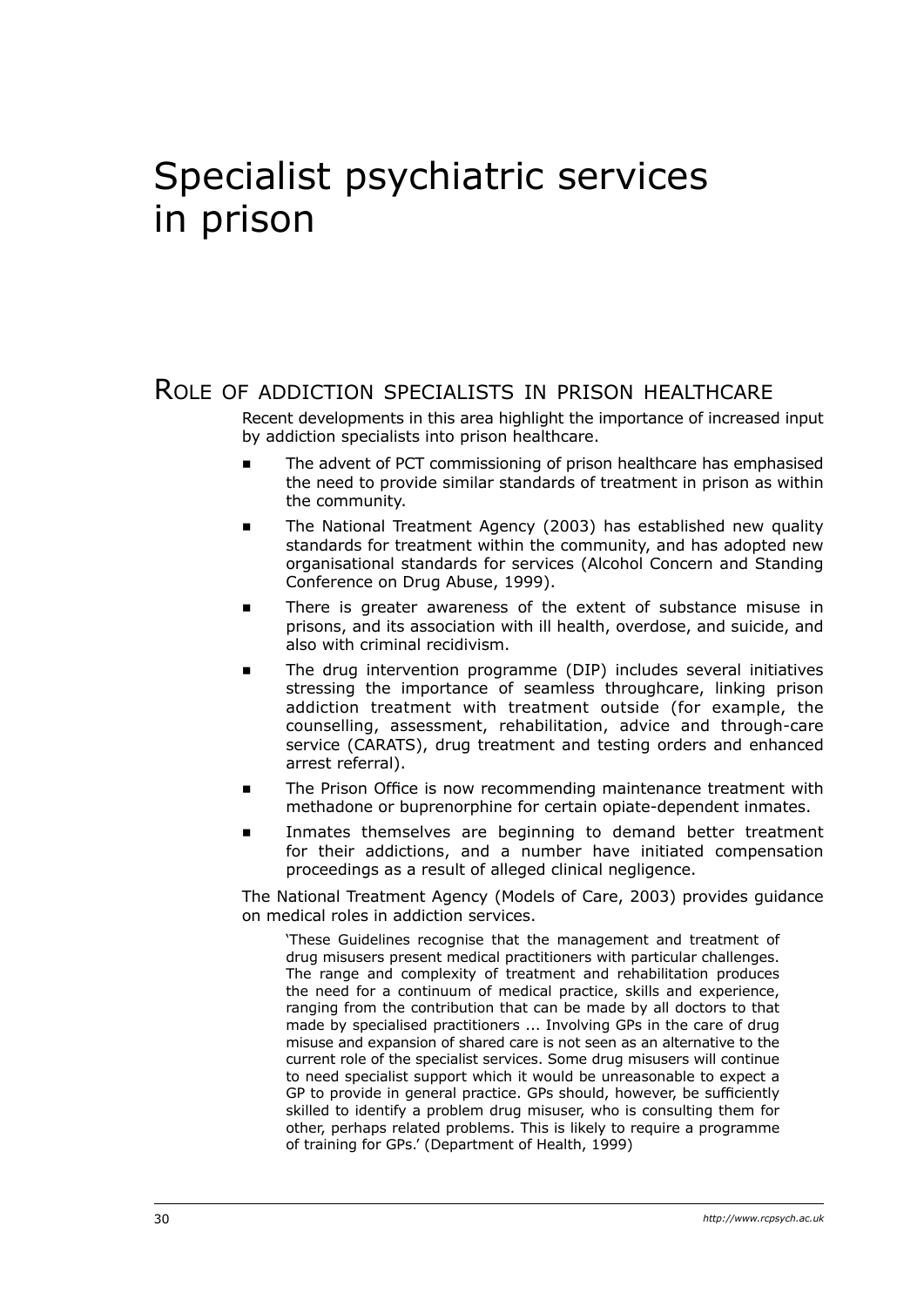# Specialist psychiatric services in prison

## Role of addiction specialists in prison healthcare

Recent developments in this area highlight the importance of increased input by addiction specialists into prison healthcare.

- The advent of PCT commissioning of prison healthcare has emphasised the need to provide similar standards of treatment in prison as within the community.
- The National Treatment Agency (2003) has established new quality standards for treatment within the community, and has adopted new organisational standards for services (Alcohol Concern and Standing Conference on Drug Abuse, 1999).
- There is greater awareness of the extent of substance misuse in prisons, and its association with ill health, overdose, and suicide, and also with criminal recidivism.
- The drug intervention programme (DIP) includes several initiatives stressing the importance of seamless throughcare, linking prison addiction treatment with treatment outside (for example, the counselling, assessment, rehabilitation, advice and through-care service (CARATS), drug treatment and testing orders and enhanced arrest referral).
- The Prison Office is now recommending maintenance treatment with methadone or buprenorphine for certain opiate-dependent inmates.
- Inmates themselves are beginning to demand better treatment for their addictions, and a number have initiated compensation proceedings as a result of alleged clinical negligence.

The National Treatment Agency (Models of Care, 2003) provides guidance on medical roles in addiction services.

> 'These Guidelines recognise that the management and treatment of drug misusers present medical practitioners with particular challenges. The range and complexity of treatment and rehabilitation produces the need for a continuum of medical practice, skills and experience, ranging from the contribution that can be made by all doctors to that made by specialised practitioners ... Involving GPs in the care of drug misuse and expansion of shared care is not seen as an alternative to the current role of the specialist services. Some drug misusers will continue to need specialist support which it would be unreasonable to expect a GP to provide in general practice. GPs should, however, be sufficiently skilled to identify a problem drug misuser, who is consulting them for other, perhaps related problems. This is likely to require a programme of training for GPs.' (Department of Health, 1999)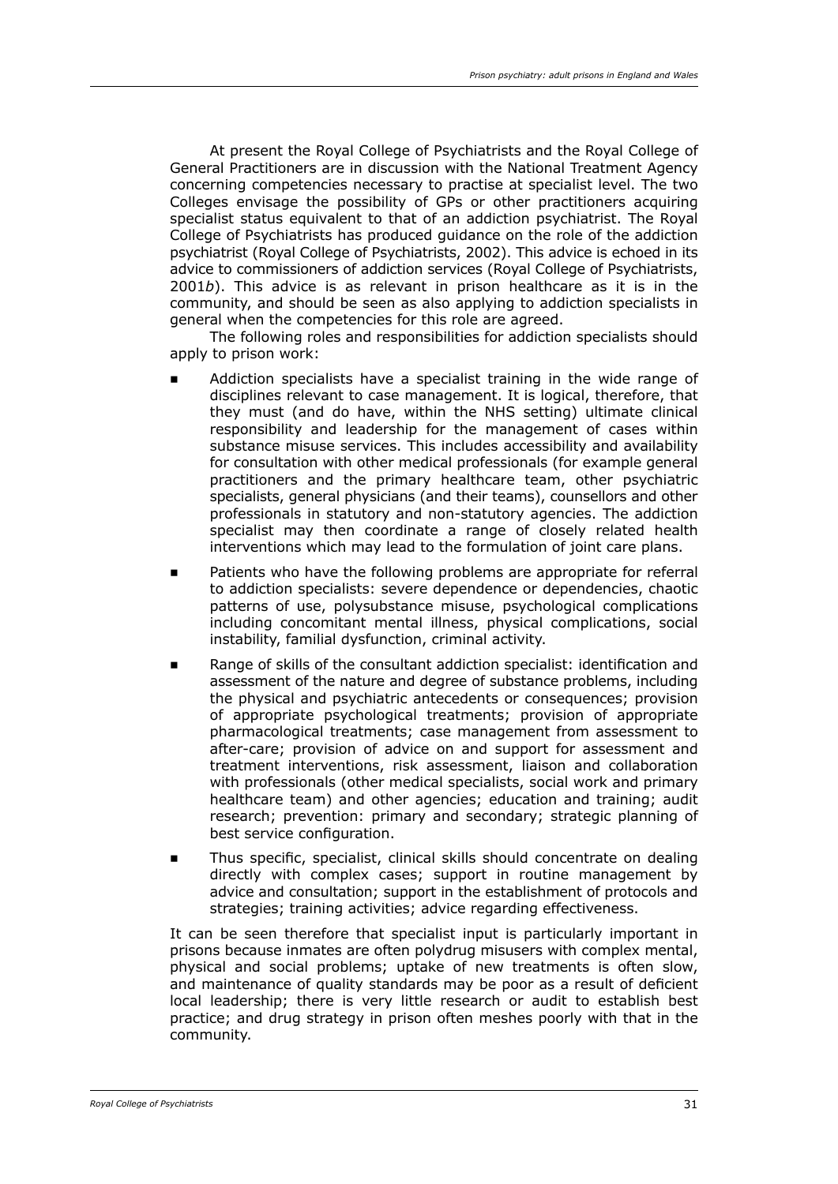At present the Royal College of Psychiatrists and the Royal College of General Practitioners are in discussion with the National Treatment Agency concerning competencies necessary to practise at specialist level. The two Colleges envisage the possibility of GPs or other practitioners acquiring specialist status equivalent to that of an addiction psychiatrist. The Royal College of Psychiatrists has produced guidance on the role of the addiction psychiatrist (Royal College of Psychiatrists, 2002). This advice is echoed in its advice to commissioners of addiction services (Royal College of Psychiatrists, 2001*b*). This advice is as relevant in prison healthcare as it is in the community, and should be seen as also applying to addiction specialists in general when the competencies for this role are agreed.

The following roles and responsibilities for addiction specialists should apply to prison work:

- Addiction specialists have a specialist training in the wide range of disciplines relevant to case management. It is logical, therefore, that they must (and do have, within the NHS setting) ultimate clinical responsibility and leadership for the management of cases within substance misuse services. This includes accessibility and availability for consultation with other medical professionals (for example general practitioners and the primary healthcare team, other psychiatric specialists, general physicians (and their teams), counsellors and other professionals in statutory and non-statutory agencies. The addiction specialist may then coordinate a range of closely related health interventions which may lead to the formulation of joint care plans.
- Patients who have the following problems are appropriate for referral to addiction specialists: severe dependence or dependencies, chaotic patterns of use, polysubstance misuse, psychological complications including concomitant mental illness, physical complications, social instability, familial dysfunction, criminal activity.
- Range of skills of the consultant addiction specialist: identification and assessment of the nature and degree of substance problems, including the physical and psychiatric antecedents or consequences; provision of appropriate psychological treatments; provision of appropriate pharmacological treatments; case management from assessment to after-care; provision of advice on and support for assessment and treatment interventions, risk assessment, liaison and collaboration with professionals (other medical specialists, social work and primary healthcare team) and other agencies; education and training; audit research; prevention: primary and secondary; strategic planning of best service configuration.
- Thus specific, specialist, clinical skills should concentrate on dealing directly with complex cases; support in routine management by advice and consultation; support in the establishment of protocols and strategies; training activities; advice regarding effectiveness.

It can be seen therefore that specialist input is particularly important in prisons because inmates are often polydrug misusers with complex mental, physical and social problems; uptake of new treatments is often slow, and maintenance of quality standards may be poor as a result of deficient local leadership; there is very little research or audit to establish best practice; and drug strategy in prison often meshes poorly with that in the community.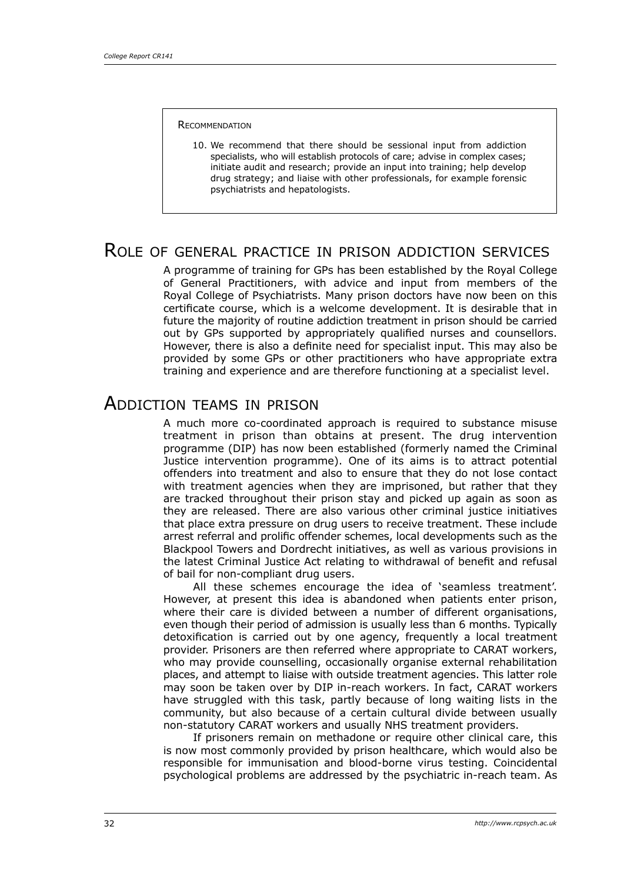**Recommendation**

10. We recommend that there should be sessional input from addiction specialists, who will establish protocols of care; advise in complex cases; initiate audit and research; provide an input into training; help develop drug strategy; and liaise with other professionals, for example forensic psychiatrists and hepatologists.

## Role of general practice in prison addiction services

A programme of training for GPs has been established by the Royal College of General Practitioners, with advice and input from members of the Royal College of Psychiatrists. Many prison doctors have now been on this certificate course, which is a welcome development. It is desirable that in future the majority of routine addiction treatment in prison should be carried out by GPs supported by appropriately qualified nurses and counsellors. However, there is also a definite need for specialist input. This may also be provided by some GPs or other practitioners who have appropriate extra training and experience and are therefore functioning at a specialist level.

## Addiction teams in prison

A much more co-coordinated approach is required to substance misuse treatment in prison than obtains at present. The drug intervention programme (DIP) has now been established (formerly named the Criminal Justice intervention programme). One of its aims is to attract potential offenders into treatment and also to ensure that they do not lose contact with treatment agencies when they are imprisoned, but rather that they are tracked throughout their prison stay and picked up again as soon as they are released. There are also various other criminal justice initiatives that place extra pressure on drug users to receive treatment. These include arrest referral and prolific offender schemes, local developments such as the Blackpool Towers and Dordrecht initiatives, as well as various provisions in the latest Criminal Justice Act relating to withdrawal of benefit and refusal of bail for non-compliant drug users.

All these schemes encourage the idea of 'seamless treatment'. However, at present this idea is abandoned when patients enter prison, where their care is divided between a number of different organisations, even though their period of admission is usually less than 6 months. Typically detoxification is carried out by one agency, frequently a local treatment provider. Prisoners are then referred where appropriate to CARAT workers, who may provide counselling, occasionally organise external rehabilitation places, and attempt to liaise with outside treatment agencies. This latter role may soon be taken over by DIP in-reach workers. In fact, CARAT workers have struggled with this task, partly because of long waiting lists in the community, but also because of a certain cultural divide between usually non-statutory CARAT workers and usually NHS treatment providers.

If prisoners remain on methadone or require other clinical care, this is now most commonly provided by prison healthcare, which would also be responsible for immunisation and blood-borne virus testing. Coincidental psychological problems are addressed by the psychiatric in-reach team. As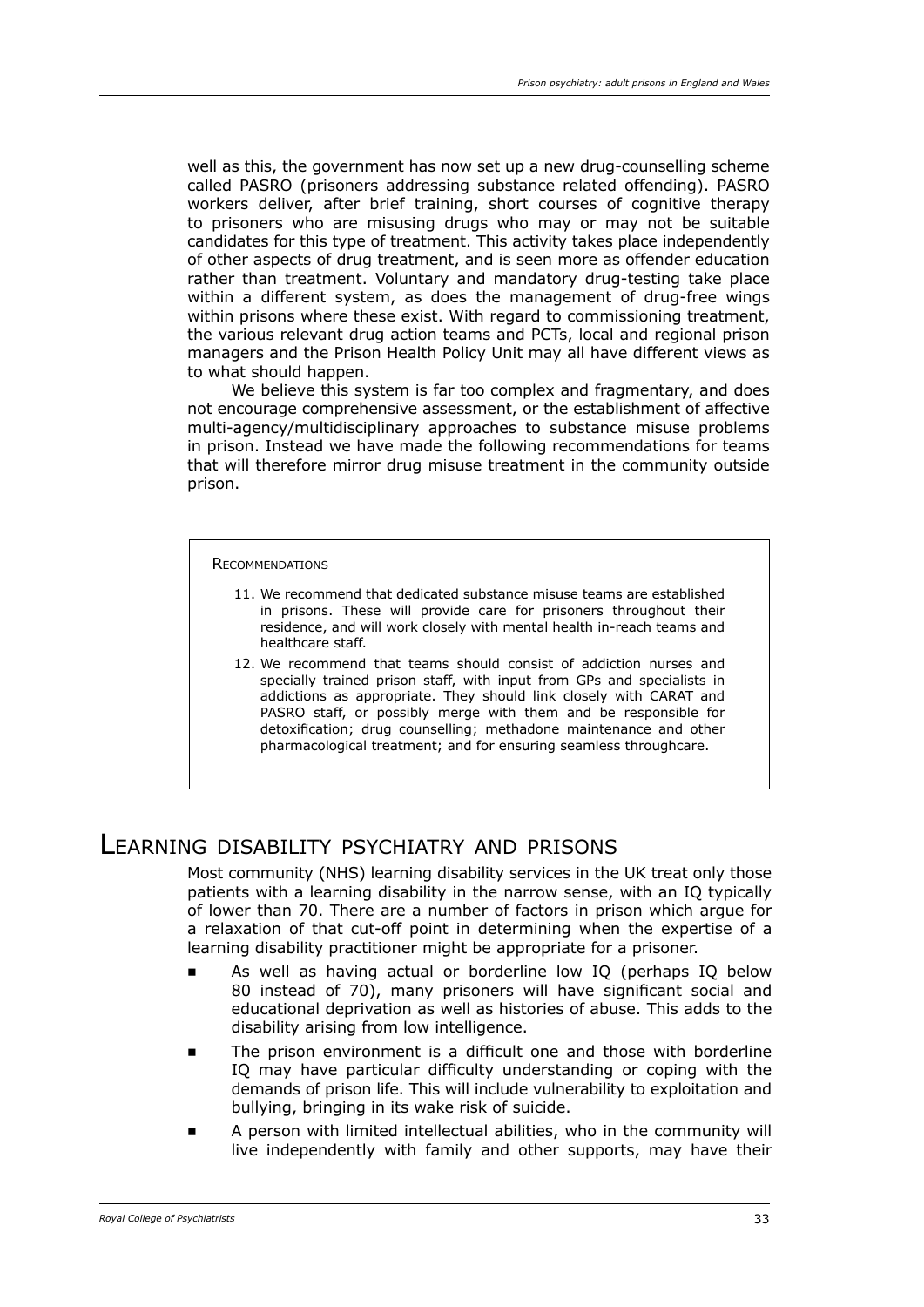well as this, the government has now set up a new drug-counselling scheme called PASRO (prisoners addressing substance related offending). PASRO workers deliver, after brief training, short courses of cognitive therapy to prisoners who are misusing drugs who may or may not be suitable candidates for this type of treatment. This activity takes place independently of other aspects of drug treatment, and is seen more as offender education rather than treatment. Voluntary and mandatory drug-testing take place within a different system, as does the management of drug-free wings within prisons where these exist. With regard to commissioning treatment, the various relevant drug action teams and PCTs, local and regional prison managers and the Prison Health Policy Unit may all have different views as to what should happen.

We believe this system is far too complex and fragmentary, and does not encourage comprehensive assessment, or the establishment of affective multi-agency/multidisciplinary approaches to substance misuse problems in prison. Instead we have made the following recommendations for teams that will therefore mirror drug misuse treatment in the community outside prison.

**Recommendations**

11. We recommend that dedicated substance misuse teams are established in prisons. These will provide care for prisoners throughout their residence, and will work closely with mental health in-reach teams and healthcare staff.
12. We recommend that teams should consist of addiction nurses and specially trained prison staff, with input from GPs and specialists in addictions as appropriate. They should link closely with CARAT and PASRO staff, or possibly merge with them and be responsible for detoxification; drug counselling; methadone maintenance and other pharmacological treatment; and for ensuring seamless throughcare.

## Learning disability psychiatry and prisons

Most community (NHS) learning disability services in the UK treat only those patients with a learning disability in the narrow sense, with an IQ typically of lower than 70. There are a number of factors in prison which argue for a relaxation of that cut-off point in determining when the expertise of a learning disability practitioner might be appropriate for a prisoner.

- As well as having actual or borderline low IQ (perhaps IQ below 80 instead of 70), many prisoners will have significant social and educational deprivation as well as histories of abuse. This adds to the disability arising from low intelligence.
- The prison environment is a difficult one and those with borderline IQ may have particular difficulty understanding or coping with the demands of prison life. This will include vulnerability to exploitation and bullying, bringing in its wake risk of suicide.
- A person with limited intellectual abilities, who in the community will live independently with family and other supports, may have their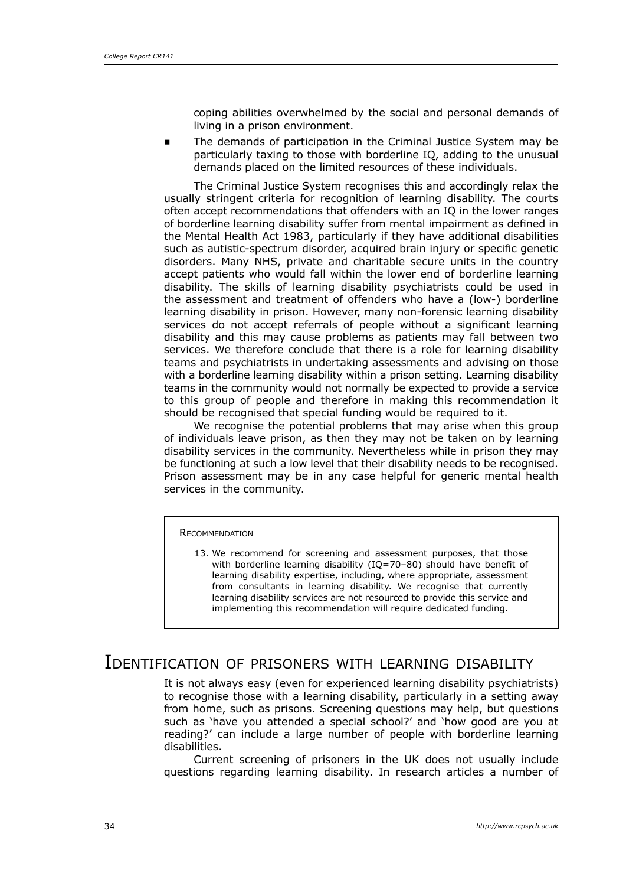coping abilities overwhelmed by the social and personal demands of living in a prison environment.

- The demands of participation in the Criminal Justice System may be particularly taxing to those with borderline IQ, adding to the unusual demands placed on the limited resources of these individuals.

The Criminal Justice System recognises this and accordingly relax the usually stringent criteria for recognition of learning disability. The courts often accept recommendations that offenders with an IQ in the lower ranges of borderline learning disability suffer from mental impairment as defined in the Mental Health Act 1983, particularly if they have additional disabilities such as autistic-spectrum disorder, acquired brain injury or specific genetic disorders. Many NHS, private and charitable secure units in the country accept patients who would fall within the lower end of borderline learning disability. The skills of learning disability psychiatrists could be used in the assessment and treatment of offenders who have a (low-) borderline learning disability in prison. However, many non-forensic learning disability services do not accept referrals of people without a significant learning disability and this may cause problems as patients may fall between two services. We therefore conclude that there is a role for learning disability teams and psychiatrists in undertaking assessments and advising on those with a borderline learning disability within a prison setting. Learning disability teams in the community would not normally be expected to provide a service to this group of people and therefore in making this recommendation it should be recognised that special funding would be required to it.

We recognise the potential problems that may arise when this group of individuals leave prison, as then they may not be taken on by learning disability services in the community. Nevertheless while in prison they may be functioning at such a low level that their disability needs to be recognised. Prison assessment may be in any case helpful for generic mental health services in the community.

> **Recommendation**
>
> 13. We recommend for screening and assessment purposes, that those with borderline learning disability (IQ=70–80) should have benefit of learning disability expertise, including, where appropriate, assessment from consultants in learning disability. We recognise that currently learning disability services are not resourced to provide this service and implementing this recommendation will require dedicated funding.

## Identification of prisoners with learning disability

It is not always easy (even for experienced learning disability psychiatrists) to recognise those with a learning disability, particularly in a setting away from home, such as prisons. Screening questions may help, but questions such as 'have you attended a special school?' and 'how good are you at reading?' can include a large number of people with borderline learning disabilities.

Current screening of prisoners in the UK does not usually include questions regarding learning disability. In research articles a number of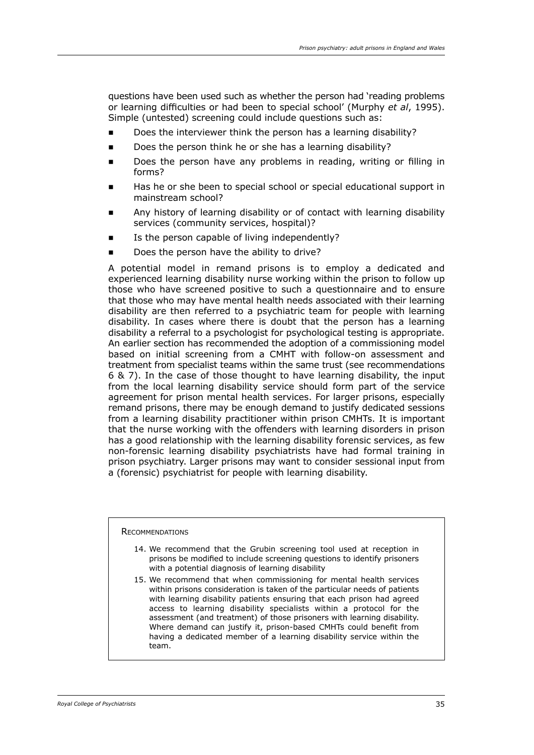questions have been used such as whether the person had 'reading problems or learning difficulties or had been to special school' (Murphy *et al*, 1995). Simple (untested) screening could include questions such as:

- Does the interviewer think the person has a learning disability?
- Does the person think he or she has a learning disability?
- Does the person have any problems in reading, writing or filling in forms?
- Has he or she been to special school or special educational support in mainstream school?
- Any history of learning disability or of contact with learning disability services (community services, hospital)?
- Is the person capable of living independently?
- Does the person have the ability to drive?

A potential model in remand prisons is to employ a dedicated and experienced learning disability nurse working within the prison to follow up those who have screened positive to such a questionnaire and to ensure that those who may have mental health needs associated with their learning disability are then referred to a psychiatric team for people with learning disability. In cases where there is doubt that the person has a learning disability a referral to a psychologist for psychological testing is appropriate. An earlier section has recommended the adoption of a commissioning model based on initial screening from a CMHT with follow-on assessment and treatment from specialist teams within the same trust (see recommendations 6 & 7). In the case of those thought to have learning disability, the input from the local learning disability service should form part of the service agreement for prison mental health services. For larger prisons, especially remand prisons, there may be enough demand to justify dedicated sessions from a learning disability practitioner within prison CMHTs. It is important that the nurse working with the offenders with learning disorders in prison has a good relationship with the learning disability forensic services, as few non-forensic learning disability psychiatrists have had formal training in prison psychiatry. Larger prisons may want to consider sessional input from a (forensic) psychiatrist for people with learning disability.

Recommendations

14. We recommend that the Grubin screening tool used at reception in prisons be modified to include screening questions to identify prisoners with a potential diagnosis of learning disability
15. We recommend that when commissioning for mental health services within prisons consideration is taken of the particular needs of patients with learning disability patients ensuring that each prison had agreed access to learning disability specialists within a protocol for the assessment (and treatment) of those prisoners with learning disability. Where demand can justify it, prison-based CMHTs could benefit from having a dedicated member of a learning disability service within the team.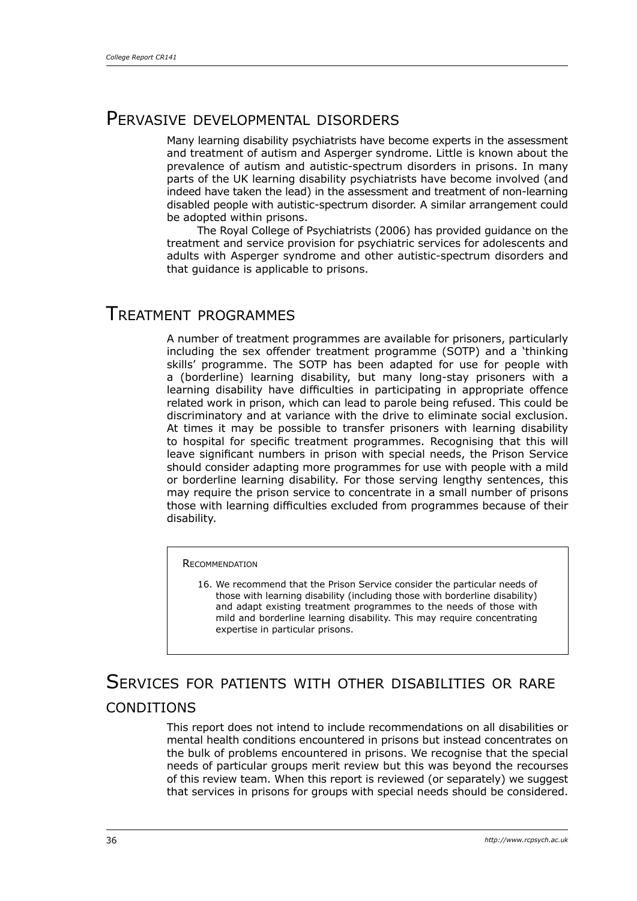## Pervasive developmental disorders

Many learning disability psychiatrists have become experts in the assessment and treatment of autism and Asperger syndrome. Little is known about the prevalence of autism and autistic-spectrum disorders in prisons. In many parts of the UK learning disability psychiatrists have become involved (and indeed have taken the lead) in the assessment and treatment of non-learning disabled people with autistic-spectrum disorder. A similar arrangement could be adopted within prisons.

The Royal College of Psychiatrists (2006) has provided guidance on the treatment and service provision for psychiatric services for adolescents and adults with Asperger syndrome and other autistic-spectrum disorders and that guidance is applicable to prisons.

## Treatment programmes

A number of treatment programmes are available for prisoners, particularly including the sex offender treatment programme (SOTP) and a 'thinking skills' programme. The SOTP has been adapted for use for people with a (borderline) learning disability, but many long-stay prisoners with a learning disability have difficulties in participating in appropriate offence related work in prison, which can lead to parole being refused. This could be discriminatory and at variance with the drive to eliminate social exclusion. At times it may be possible to transfer prisoners with learning disability to hospital for specific treatment programmes. Recognising that this will leave significant numbers in prison with special needs, the Prison Service should consider adapting more programmes for use with people with a mild or borderline learning disability. For those serving lengthy sentences, this may require the prison service to concentrate in a small number of prisons those with learning difficulties excluded from programmes because of their disability.

> **Recommendation**
>
> 16. We recommend that the Prison Service consider the particular needs of those with learning disability (including those with borderline disability) and adapt existing treatment programmes to the needs of those with mild and borderline learning disability. This may require concentrating expertise in particular prisons.

## Services for patients with other disabilities or rare conditions

This report does not intend to include recommendations on all disabilities or mental health conditions encountered in prisons but instead concentrates on the bulk of problems encountered in prisons. We recognise that the special needs of particular groups merit review but this was beyond the recourses of this review team. When this report is reviewed (or separately) we suggest that services in prisons for groups with special needs should be considered.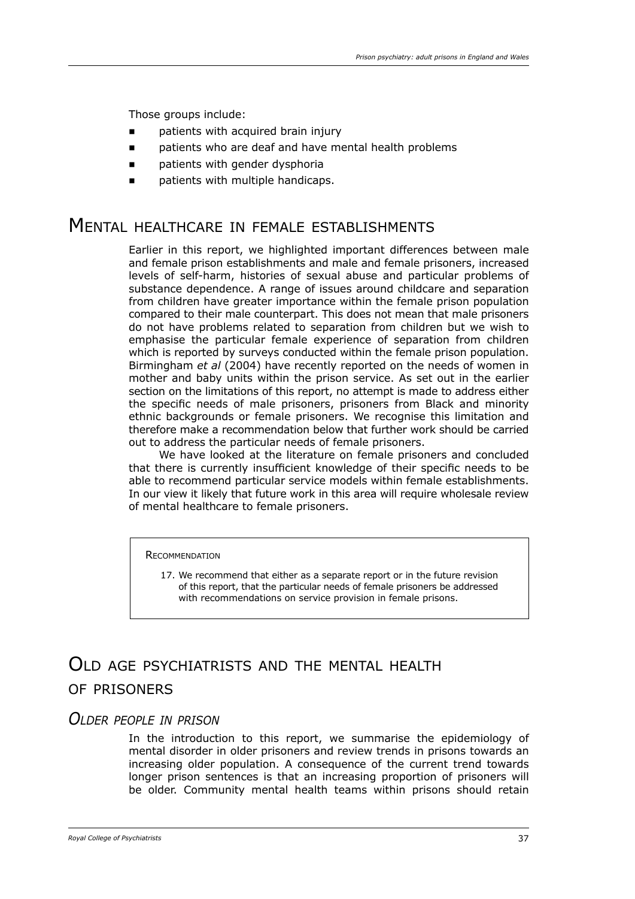Those groups include:

- patients with acquired brain injury
- patients who are deaf and have mental health problems
- patients with gender dysphoria
- patients with multiple handicaps.

## Mental healthcare in female establishments

Earlier in this report, we highlighted important differences between male and female prison establishments and male and female prisoners, increased levels of self-harm, histories of sexual abuse and particular problems of substance dependence. A range of issues around childcare and separation from children have greater importance within the female prison population compared to their male counterpart. This does not mean that male prisoners do not have problems related to separation from children but we wish to emphasise the particular female experience of separation from children which is reported by surveys conducted within the female prison population. Birmingham *et al* (2004) have recently reported on the needs of women in mother and baby units within the prison service. As set out in the earlier section on the limitations of this report, no attempt is made to address either the specific needs of male prisoners, prisoners from Black and minority ethnic backgrounds or female prisoners. We recognise this limitation and therefore make a recommendation below that further work should be carried out to address the particular needs of female prisoners.

We have looked at the literature on female prisoners and concluded that there is currently insufficient knowledge of their specific needs to be able to recommend particular service models within female establishments. In our view it likely that future work in this area will require wholesale review of mental healthcare to female prisoners.

> Recommendation
>
> 17. We recommend that either as a separate report or in the future revision of this report, that the particular needs of female prisoners be addressed with recommendations on service provision in female prisons.

## Old age psychiatrists and the mental health of prisoners

### *Older people in prison*

In the introduction to this report, we summarise the epidemiology of mental disorder in older prisoners and review trends in prisons towards an increasing older population. A consequence of the current trend towards longer prison sentences is that an increasing proportion of prisoners will be older. Community mental health teams within prisons should retain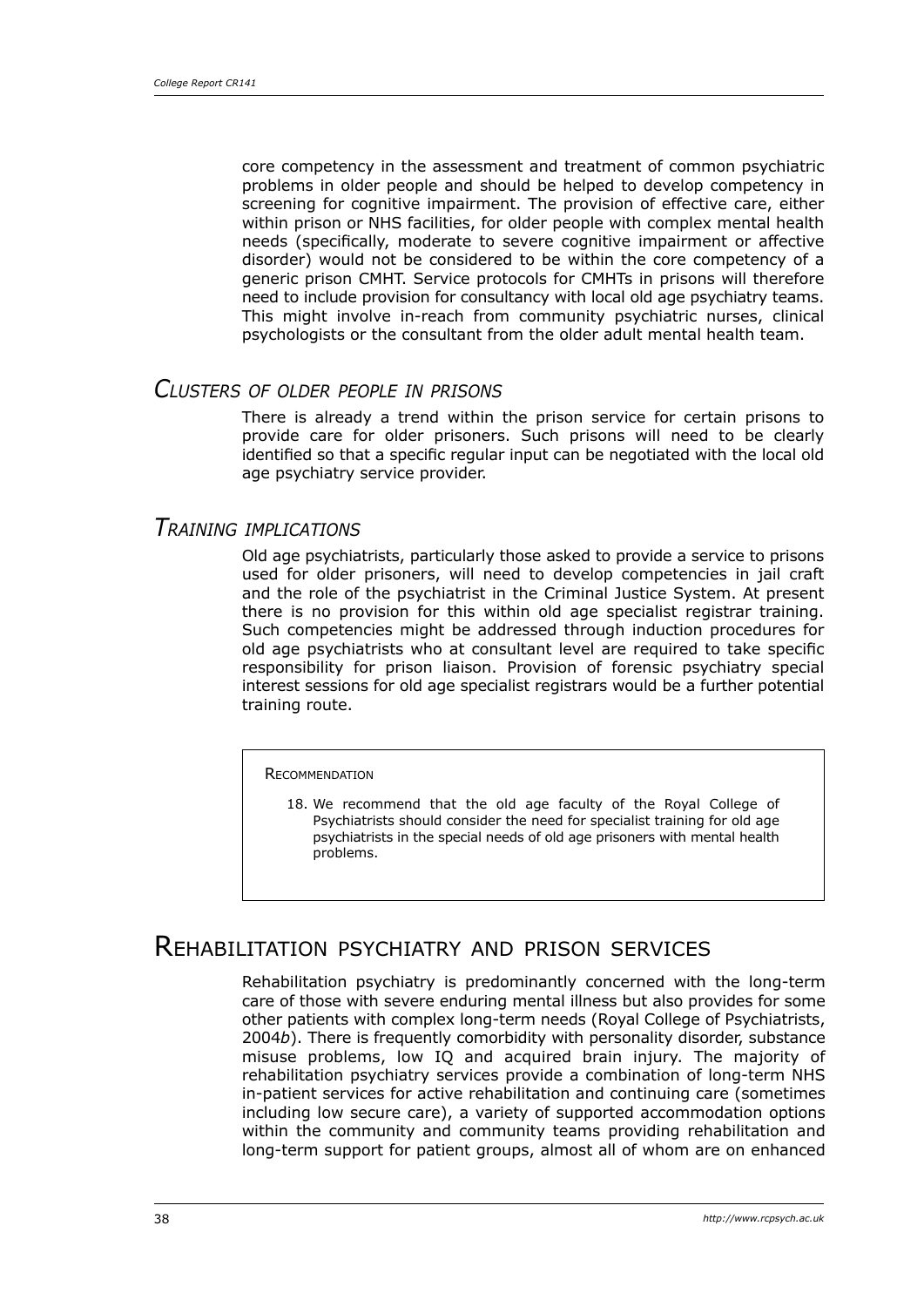core competency in the assessment and treatment of common psychiatric problems in older people and should be helped to develop competency in screening for cognitive impairment. The provision of effective care, either within prison or NHS facilities, for older people with complex mental health needs (specifically, moderate to severe cognitive impairment or affective disorder) would not be considered to be within the core competency of a generic prison CMHT. Service protocols for CMHTs in prisons will therefore need to include provision for consultancy with local old age psychiatry teams. This might involve in-reach from community psychiatric nurses, clinical psychologists or the consultant from the older adult mental health team.

### *Clusters of older people in prisons*

There is already a trend within the prison service for certain prisons to provide care for older prisoners. Such prisons will need to be clearly identified so that a specific regular input can be negotiated with the local old age psychiatry service provider.

### *Training implications*

Old age psychiatrists, particularly those asked to provide a service to prisons used for older prisoners, will need to develop competencies in jail craft and the role of the psychiatrist in the Criminal Justice System. At present there is no provision for this within old age specialist registrar training. Such competencies might be addressed through induction procedures for old age psychiatrists who at consultant level are required to take specific responsibility for prison liaison. Provision of forensic psychiatry special interest sessions for old age specialist registrars would be a further potential training route.

> Recommendation
>
> 18. We recommend that the old age faculty of the Royal College of Psychiatrists should consider the need for specialist training for old age psychiatrists in the special needs of old age prisoners with mental health problems.

## Rehabilitation psychiatry and prison services

Rehabilitation psychiatry is predominantly concerned with the long-term care of those with severe enduring mental illness but also provides for some other patients with complex long-term needs (Royal College of Psychiatrists, 2004*b*). There is frequently comorbidity with personality disorder, substance misuse problems, low IQ and acquired brain injury. The majority of rehabilitation psychiatry services provide a combination of long-term NHS in-patient services for active rehabilitation and continuing care (sometimes including low secure care), a variety of supported accommodation options within the community and community teams providing rehabilitation and long-term support for patient groups, almost all of whom are on enhanced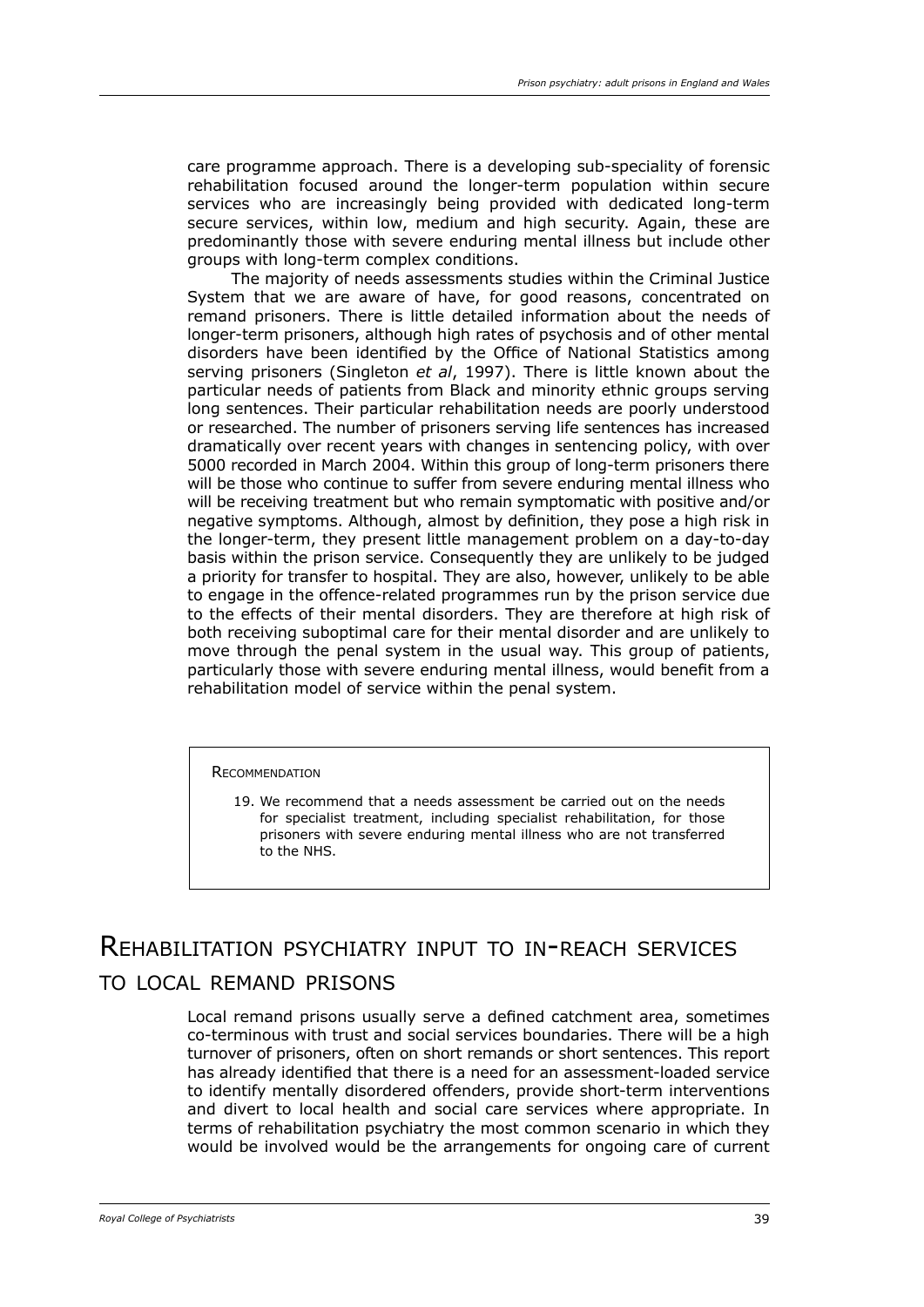care programme approach. There is a developing sub-speciality of forensic rehabilitation focused around the longer-term population within secure services who are increasingly being provided with dedicated long-term secure services, within low, medium and high security. Again, these are predominantly those with severe enduring mental illness but include other groups with long-term complex conditions.

The majority of needs assessments studies within the Criminal Justice System that we are aware of have, for good reasons, concentrated on remand prisoners. There is little detailed information about the needs of longer-term prisoners, although high rates of psychosis and of other mental disorders have been identified by the Office of National Statistics among serving prisoners (Singleton *et al*, 1997). There is little known about the particular needs of patients from Black and minority ethnic groups serving long sentences. Their particular rehabilitation needs are poorly understood or researched. The number of prisoners serving life sentences has increased dramatically over recent years with changes in sentencing policy, with over 5000 recorded in March 2004. Within this group of long-term prisoners there will be those who continue to suffer from severe enduring mental illness who will be receiving treatment but who remain symptomatic with positive and/or negative symptoms. Although, almost by definition, they pose a high risk in the longer-term, they present little management problem on a day-to-day basis within the prison service. Consequently they are unlikely to be judged a priority for transfer to hospital. They are also, however, unlikely to be able to engage in the offence-related programmes run by the prison service due to the effects of their mental disorders. They are therefore at high risk of both receiving suboptimal care for their mental disorder and are unlikely to move through the penal system in the usual way. This group of patients, particularly those with severe enduring mental illness, would benefit from a rehabilitation model of service within the penal system.

> RECOMMENDATION
>
> 19. We recommend that a needs assessment be carried out on the needs for specialist treatment, including specialist rehabilitation, for those prisoners with severe enduring mental illness who are not transferred to the NHS.

## Rehabilitation psychiatry input to in-reach services to local remand prisons

Local remand prisons usually serve a defined catchment area, sometimes co-terminous with trust and social services boundaries. There will be a high turnover of prisoners, often on short remands or short sentences. This report has already identified that there is a need for an assessment-loaded service to identify mentally disordered offenders, provide short-term interventions and divert to local health and social care services where appropriate. In terms of rehabilitation psychiatry the most common scenario in which they would be involved would be the arrangements for ongoing care of current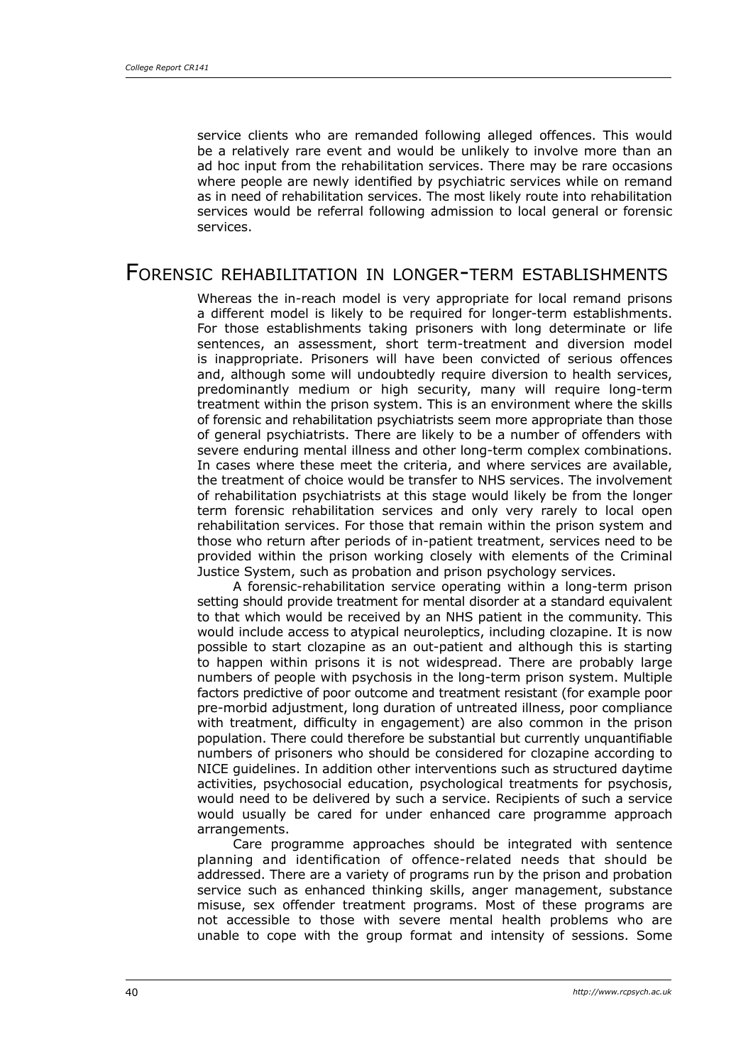service clients who are remanded following alleged offences. This would be a relatively rare event and would be unlikely to involve more than an ad hoc input from the rehabilitation services. There may be rare occasions where people are newly identified by psychiatric services while on remand as in need of rehabilitation services. The most likely route into rehabilitation services would be referral following admission to local general or forensic services.

## Forensic rehabilitation in longer-term establishments

Whereas the in-reach model is very appropriate for local remand prisons a different model is likely to be required for longer-term establishments. For those establishments taking prisoners with long determinate or life sentences, an assessment, short term-treatment and diversion model is inappropriate. Prisoners will have been convicted of serious offences and, although some will undoubtedly require diversion to health services, predominantly medium or high security, many will require long-term treatment within the prison system. This is an environment where the skills of forensic and rehabilitation psychiatrists seem more appropriate than those of general psychiatrists. There are likely to be a number of offenders with severe enduring mental illness and other long-term complex combinations. In cases where these meet the criteria, and where services are available, the treatment of choice would be transfer to NHS services. The involvement of rehabilitation psychiatrists at this stage would likely be from the longer term forensic rehabilitation services and only very rarely to local open rehabilitation services. For those that remain within the prison system and those who return after periods of in-patient treatment, services need to be provided within the prison working closely with elements of the Criminal Justice System, such as probation and prison psychology services.

A forensic-rehabilitation service operating within a long-term prison setting should provide treatment for mental disorder at a standard equivalent to that which would be received by an NHS patient in the community. This would include access to atypical neuroleptics, including clozapine. It is now possible to start clozapine as an out-patient and although this is starting to happen within prisons it is not widespread. There are probably large numbers of people with psychosis in the long-term prison system. Multiple factors predictive of poor outcome and treatment resistant (for example poor pre-morbid adjustment, long duration of untreated illness, poor compliance with treatment, difficulty in engagement) are also common in the prison population. There could therefore be substantial but currently unquantifiable numbers of prisoners who should be considered for clozapine according to NICE guidelines. In addition other interventions such as structured daytime activities, psychosocial education, psychological treatments for psychosis, would need to be delivered by such a service. Recipients of such a service would usually be cared for under enhanced care programme approach arrangements.

Care programme approaches should be integrated with sentence planning and identification of offence-related needs that should be addressed. There are a variety of programs run by the prison and probation service such as enhanced thinking skills, anger management, substance misuse, sex offender treatment programs. Most of these programs are not accessible to those with severe mental health problems who are unable to cope with the group format and intensity of sessions. Some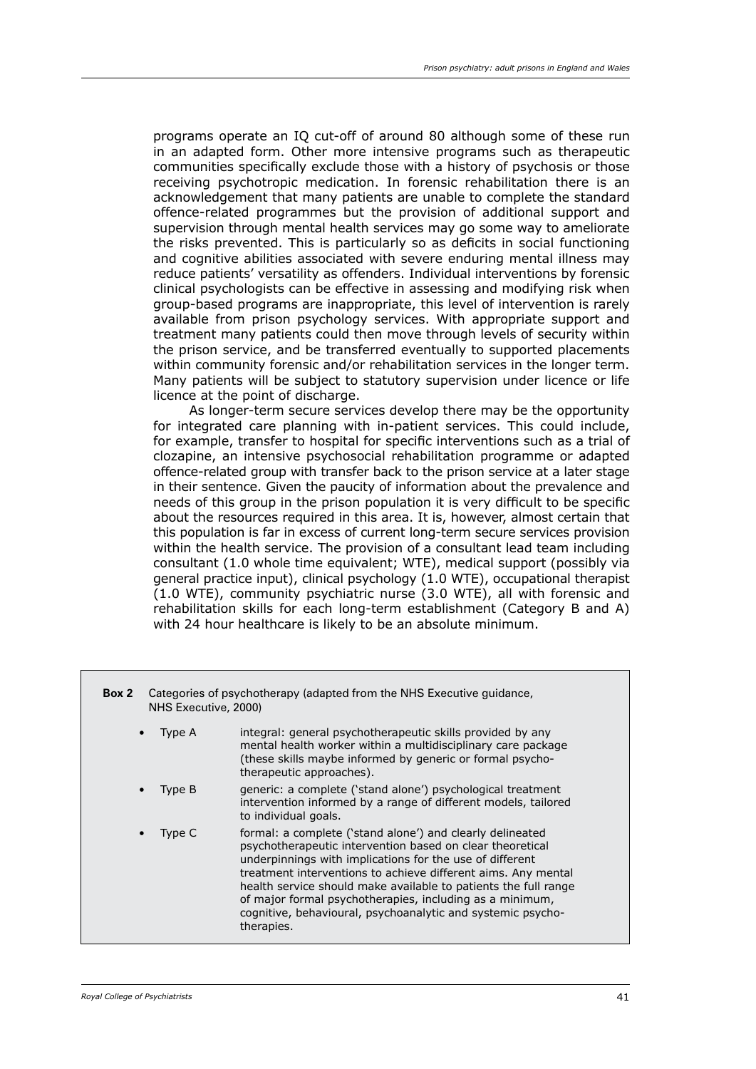programs operate an IQ cut-off of around 80 although some of these run in an adapted form. Other more intensive programs such as therapeutic communities specifically exclude those with a history of psychosis or those receiving psychotropic medication. In forensic rehabilitation there is an acknowledgement that many patients are unable to complete the standard offence-related programmes but the provision of additional support and supervision through mental health services may go some way to ameliorate the risks prevented. This is particularly so as deficits in social functioning and cognitive abilities associated with severe enduring mental illness may reduce patients' versatility as offenders. Individual interventions by forensic clinical psychologists can be effective in assessing and modifying risk when group-based programs are inappropriate, this level of intervention is rarely available from prison psychology services. With appropriate support and treatment many patients could then move through levels of security within the prison service, and be transferred eventually to supported placements within community forensic and/or rehabilitation services in the longer term. Many patients will be subject to statutory supervision under licence or life licence at the point of discharge.

As longer-term secure services develop there may be the opportunity for integrated care planning with in-patient services. This could include, for example, transfer to hospital for specific interventions such as a trial of clozapine, an intensive psychosocial rehabilitation programme or adapted offence-related group with transfer back to the prison service at a later stage in their sentence. Given the paucity of information about the prevalence and needs of this group in the prison population it is very difficult to be specific about the resources required in this area. It is, however, almost certain that this population is far in excess of current long-term secure services provision within the health service. The provision of a consultant lead team including consultant (1.0 whole time equivalent; WTE), medical support (possibly via general practice input), clinical psychology (1.0 WTE), occupational therapist (1.0 WTE), community psychiatric nurse (3.0 WTE), all with forensic and rehabilitation skills for each long-term establishment (Category B and A) with 24 hour healthcare is likely to be an absolute minimum.

**Box 2** Categories of psychotherapy (adapted from the NHS Executive guidance, NHS Executive, 2000)

- Type A — integral: general psychotherapeutic skills provided by any mental health worker within a multidisciplinary care package (these skills maybe informed by generic or formal psychotherapeutic approaches).
- Type B — generic: a complete ('stand alone') psychological treatment intervention informed by a range of different models, tailored to individual goals.
- Type C — formal: a complete ('stand alone') and clearly delineated psychotherapeutic intervention based on clear theoretical underpinnings with implications for the use of different treatment interventions to achieve different aims. Any mental health service should make available to patients the full range of major formal psychotherapies, including as a minimum, cognitive, behavioural, psychoanalytic and systemic psychotherapies.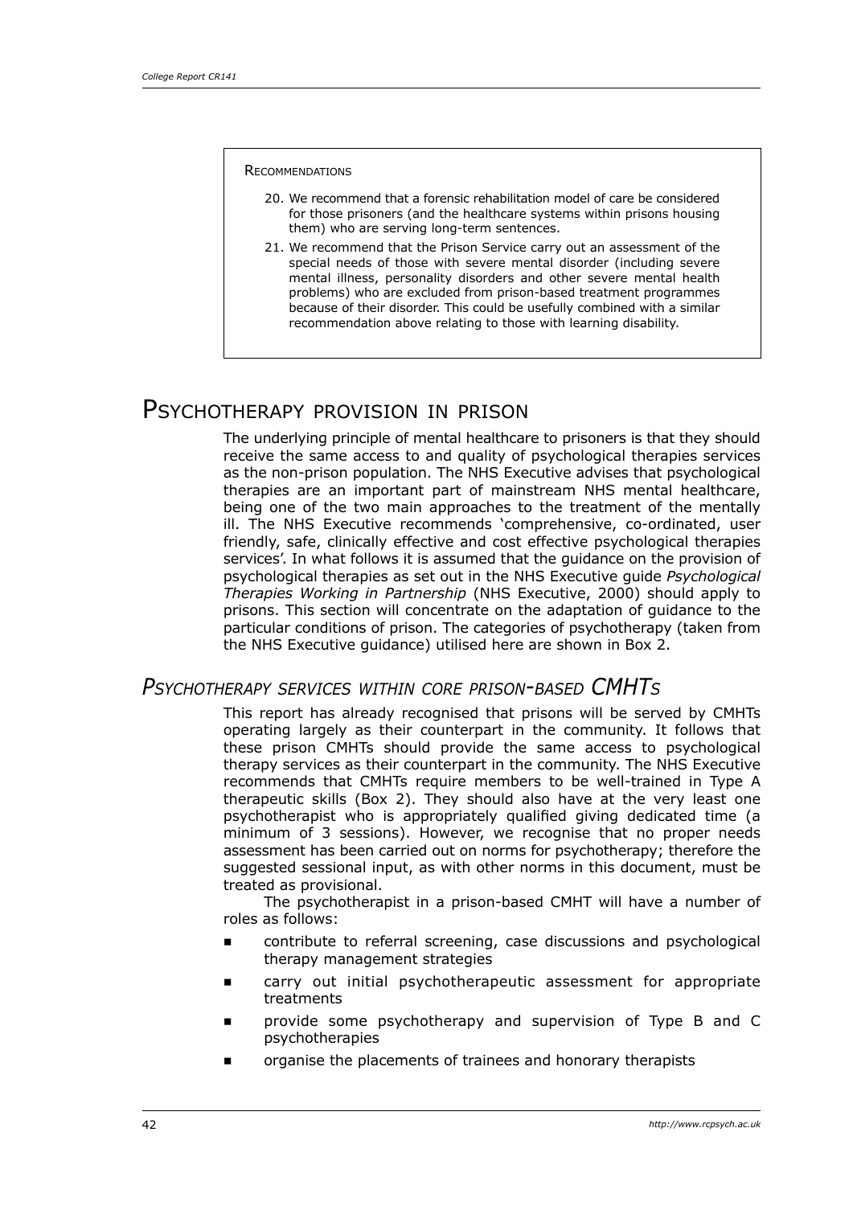**Recommendations**

20. We recommend that a forensic rehabilitation model of care be considered for those prisoners (and the healthcare systems within prisons housing them) who are serving long-term sentences.
21. We recommend that the Prison Service carry out an assessment of the special needs of those with severe mental disorder (including severe mental illness, personality disorders and other severe mental health problems) who are excluded from prison-based treatment programmes because of their disorder. This could be usefully combined with a similar recommendation above relating to those with learning disability.

## Psychotherapy provision in prison

The underlying principle of mental healthcare to prisoners is that they should receive the same access to and quality of psychological therapies services as the non-prison population. The NHS Executive advises that psychological therapies are an important part of mainstream NHS mental healthcare, being one of the two main approaches to the treatment of the mentally ill. The NHS Executive recommends 'comprehensive, co-ordinated, user friendly, safe, clinically effective and cost effective psychological therapies services'. In what follows it is assumed that the guidance on the provision of psychological therapies as set out in the NHS Executive guide *Psychological Therapies Working in Partnership* (NHS Executive, 2000) should apply to prisons. This section will concentrate on the adaptation of guidance to the particular conditions of prison. The categories of psychotherapy (taken from the NHS Executive guidance) utilised here are shown in Box 2.

### *Psychotherapy services within core prison-based CMHTs*

This report has already recognised that prisons will be served by CMHTs operating largely as their counterpart in the community. It follows that these prison CMHTs should provide the same access to psychological therapy services as their counterpart in the community. The NHS Executive recommends that CMHTs require members to be well-trained in Type A therapeutic skills (Box 2). They should also have at the very least one psychotherapist who is appropriately qualified giving dedicated time (a minimum of 3 sessions). However, we recognise that no proper needs assessment has been carried out on norms for psychotherapy; therefore the suggested sessional input, as with other norms in this document, must be treated as provisional.

The psychotherapist in a prison-based CMHT will have a number of roles as follows:

- contribute to referral screening, case discussions and psychological therapy management strategies
- carry out initial psychotherapeutic assessment for appropriate treatments
- provide some psychotherapy and supervision of Type B and C psychotherapies
- organise the placements of trainees and honorary therapists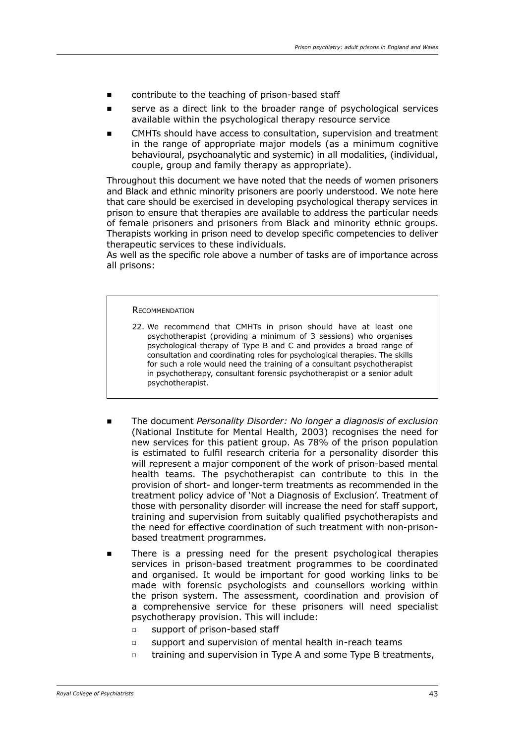- contribute to the teaching of prison-based staff
- serve as a direct link to the broader range of psychological services available within the psychological therapy resource service
- CMHTs should have access to consultation, supervision and treatment in the range of appropriate major models (as a minimum cognitive behavioural, psychoanalytic and systemic) in all modalities, (individual, couple, group and family therapy as appropriate).

Throughout this document we have noted that the needs of women prisoners and Black and ethnic minority prisoners are poorly understood. We note here that care should be exercised in developing psychological therapy services in prison to ensure that therapies are available to address the particular needs of female prisoners and prisoners from Black and minority ethnic groups. Therapists working in prison need to develop specific competencies to deliver therapeutic services to these individuals.

As well as the specific role above a number of tasks are of importance across all prisons:

> **Recommendation**
>
> 22. We recommend that CMHTs in prison should have at least one psychotherapist (providing a minimum of 3 sessions) who organises psychological therapy of Type B and C and provides a broad range of consultation and coordinating roles for psychological therapies. The skills for such a role would need the training of a consultant psychotherapist in psychotherapy, consultant forensic psychotherapist or a senior adult psychotherapist.

- The document *Personality Disorder: No longer a diagnosis of exclusion* (National Institute for Mental Health, 2003) recognises the need for new services for this patient group. As 78% of the prison population is estimated to fulfil research criteria for a personality disorder this will represent a major component of the work of prison-based mental health teams. The psychotherapist can contribute to this in the provision of short- and longer-term treatments as recommended in the treatment policy advice of 'Not a Diagnosis of Exclusion'. Treatment of those with personality disorder will increase the need for staff support, training and supervision from suitably qualified psychotherapists and the need for effective coordination of such treatment with non-prison-based treatment programmes.
- There is a pressing need for the present psychological therapies services in prison-based treatment programmes to be coordinated and organised. It would be important for good working links to be made with forensic psychologists and counsellors working within the prison system. The assessment, coordination and provision of a comprehensive service for these prisoners will need specialist psychotherapy provision. This will include:
  - support of prison-based staff
  - support and supervision of mental health in-reach teams
  - training and supervision in Type A and some Type B treatments,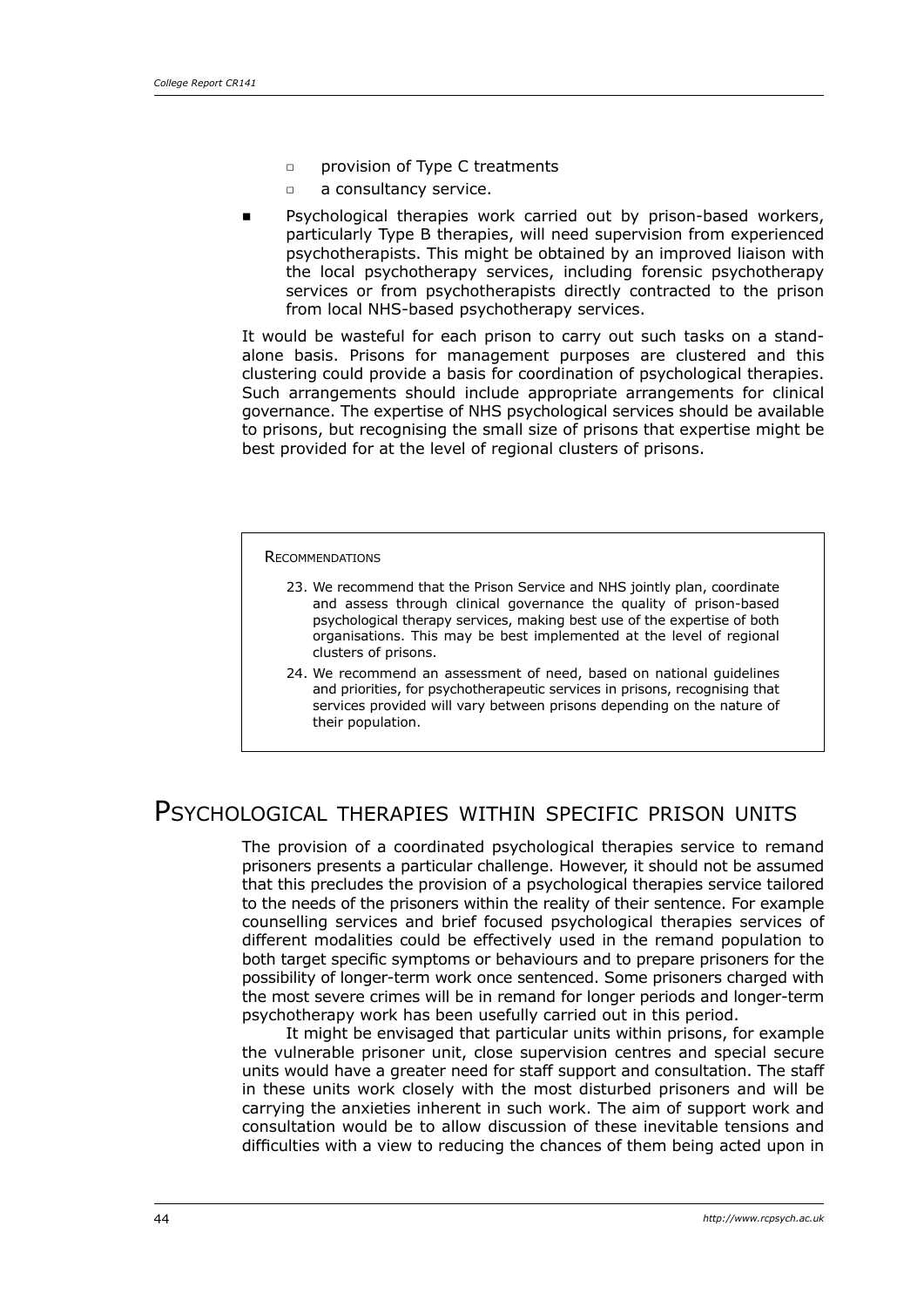- provision of Type C treatments
    - a consultancy service.
- Psychological therapies work carried out by prison-based workers, particularly Type B therapies, will need supervision from experienced psychotherapists. This might be obtained by an improved liaison with the local psychotherapy services, including forensic psychotherapy services or from psychotherapists directly contracted to the prison from local NHS-based psychotherapy services.

It would be wasteful for each prison to carry out such tasks on a stand-alone basis. Prisons for management purposes are clustered and this clustering could provide a basis for coordination of psychological therapies. Such arrangements should include appropriate arrangements for clinical governance. The expertise of NHS psychological services should be available to prisons, but recognising the small size of prisons that expertise might be best provided for at the level of regional clusters of prisons.

> **Recommendations**
>
> 23. We recommend that the Prison Service and NHS jointly plan, coordinate and assess through clinical governance the quality of prison-based psychological therapy services, making best use of the expertise of both organisations. This may be best implemented at the level of regional clusters of prisons.
> 24. We recommend an assessment of need, based on national guidelines and priorities, for psychotherapeutic services in prisons, recognising that services provided will vary between prisons depending on the nature of their population.

## Psychological therapies within specific prison units

The provision of a coordinated psychological therapies service to remand prisoners presents a particular challenge. However, it should not be assumed that this precludes the provision of a psychological therapies service tailored to the needs of the prisoners within the reality of their sentence. For example counselling services and brief focused psychological therapies services of different modalities could be effectively used in the remand population to both target specific symptoms or behaviours and to prepare prisoners for the possibility of longer-term work once sentenced. Some prisoners charged with the most severe crimes will be in remand for longer periods and longer-term psychotherapy work has been usefully carried out in this period.

It might be envisaged that particular units within prisons, for example the vulnerable prisoner unit, close supervision centres and special secure units would have a greater need for staff support and consultation. The staff in these units work closely with the most disturbed prisoners and will be carrying the anxieties inherent in such work. The aim of support work and consultation would be to allow discussion of these inevitable tensions and difficulties with a view to reducing the chances of them being acted upon in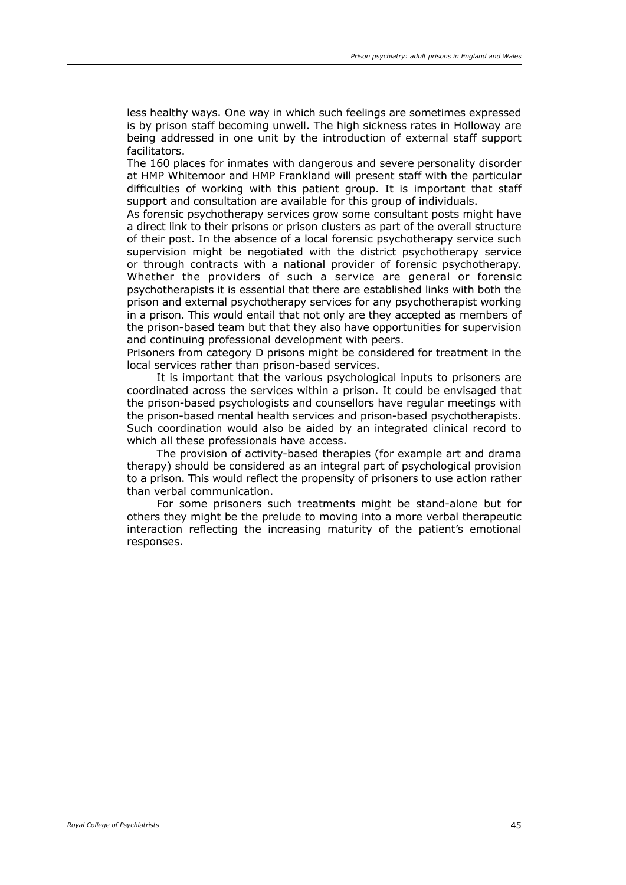less healthy ways. One way in which such feelings are sometimes expressed is by prison staff becoming unwell. The high sickness rates in Holloway are being addressed in one unit by the introduction of external staff support facilitators.

The 160 places for inmates with dangerous and severe personality disorder at HMP Whitemoor and HMP Frankland will present staff with the particular difficulties of working with this patient group. It is important that staff support and consultation are available for this group of individuals.

As forensic psychotherapy services grow some consultant posts might have a direct link to their prisons or prison clusters as part of the overall structure of their post. In the absence of a local forensic psychotherapy service such supervision might be negotiated with the district psychotherapy service or through contracts with a national provider of forensic psychotherapy. Whether the providers of such a service are general or forensic psychotherapists it is essential that there are established links with both the prison and external psychotherapy services for any psychotherapist working in a prison. This would entail that not only are they accepted as members of the prison-based team but that they also have opportunities for supervision and continuing professional development with peers.

Prisoners from category D prisons might be considered for treatment in the local services rather than prison-based services.

It is important that the various psychological inputs to prisoners are coordinated across the services within a prison. It could be envisaged that the prison-based psychologists and counsellors have regular meetings with the prison-based mental health services and prison-based psychotherapists. Such coordination would also be aided by an integrated clinical record to which all these professionals have access.

The provision of activity-based therapies (for example art and drama therapy) should be considered as an integral part of psychological provision to a prison. This would reflect the propensity of prisoners to use action rather than verbal communication.

For some prisoners such treatments might be stand-alone but for others they might be the prelude to moving into a more verbal therapeutic interaction reflecting the increasing maturity of the patient's emotional responses.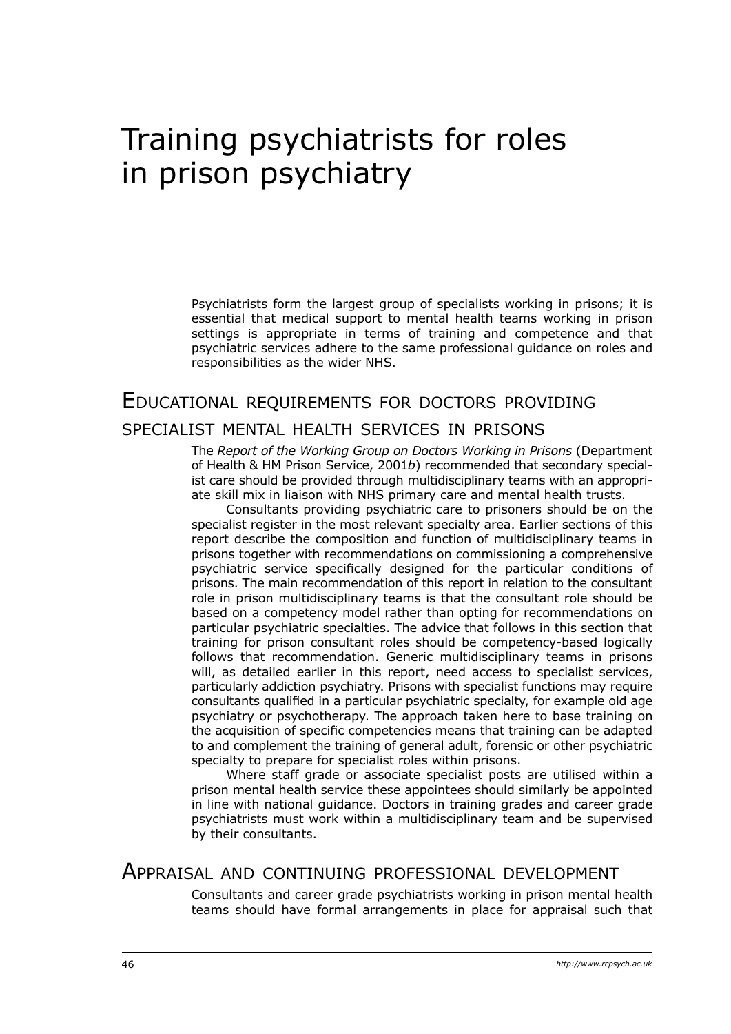# Training psychiatrists for roles in prison psychiatry

Psychiatrists form the largest group of specialists working in prisons; it is essential that medical support to mental health teams working in prison settings is appropriate in terms of training and competence and that psychiatric services adhere to the same professional guidance on roles and responsibilities as the wider NHS.

## Educational requirements for doctors providing specialist mental health services in prisons

The *Report of the Working Group on Doctors Working in Prisons* (Department of Health & HM Prison Service, 2001*b*) recommended that secondary specialist care should be provided through multidisciplinary teams with an appropriate skill mix in liaison with NHS primary care and mental health trusts.

Consultants providing psychiatric care to prisoners should be on the specialist register in the most relevant specialty area. Earlier sections of this report describe the composition and function of multidisciplinary teams in prisons together with recommendations on commissioning a comprehensive psychiatric service specifically designed for the particular conditions of prisons. The main recommendation of this report in relation to the consultant role in prison multidisciplinary teams is that the consultant role should be based on a competency model rather than opting for recommendations on particular psychiatric specialties. The advice that follows in this section that training for prison consultant roles should be competency-based logically follows that recommendation. Generic multidisciplinary teams in prisons will, as detailed earlier in this report, need access to specialist services, particularly addiction psychiatry. Prisons with specialist functions may require consultants qualified in a particular psychiatric specialty, for example old age psychiatry or psychotherapy. The approach taken here to base training on the acquisition of specific competencies means that training can be adapted to and complement the training of general adult, forensic or other psychiatric specialty to prepare for specialist roles within prisons.

Where staff grade or associate specialist posts are utilised within a prison mental health service these appointees should similarly be appointed in line with national guidance. Doctors in training grades and career grade psychiatrists must work within a multidisciplinary team and be supervised by their consultants.

## Appraisal and continuing professional development

Consultants and career grade psychiatrists working in prison mental health teams should have formal arrangements in place for appraisal such that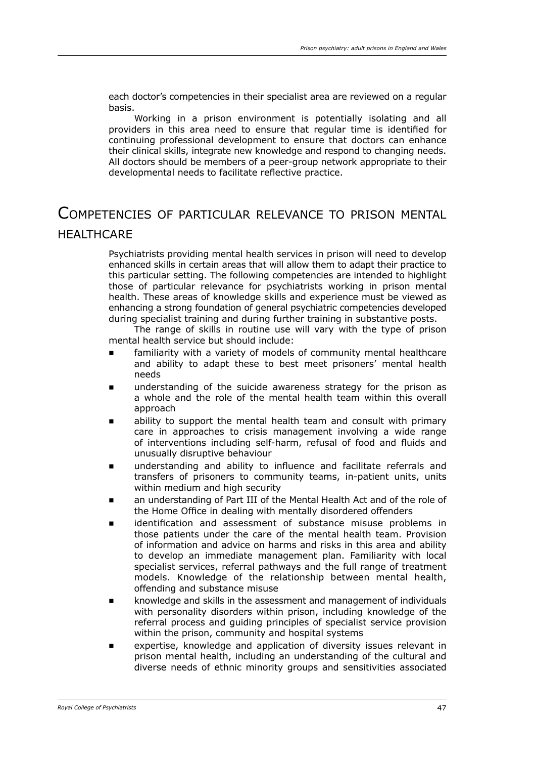each doctor's competencies in their specialist area are reviewed on a regular basis.

Working in a prison environment is potentially isolating and all providers in this area need to ensure that regular time is identified for continuing professional development to ensure that doctors can enhance their clinical skills, integrate new knowledge and respond to changing needs. All doctors should be members of a peer-group network appropriate to their developmental needs to facilitate reflective practice.

## Competencies of particular relevance to prison mental healthcare

Psychiatrists providing mental health services in prison will need to develop enhanced skills in certain areas that will allow them to adapt their practice to this particular setting. The following competencies are intended to highlight those of particular relevance for psychiatrists working in prison mental health. These areas of knowledge skills and experience must be viewed as enhancing a strong foundation of general psychiatric competencies developed during specialist training and during further training in substantive posts.

The range of skills in routine use will vary with the type of prison mental health service but should include:

- familiarity with a variety of models of community mental healthcare and ability to adapt these to best meet prisoners' mental health needs
- understanding of the suicide awareness strategy for the prison as a whole and the role of the mental health team within this overall approach
- ability to support the mental health team and consult with primary care in approaches to crisis management involving a wide range of interventions including self-harm, refusal of food and fluids and unusually disruptive behaviour
- understanding and ability to influence and facilitate referrals and transfers of prisoners to community teams, in-patient units, units within medium and high security
- an understanding of Part III of the Mental Health Act and of the role of the Home Office in dealing with mentally disordered offenders
- identification and assessment of substance misuse problems in those patients under the care of the mental health team. Provision of information and advice on harms and risks in this area and ability to develop an immediate management plan. Familiarity with local specialist services, referral pathways and the full range of treatment models. Knowledge of the relationship between mental health, offending and substance misuse
- knowledge and skills in the assessment and management of individuals with personality disorders within prison, including knowledge of the referral process and guiding principles of specialist service provision within the prison, community and hospital systems
- expertise, knowledge and application of diversity issues relevant in prison mental health, including an understanding of the cultural and diverse needs of ethnic minority groups and sensitivities associated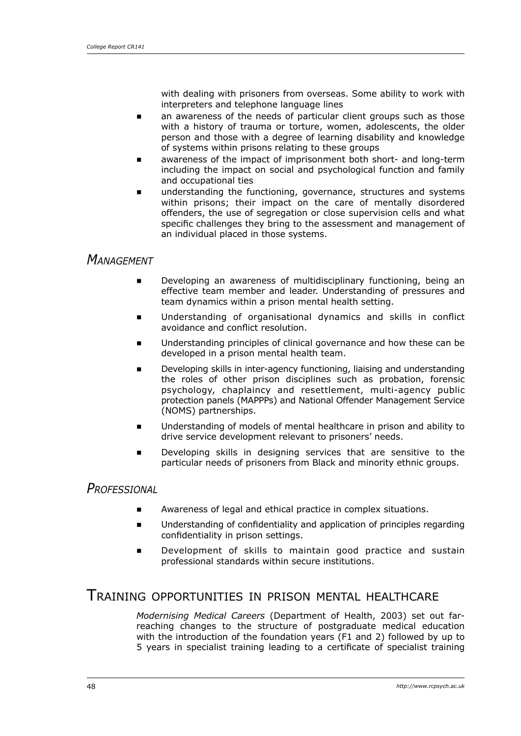with dealing with prisoners from overseas. Some ability to work with interpreters and telephone language lines

- an awareness of the needs of particular client groups such as those with a history of trauma or torture, women, adolescents, the older person and those with a degree of learning disability and knowledge of systems within prisons relating to these groups
- awareness of the impact of imprisonment both short- and long-term including the impact on social and psychological function and family and occupational ties
- understanding the functioning, governance, structures and systems within prisons; their impact on the care of mentally disordered offenders, the use of segregation or close supervision cells and what specific challenges they bring to the assessment and management of an individual placed in those systems.

### *Management*

- Developing an awareness of multidisciplinary functioning, being an effective team member and leader. Understanding of pressures and team dynamics within a prison mental health setting.
- Understanding of organisational dynamics and skills in conflict avoidance and conflict resolution.
- Understanding principles of clinical governance and how these can be developed in a prison mental health team.
- Developing skills in inter-agency functioning, liaising and understanding the roles of other prison disciplines such as probation, forensic psychology, chaplaincy and resettlement, multi-agency public protection panels (MAPPPs) and National Offender Management Service (NOMS) partnerships.
- Understanding of models of mental healthcare in prison and ability to drive service development relevant to prisoners' needs.
- Developing skills in designing services that are sensitive to the particular needs of prisoners from Black and minority ethnic groups.

### *Professional*

- Awareness of legal and ethical practice in complex situations.
- Understanding of confidentiality and application of principles regarding confidentiality in prison settings.
- Development of skills to maintain good practice and sustain professional standards within secure institutions.

## Training opportunities in prison mental healthcare

*Modernising Medical Careers* (Department of Health, 2003) set out far-reaching changes to the structure of postgraduate medical education with the introduction of the foundation years (F1 and 2) followed by up to 5 years in specialist training leading to a certificate of specialist training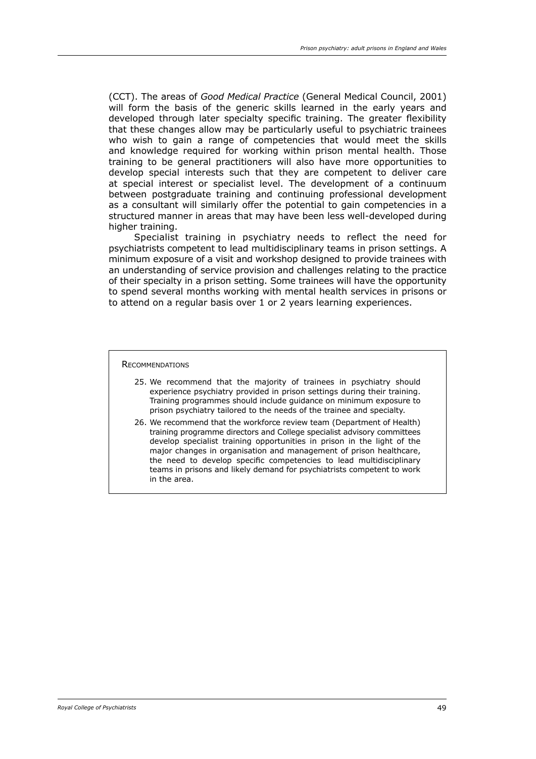(CCT). The areas of *Good Medical Practice* (General Medical Council, 2001) will form the basis of the generic skills learned in the early years and developed through later specialty specific training. The greater flexibility that these changes allow may be particularly useful to psychiatric trainees who wish to gain a range of competencies that would meet the skills and knowledge required for working within prison mental health. Those training to be general practitioners will also have more opportunities to develop special interests such that they are competent to deliver care at special interest or specialist level. The development of a continuum between postgraduate training and continuing professional development as a consultant will similarly offer the potential to gain competencies in a structured manner in areas that may have been less well-developed during higher training.

Specialist training in psychiatry needs to reflect the need for psychiatrists competent to lead multidisciplinary teams in prison settings. A minimum exposure of a visit and workshop designed to provide trainees with an understanding of service provision and challenges relating to the practice of their specialty in a prison setting. Some trainees will have the opportunity to spend several months working with mental health services in prisons or to attend on a regular basis over 1 or 2 years learning experiences.

**Recommendations**

25. We recommend that the majority of trainees in psychiatry should experience psychiatry provided in prison settings during their training. Training programmes should include guidance on minimum exposure to prison psychiatry tailored to the needs of the trainee and specialty.
26. We recommend that the workforce review team (Department of Health) training programme directors and College specialist advisory committees develop specialist training opportunities in prison in the light of the major changes in organisation and management of prison healthcare, the need to develop specific competencies to lead multidisciplinary teams in prisons and likely demand for psychiatrists competent to work in the area.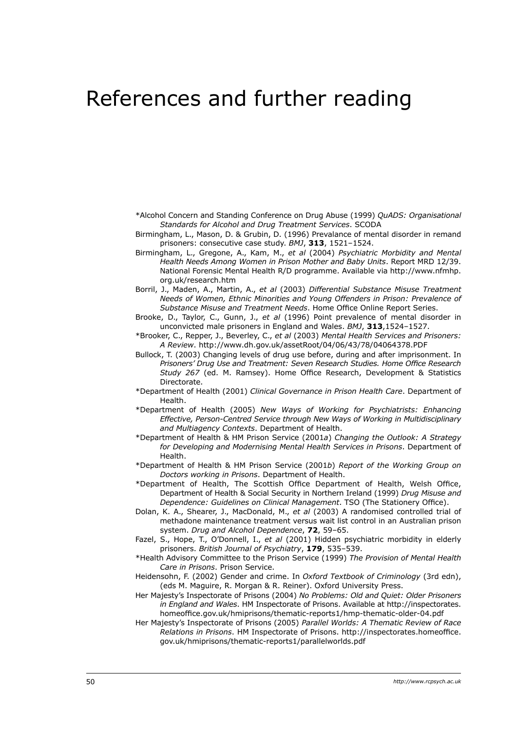# References and further reading

*Alcohol Concern and Standing Conference on Drug Abuse (1999) *QuADS: Organisational Standards for Alcohol and Drug Treatment Services*. SCODA

Birmingham, L., Mason, D. & Grubin, D. (1996) Prevalance of mental disorder in remand prisoners: consecutive case study. *BMJ*, **313**, 1521–1524.

Birmingham, L., Gregone, A., Kam, M., *et al* (2004) *Psychiatric Morbidity and Mental Health Needs Among Women in Prison Mother and Baby Units*. Report MRD 12/39. National Forensic Mental Health R/D programme. Available via http://www.nfmhp.org.uk/research.htm

Borril, J., Maden, A., Martin, A., *et al* (2003) *Differential Substance Misuse Treatment Needs of Women, Ethnic Minorities and Young Offenders in Prison: Prevalence of Substance Misuse and Treatment Needs*. Home Office Online Report Series.

Brooke, D., Taylor, C., Gunn, J., *et al* (1996) Point prevalence of mental disorder in unconvicted male prisoners in England and Wales. *BMJ*, **313**,1524–1527.

*Brooker, C., Repper, J., Beverley, C., *et al* (2003) *Mental Health Services and Prisoners: A Review*. http://www.dh.gov.uk/assetRoot/04/06/43/78/04064378.PDF

Bullock, T. (2003) Changing levels of drug use before, during and after imprisonment. In *Prisoners' Drug Use and Treatment: Seven Research Studies. Home Office Research Study 267* (ed. M. Ramsey). Home Office Research, Development & Statistics Directorate.

*Department of Health (2001) *Clinical Governance in Prison Health Care*. Department of Health.

*Department of Health (2005) *New Ways of Working for Psychiatrists: Enhancing Effective, Person-Centred Service through New Ways of Working in Multidisciplinary and Multiagency Contexts*. Department of Health.

*Department of Health & HM Prison Service (2001*a*) *Changing the Outlook: A Strategy for Developing and Modernising Mental Health Services in Prisons*. Department of Health.

*Department of Health & HM Prison Service (2001*b*) *Report of the Working Group on Doctors working in Prisons*. Department of Health.

*Department of Health, The Scottish Office Department of Health, Welsh Office, Department of Health & Social Security in Northern Ireland (1999) *Drug Misuse and Dependence: Guidelines on Clinical Management*. TSO (The Stationery Office).

Dolan, K. A., Shearer, J., MacDonald, M., *et al* (2003) A randomised controlled trial of methadone maintenance treatment versus wait list control in an Australian prison system. *Drug and Alcohol Dependence*, **72**, 59–65.

Fazel, S., Hope, T., O'Donnell, I., *et al* (2001) Hidden psychiatric morbidity in elderly prisoners. *British Journal of Psychiatry*, **179**, 535–539.

*Health Advisory Committee to the Prison Service (1999) *The Provision of Mental Health Care in Prisons*. Prison Service.

Heidensohn, F. (2002) Gender and crime. In *Oxford Textbook of Criminology* (3rd edn), (eds M. Maguire, R. Morgan & R. Reiner). Oxford University Press.

Her Majesty's Inspectorate of Prisons (2004) *No Problems: Old and Quiet: Older Prisoners in England and Wales*. HM Inspectorate of Prisons. Available at http://inspectorates.homeoffice.gov.uk/hmiprisons/thematic-reports1/hmp-thematic-older-04.pdf

Her Majesty's Inspectorate of Prisons (2005) *Parallel Worlds: A Thematic Review of Race Relations in Prisons*. HM Inspectorate of Prisons. http://inspectorates.homeoffice.gov.uk/hmiprisons/thematic-reports1/parallelworlds.pdf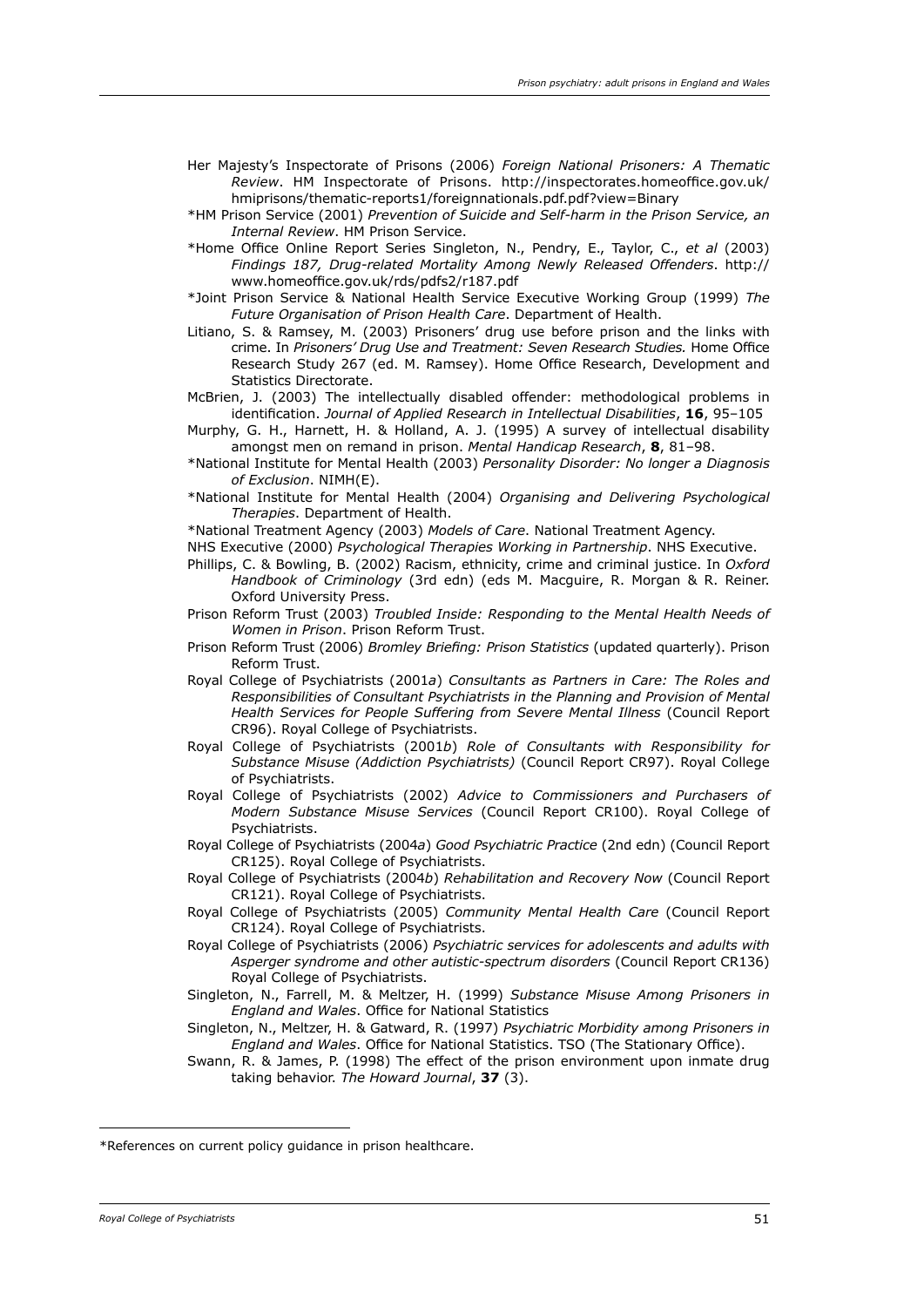Her Majesty's Inspectorate of Prisons (2006) *Foreign National Prisoners: A Thematic Review*. HM Inspectorate of Prisons. http://inspectorates.homeoffice.gov.uk/hmiprisons/thematic-reports1/foreignnationals.pdf.pdf?view=Binary

*HM Prison Service (2001) *Prevention of Suicide and Self-harm in the Prison Service, an Internal Review*. HM Prison Service.

*Home Office Online Report Series Singleton, N., Pendry, E., Taylor, C., *et al* (2003) *Findings 187, Drug-related Mortality Among Newly Released Offenders*. http://www.homeoffice.gov.uk/rds/pdfs2/r187.pdf

*Joint Prison Service & National Health Service Executive Working Group (1999) *The Future Organisation of Prison Health Care*. Department of Health.

Litiano, S. & Ramsey, M. (2003) Prisoners' drug use before prison and the links with crime. In *Prisoners' Drug Use and Treatment: Seven Research Studies.* Home Office Research Study 267 (ed. M. Ramsey). Home Office Research, Development and Statistics Directorate.

McBrien, J. (2003) The intellectually disabled offender: methodological problems in identification. *Journal of Applied Research in Intellectual Disabilities*, **16**, 95–105

Murphy, G. H., Harnett, H. & Holland, A. J. (1995) A survey of intellectual disability amongst men on remand in prison. *Mental Handicap Research*, **8**, 81–98.

*National Institute for Mental Health (2003) *Personality Disorder: No longer a Diagnosis of Exclusion*. NIMH(E).

*National Institute for Mental Health (2004) *Organising and Delivering Psychological Therapies*. Department of Health.

*National Treatment Agency (2003) *Models of Care*. National Treatment Agency.

NHS Executive (2000) *Psychological Therapies Working in Partnership*. NHS Executive.

Phillips, C. & Bowling, B. (2002) Racism, ethnicity, crime and criminal justice. In *Oxford Handbook of Criminology* (3rd edn) (eds M. Macguire, R. Morgan & R. Reiner. Oxford University Press.

Prison Reform Trust (2003) *Troubled Inside: Responding to the Mental Health Needs of Women in Prison*. Prison Reform Trust.

Prison Reform Trust (2006) *Bromley Briefing: Prison Statistics* (updated quarterly). Prison Reform Trust.

Royal College of Psychiatrists (2001*a*) *Consultants as Partners in Care: The Roles and Responsibilities of Consultant Psychiatrists in the Planning and Provision of Mental Health Services for People Suffering from Severe Mental Illness* (Council Report CR96). Royal College of Psychiatrists.

Royal College of Psychiatrists (2001*b*) *Role of Consultants with Responsibility for Substance Misuse (Addiction Psychiatrists)* (Council Report CR97). Royal College of Psychiatrists.

Royal College of Psychiatrists (2002) *Advice to Commissioners and Purchasers of Modern Substance Misuse Services* (Council Report CR100). Royal College of Psychiatrists.

Royal College of Psychiatrists (2004*a*) *Good Psychiatric Practice* (2nd edn) (Council Report CR125). Royal College of Psychiatrists.

Royal College of Psychiatrists (2004*b*) *Rehabilitation and Recovery Now* (Council Report CR121). Royal College of Psychiatrists.

Royal College of Psychiatrists (2005) *Community Mental Health Care* (Council Report CR124). Royal College of Psychiatrists.

Royal College of Psychiatrists (2006) *Psychiatric services for adolescents and adults with Asperger syndrome and other autistic-spectrum disorders* (Council Report CR136) Royal College of Psychiatrists.

Singleton, N., Farrell, M. & Meltzer, H. (1999) *Substance Misuse Among Prisoners in England and Wales*. Office for National Statistics

Singleton, N., Meltzer, H. & Gatward, R. (1997) *Psychiatric Morbidity among Prisoners in England and Wales*. Office for National Statistics. TSO (The Stationary Office).

Swann, R. & James, P. (1998) The effect of the prison environment upon inmate drug taking behavior. *The Howard Journal*, **37** (3).

*References on current policy guidance in prison healthcare.